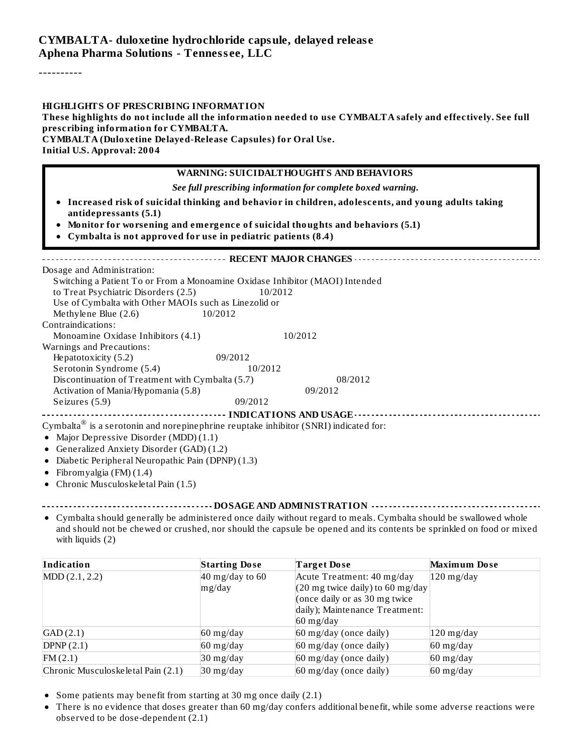**CYMBALTA- duloxetine hydrochloride capsule, delayed release**
**Aphena Pharma Solutions - Tennessee, LLC**

----------

**HIGHLIGHTS OF PRESCRIBING INFORMATION**
**These highlights do not include all the information needed to use CYMBALTA safely and effectively. See full prescribing information for CYMBALTA.**
**CYMBALTA (Duloxetine Delayed-Release Capsules) for Oral Use.**
**Initial U.S. Approval: 2004**

**WARNING: SUICIDALTHOUGHTS AND BEHAVIORS**

*See full prescribing information for complete boxed warning.*

- **Increased risk of suicidal thinking and behavior in children, adolescents, and young adults taking antidepressants (5.1)**
- **Monitor for worsening and emergence of suicidal thoughts and behaviors (5.1)**
- **Cymbalta is not approved for use in pediatric patients (8.4)**

**RECENT MAJOR CHANGES**

Dosage and Administration:
Switching a Patient To or From a Monoamine Oxidase Inhibitor (MAOI) Intended to Treat Psychiatric Disorders (2.5) 10/2012
Use of Cymbalta with Other MAOIs such as Linezolid or Methylene Blue (2.6) 10/2012
Contraindications:
Monoamine Oxidase Inhibitors (4.1) 10/2012
Warnings and Precautions:
Hepatotoxicity (5.2) 09/2012
Serotonin Syndrome (5.4) 10/2012
Discontinuation of Treatment with Cymbalta (5.7) 08/2012
Activation of Mania/Hypomania (5.8) 09/2012
Seizures (5.9) 09/2012

**INDICATIONS AND USAGE**

Cymbalta® is a serotonin and norepinephrine reuptake inhibitor (SNRI) indicated for:

- Major Depressive Disorder (MDD) (1.1)
- Generalized Anxiety Disorder (GAD) (1.2)
- Diabetic Peripheral Neuropathic Pain (DPNP) (1.3)
- Fibromyalgia (FM) (1.4)
- Chronic Musculoskeletal Pain (1.5)

**DOSAGE AND ADMINISTRATION**

- Cymbalta should generally be administered once daily without regard to meals. Cymbalta should be swallowed whole and should not be chewed or crushed, nor should the capsule be opened and its contents be sprinkled on food or mixed with liquids (2)

| Indication | Starting Dose | Target Dose | Maximum Dose |
|---|---|---|---|
| MDD (2.1, 2.2) | 40 mg/day to 60 mg/day | Acute Treatment: 40 mg/day (20 mg twice daily) to 60 mg/day (once daily or as 30 mg twice daily); Maintenance Treatment: 60 mg/day | 120 mg/day |
| GAD (2.1) | 60 mg/day | 60 mg/day (once daily) | 120 mg/day |
| DPNP (2.1) | 60 mg/day | 60 mg/day (once daily) | 60 mg/day |
| FM (2.1) | 30 mg/day | 60 mg/day (once daily) | 60 mg/day |
| Chronic Musculoskeletal Pain (2.1) | 30 mg/day | 60 mg/day (once daily) | 60 mg/day |

- Some patients may benefit from starting at 30 mg once daily (2.1)
- There is no evidence that doses greater than 60 mg/day confers additional benefit, while some adverse reactions were observed to be dose-dependent (2.1)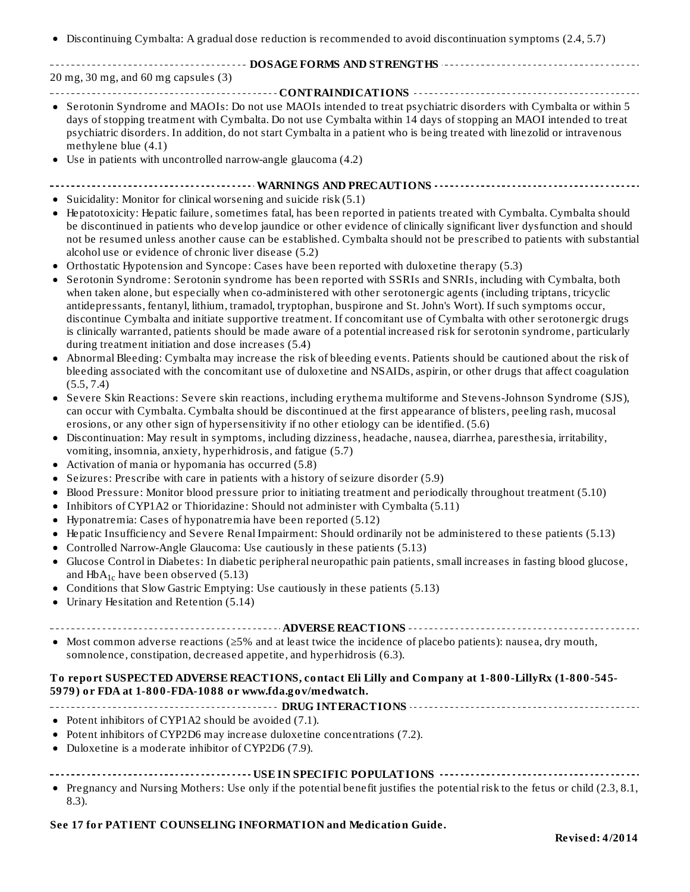- Discontinuing Cymbalta: A gradual dose reduction is recommended to avoid discontinuation symptoms (2.4, 5.7)

## DOSAGE FORMS AND STRENGTHS

20 mg, 30 mg, and 60 mg capsules (3)

## CONTRAINDICATIONS

- Serotonin Syndrome and MAOIs: Do not use MAOIs intended to treat psychiatric disorders with Cymbalta or within 5 days of stopping treatment with Cymbalta. Do not use Cymbalta within 14 days of stopping an MAOI intended to treat psychiatric disorders. In addition, do not start Cymbalta in a patient who is being treated with linezolid or intravenous methylene blue (4.1)
- Use in patients with uncontrolled narrow-angle glaucoma (4.2)

## WARNINGS AND PRECAUTIONS

- Suicidality: Monitor for clinical worsening and suicide risk (5.1)
- Hepatotoxicity: Hepatic failure, sometimes fatal, has been reported in patients treated with Cymbalta. Cymbalta should be discontinued in patients who develop jaundice or other evidence of clinically significant liver dysfunction and should not be resumed unless another cause can be established. Cymbalta should not be prescribed to patients with substantial alcohol use or evidence of chronic liver disease (5.2)
- Orthostatic Hypotension and Syncope: Cases have been reported with duloxetine therapy (5.3)
- Serotonin Syndrome: Serotonin syndrome has been reported with SSRIs and SNRIs, including with Cymbalta, both when taken alone, but especially when co-administered with other serotonergic agents (including triptans, tricyclic antidepressants, fentanyl, lithium, tramadol, tryptophan, buspirone and St. John's Wort). If such symptoms occur, discontinue Cymbalta and initiate supportive treatment. If concomitant use of Cymbalta with other serotonergic drugs is clinically warranted, patients should be made aware of a potential increased risk for serotonin syndrome, particularly during treatment initiation and dose increases (5.4)
- Abnormal Bleeding: Cymbalta may increase the risk of bleeding events. Patients should be cautioned about the risk of bleeding associated with the concomitant use of duloxetine and NSAIDs, aspirin, or other drugs that affect coagulation (5.5, 7.4)
- Severe Skin Reactions: Severe skin reactions, including erythema multiforme and Stevens-Johnson Syndrome (SJS), can occur with Cymbalta. Cymbalta should be discontinued at the first appearance of blisters, peeling rash, mucosal erosions, or any other sign of hypersensitivity if no other etiology can be identified. (5.6)
- Discontinuation: May result in symptoms, including dizziness, headache, nausea, diarrhea, paresthesia, irritability, vomiting, insomnia, anxiety, hyperhidrosis, and fatigue (5.7)
- Activation of mania or hypomania has occurred (5.8)
- Seizures: Prescribe with care in patients with a history of seizure disorder (5.9)
- Blood Pressure: Monitor blood pressure prior to initiating treatment and periodically throughout treatment (5.10)
- Inhibitors of CYP1A2 or Thioridazine: Should not administer with Cymbalta (5.11)
- Hyponatremia: Cases of hyponatremia have been reported (5.12)
- Hepatic Insufficiency and Severe Renal Impairment: Should ordinarily not be administered to these patients (5.13)
- Controlled Narrow-Angle Glaucoma: Use cautiously in these patients (5.13)
- Glucose Control in Diabetes: In diabetic peripheral neuropathic pain patients, small increases in fasting blood glucose, and $HbA_{1c}$ have been observed (5.13)
- Conditions that Slow Gastric Emptying: Use cautiously in these patients (5.13)
- Urinary Hesitation and Retention (5.14)

## ADVERSE REACTIONS

- Most common adverse reactions (≥5% and at least twice the incidence of placebo patients): nausea, dry mouth, somnolence, constipation, decreased appetite, and hyperhidrosis (6.3).

**To report SUSPECTED ADVERSE REACTIONS, contact Eli Lilly and Company at 1-800-LillyRx (1-800-545-5979) or FDA at 1-800-FDA-1088 or www.fda.gov/medwatch.**

## DRUG INTERACTIONS

- Potent inhibitors of CYP1A2 should be avoided (7.1).
- Potent inhibitors of CYP2D6 may increase duloxetine concentrations (7.2).
- Duloxetine is a moderate inhibitor of CYP2D6 (7.9).

## USE IN SPECIFIC POPULATIONS

- Pregnancy and Nursing Mothers: Use only if the potential benefit justifies the potential risk to the fetus or child (2.3, 8.1, 8.3).

**See 17 for PATIENT COUNSELING INFORMATION and Medication Guide.**

**Revised: 4/2014**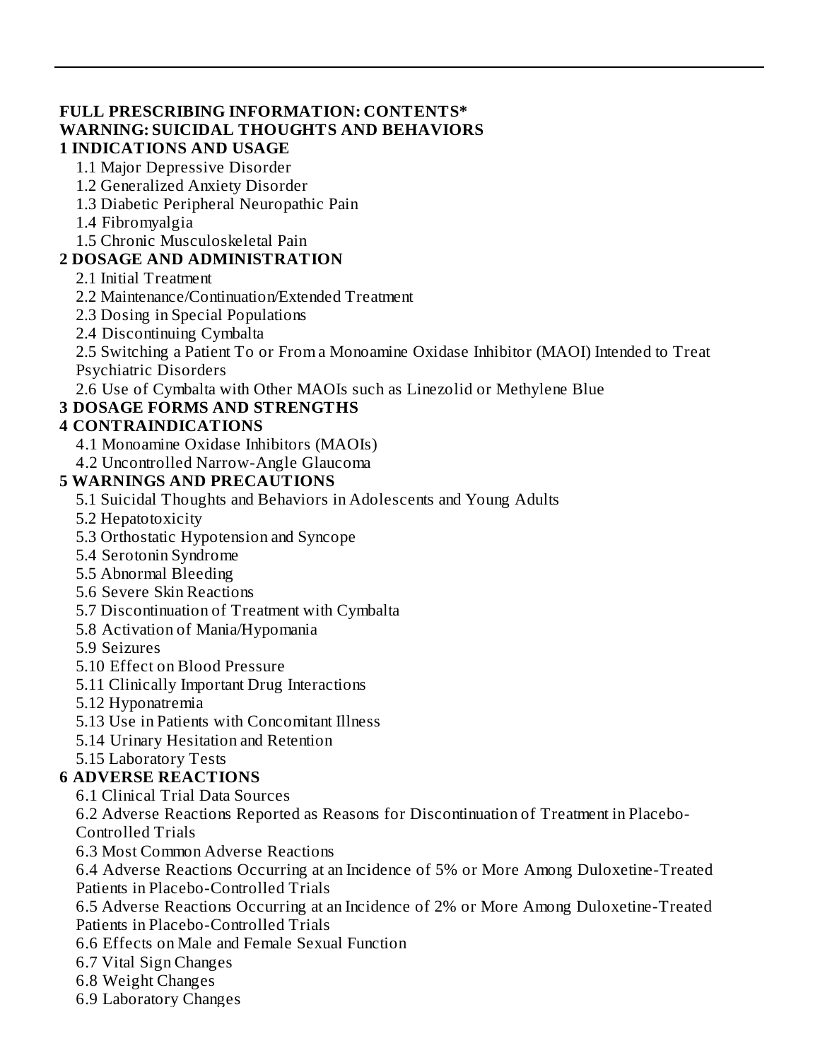**FULL PRESCRIBING INFORMATION: CONTENTS***

**WARNING: SUICIDAL THOUGHTS AND BEHAVIORS**

**1 INDICATIONS AND USAGE**

- 1.1 Major Depressive Disorder
- 1.2 Generalized Anxiety Disorder
- 1.3 Diabetic Peripheral Neuropathic Pain
- 1.4 Fibromyalgia
- 1.5 Chronic Musculoskeletal Pain

**2 DOSAGE AND ADMINISTRATION**

- 2.1 Initial Treatment
- 2.2 Maintenance/Continuation/Extended Treatment
- 2.3 Dosing in Special Populations
- 2.4 Discontinuing Cymbalta
- 2.5 Switching a Patient To or From a Monoamine Oxidase Inhibitor (MAOI) Intended to Treat Psychiatric Disorders
- 2.6 Use of Cymbalta with Other MAOIs such as Linezolid or Methylene Blue

**3 DOSAGE FORMS AND STRENGTHS**

**4 CONTRAINDICATIONS**

- 4.1 Monoamine Oxidase Inhibitors (MAOIs)
- 4.2 Uncontrolled Narrow-Angle Glaucoma

**5 WARNINGS AND PRECAUTIONS**

- 5.1 Suicidal Thoughts and Behaviors in Adolescents and Young Adults
- 5.2 Hepatotoxicity
- 5.3 Orthostatic Hypotension and Syncope
- 5.4 Serotonin Syndrome
- 5.5 Abnormal Bleeding
- 5.6 Severe Skin Reactions
- 5.7 Discontinuation of Treatment with Cymbalta
- 5.8 Activation of Mania/Hypomania
- 5.9 Seizures
- 5.10 Effect on Blood Pressure
- 5.11 Clinically Important Drug Interactions
- 5.12 Hyponatremia
- 5.13 Use in Patients with Concomitant Illness
- 5.14 Urinary Hesitation and Retention
- 5.15 Laboratory Tests

**6 ADVERSE REACTIONS**

- 6.1 Clinical Trial Data Sources
- 6.2 Adverse Reactions Reported as Reasons for Discontinuation of Treatment in Placebo-Controlled Trials
- 6.3 Most Common Adverse Reactions
- 6.4 Adverse Reactions Occurring at an Incidence of 5% or More Among Duloxetine-Treated Patients in Placebo-Controlled Trials
- 6.5 Adverse Reactions Occurring at an Incidence of 2% or More Among Duloxetine-Treated Patients in Placebo-Controlled Trials
- 6.6 Effects on Male and Female Sexual Function
- 6.7 Vital Sign Changes
- 6.8 Weight Changes
- 6.9 Laboratory Changes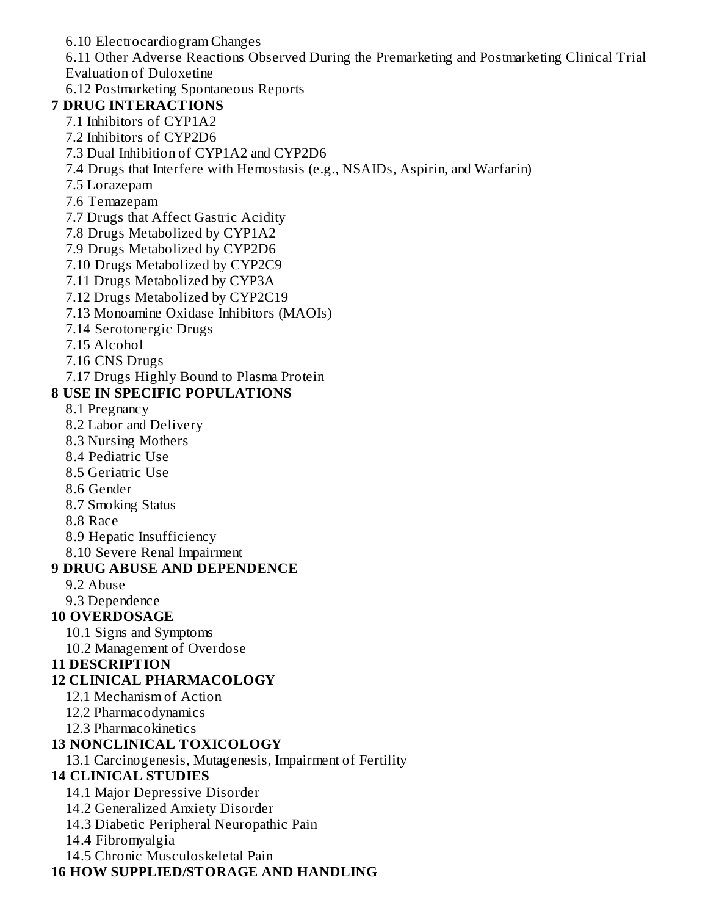6.10 Electrocardiogram Changes

6.11 Other Adverse Reactions Observed During the Premarketing and Postmarketing Clinical Trial Evaluation of Duloxetine

6.12 Postmarketing Spontaneous Reports

**7 DRUG INTERACTIONS**

7.1 Inhibitors of CYP1A2

7.2 Inhibitors of CYP2D6

7.3 Dual Inhibition of CYP1A2 and CYP2D6

7.4 Drugs that Interfere with Hemostasis (e.g., NSAIDs, Aspirin, and Warfarin)

7.5 Lorazepam

7.6 Temazepam

7.7 Drugs that Affect Gastric Acidity

7.8 Drugs Metabolized by CYP1A2

7.9 Drugs Metabolized by CYP2D6

7.10 Drugs Metabolized by CYP2C9

7.11 Drugs Metabolized by CYP3A

7.12 Drugs Metabolized by CYP2C19

7.13 Monoamine Oxidase Inhibitors (MAOIs)

7.14 Serotonergic Drugs

7.15 Alcohol

7.16 CNS Drugs

7.17 Drugs Highly Bound to Plasma Protein

**8 USE IN SPECIFIC POPULATIONS**

8.1 Pregnancy

8.2 Labor and Delivery

8.3 Nursing Mothers

8.4 Pediatric Use

8.5 Geriatric Use

8.6 Gender

8.7 Smoking Status

8.8 Race

8.9 Hepatic Insufficiency

8.10 Severe Renal Impairment

**9 DRUG ABUSE AND DEPENDENCE**

9.2 Abuse

9.3 Dependence

**10 OVERDOSAGE**

10.1 Signs and Symptoms

10.2 Management of Overdose

**11 DESCRIPTION**

**12 CLINICAL PHARMACOLOGY**

12.1 Mechanism of Action

12.2 Pharmacodynamics

12.3 Pharmacokinetics

**13 NONCLINICAL TOXICOLOGY**

13.1 Carcinogenesis, Mutagenesis, Impairment of Fertility

**14 CLINICAL STUDIES**

14.1 Major Depressive Disorder

14.2 Generalized Anxiety Disorder

14.3 Diabetic Peripheral Neuropathic Pain

14.4 Fibromyalgia

14.5 Chronic Musculoskeletal Pain

**16 HOW SUPPLIED/STORAGE AND HANDLING**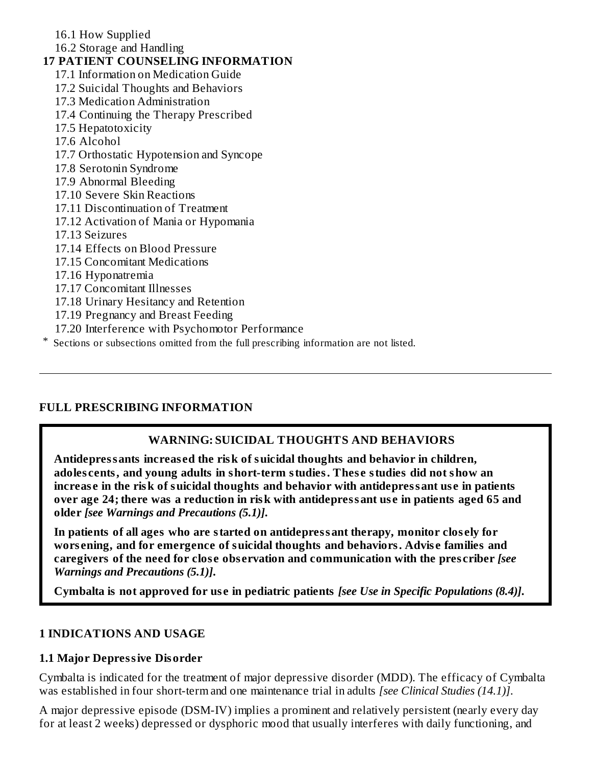16.1 How Supplied

16.2 Storage and Handling

**17 PATIENT COUNSELING INFORMATION**

17.1 Information on Medication Guide

17.2 Suicidal Thoughts and Behaviors

17.3 Medication Administration

17.4 Continuing the Therapy Prescribed

17.5 Hepatotoxicity

17.6 Alcohol

17.7 Orthostatic Hypotension and Syncope

17.8 Serotonin Syndrome

17.9 Abnormal Bleeding

17.10 Severe Skin Reactions

17.11 Discontinuation of Treatment

17.12 Activation of Mania or Hypomania

17.13 Seizures

17.14 Effects on Blood Pressure

17.15 Concomitant Medications

17.16 Hyponatremia

17.17 Concomitant Illnesses

17.18 Urinary Hesitancy and Retention

17.19 Pregnancy and Breast Feeding

17.20 Interference with Psychomotor Performance

* Sections or subsections omitted from the full prescribing information are not listed.

---

## FULL PRESCRIBING INFORMATION

**WARNING: SUICIDAL THOUGHTS AND BEHAVIORS**

**Antidepressants increased the risk of suicidal thoughts and behavior in children, adolescents, and young adults in short-term studies. These studies did not show an increase in the risk of suicidal thoughts and behavior with antidepressant use in patients over age 24; there was a reduction in risk with antidepressant use in patients aged 65 and older** ***[see Warnings and Precautions (5.1)].***

**In patients of all ages who are started on antidepressant therapy, monitor closely for worsening, and for emergence of suicidal thoughts and behaviors. Advise families and caregivers of the need for close observation and communication with the prescriber** ***[see Warnings and Precautions (5.1)].***

**Cymbalta is not approved for use in pediatric patients** ***[see Use in Specific Populations (8.4)].***

## 1 INDICATIONS AND USAGE

### 1.1 Major Depressive Disorder

Cymbalta is indicated for the treatment of major depressive disorder (MDD). The efficacy of Cymbalta was established in four short-term and one maintenance trial in adults *[see Clinical Studies (14.1)].*

A major depressive episode (DSM-IV) implies a prominent and relatively persistent (nearly every day for at least 2 weeks) depressed or dysphoric mood that usually interferes with daily functioning, and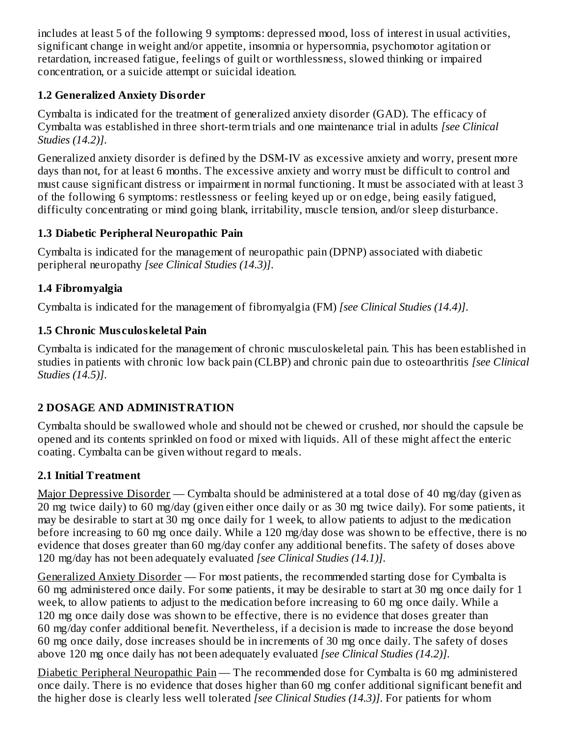includes at least 5 of the following 9 symptoms: depressed mood, loss of interest in usual activities, significant change in weight and/or appetite, insomnia or hypersomnia, psychomotor agitation or retardation, increased fatigue, feelings of guilt or worthlessness, slowed thinking or impaired concentration, or a suicide attempt or suicidal ideation.

### 1.2 Generalized Anxiety Disorder

Cymbalta is indicated for the treatment of generalized anxiety disorder (GAD). The efficacy of Cymbalta was established in three short-term trials and one maintenance trial in adults *[see Clinical Studies (14.2)]*.

Generalized anxiety disorder is defined by the DSM-IV as excessive anxiety and worry, present more days than not, for at least 6 months. The excessive anxiety and worry must be difficult to control and must cause significant distress or impairment in normal functioning. It must be associated with at least 3 of the following 6 symptoms: restlessness or feeling keyed up or on edge, being easily fatigued, difficulty concentrating or mind going blank, irritability, muscle tension, and/or sleep disturbance.

### 1.3 Diabetic Peripheral Neuropathic Pain

Cymbalta is indicated for the management of neuropathic pain (DPNP) associated with diabetic peripheral neuropathy *[see Clinical Studies (14.3)]*.

### 1.4 Fibromyalgia

Cymbalta is indicated for the management of fibromyalgia (FM) *[see Clinical Studies (14.4)]*.

### 1.5 Chronic Musculoskeletal Pain

Cymbalta is indicated for the management of chronic musculoskeletal pain. This has been established in studies in patients with chronic low back pain (CLBP) and chronic pain due to osteoarthritis *[see Clinical Studies (14.5)]*.

## 2 DOSAGE AND ADMINISTRATION

Cymbalta should be swallowed whole and should not be chewed or crushed, nor should the capsule be opened and its contents sprinkled on food or mixed with liquids. All of these might affect the enteric coating. Cymbalta can be given without regard to meals.

### 2.1 Initial Treatment

Major Depressive Disorder — Cymbalta should be administered at a total dose of 40 mg/day (given as 20 mg twice daily) to 60 mg/day (given either once daily or as 30 mg twice daily). For some patients, it may be desirable to start at 30 mg once daily for 1 week, to allow patients to adjust to the medication before increasing to 60 mg once daily. While a 120 mg/day dose was shown to be effective, there is no evidence that doses greater than 60 mg/day confer any additional benefits. The safety of doses above 120 mg/day has not been adequately evaluated *[see Clinical Studies (14.1)]*.

Generalized Anxiety Disorder — For most patients, the recommended starting dose for Cymbalta is 60 mg administered once daily. For some patients, it may be desirable to start at 30 mg once daily for 1 week, to allow patients to adjust to the medication before increasing to 60 mg once daily. While a 120 mg once daily dose was shown to be effective, there is no evidence that doses greater than 60 mg/day confer additional benefit. Nevertheless, if a decision is made to increase the dose beyond 60 mg once daily, dose increases should be in increments of 30 mg once daily. The safety of doses above 120 mg once daily has not been adequately evaluated *[see Clinical Studies (14.2)]*.

Diabetic Peripheral Neuropathic Pain — The recommended dose for Cymbalta is 60 mg administered once daily. There is no evidence that doses higher than 60 mg confer additional significant benefit and the higher dose is clearly less well tolerated *[see Clinical Studies (14.3)]*. For patients for whom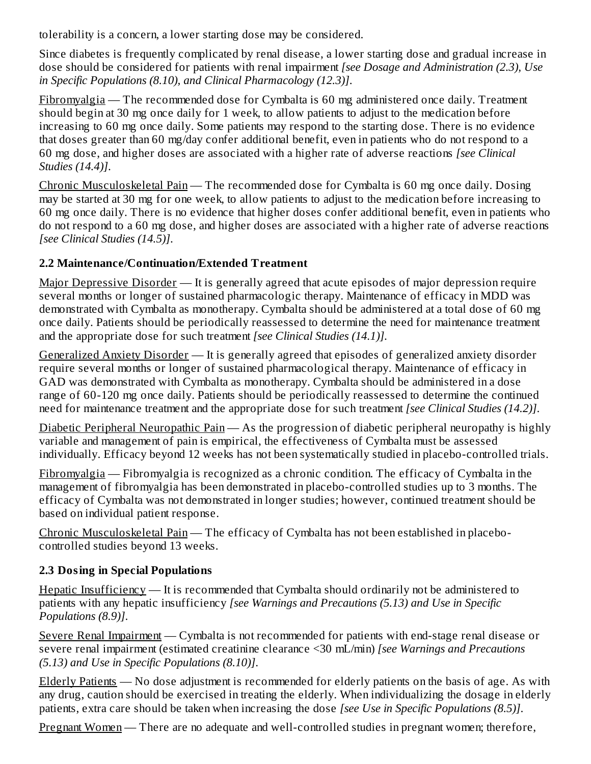tolerability is a concern, a lower starting dose may be considered.

Since diabetes is frequently complicated by renal disease, a lower starting dose and gradual increase in dose should be considered for patients with renal impairment *[see Dosage and Administration (2.3), Use in Specific Populations (8.10), and Clinical Pharmacology (12.3)]*.

Fibromyalgia — The recommended dose for Cymbalta is 60 mg administered once daily. Treatment should begin at 30 mg once daily for 1 week, to allow patients to adjust to the medication before increasing to 60 mg once daily. Some patients may respond to the starting dose. There is no evidence that doses greater than 60 mg/day confer additional benefit, even in patients who do not respond to a 60 mg dose, and higher doses are associated with a higher rate of adverse reactions *[see Clinical Studies (14.4)]*.

Chronic Musculoskeletal Pain — The recommended dose for Cymbalta is 60 mg once daily. Dosing may be started at 30 mg for one week, to allow patients to adjust to the medication before increasing to 60 mg once daily. There is no evidence that higher doses confer additional benefit, even in patients who do not respond to a 60 mg dose, and higher doses are associated with a higher rate of adverse reactions *[see Clinical Studies (14.5)]*.

### 2.2 Maintenance/Continuation/Extended Treatment

Major Depressive Disorder — It is generally agreed that acute episodes of major depression require several months or longer of sustained pharmacologic therapy. Maintenance of efficacy in MDD was demonstrated with Cymbalta as monotherapy. Cymbalta should be administered at a total dose of 60 mg once daily. Patients should be periodically reassessed to determine the need for maintenance treatment and the appropriate dose for such treatment *[see Clinical Studies (14.1)]*.

Generalized Anxiety Disorder — It is generally agreed that episodes of generalized anxiety disorder require several months or longer of sustained pharmacological therapy. Maintenance of efficacy in GAD was demonstrated with Cymbalta as monotherapy. Cymbalta should be administered in a dose range of 60-120 mg once daily. Patients should be periodically reassessed to determine the continued need for maintenance treatment and the appropriate dose for such treatment *[see Clinical Studies (14.2)]*.

Diabetic Peripheral Neuropathic Pain — As the progression of diabetic peripheral neuropathy is highly variable and management of pain is empirical, the effectiveness of Cymbalta must be assessed individually. Efficacy beyond 12 weeks has not been systematically studied in placebo-controlled trials.

Fibromyalgia — Fibromyalgia is recognized as a chronic condition. The efficacy of Cymbalta in the management of fibromyalgia has been demonstrated in placebo-controlled studies up to 3 months. The efficacy of Cymbalta was not demonstrated in longer studies; however, continued treatment should be based on individual patient response.

Chronic Musculoskeletal Pain — The efficacy of Cymbalta has not been established in placebo-controlled studies beyond 13 weeks.

### 2.3 Dosing in Special Populations

Hepatic Insufficiency — It is recommended that Cymbalta should ordinarily not be administered to patients with any hepatic insufficiency *[see Warnings and Precautions (5.13) and Use in Specific Populations (8.9)]*.

Severe Renal Impairment — Cymbalta is not recommended for patients with end-stage renal disease or severe renal impairment (estimated creatinine clearance <30 mL/min) *[see Warnings and Precautions (5.13) and Use in Specific Populations (8.10)]*.

Elderly Patients — No dose adjustment is recommended for elderly patients on the basis of age. As with any drug, caution should be exercised in treating the elderly. When individualizing the dosage in elderly patients, extra care should be taken when increasing the dose *[see Use in Specific Populations (8.5)]*.

Pregnant Women — There are no adequate and well-controlled studies in pregnant women; therefore,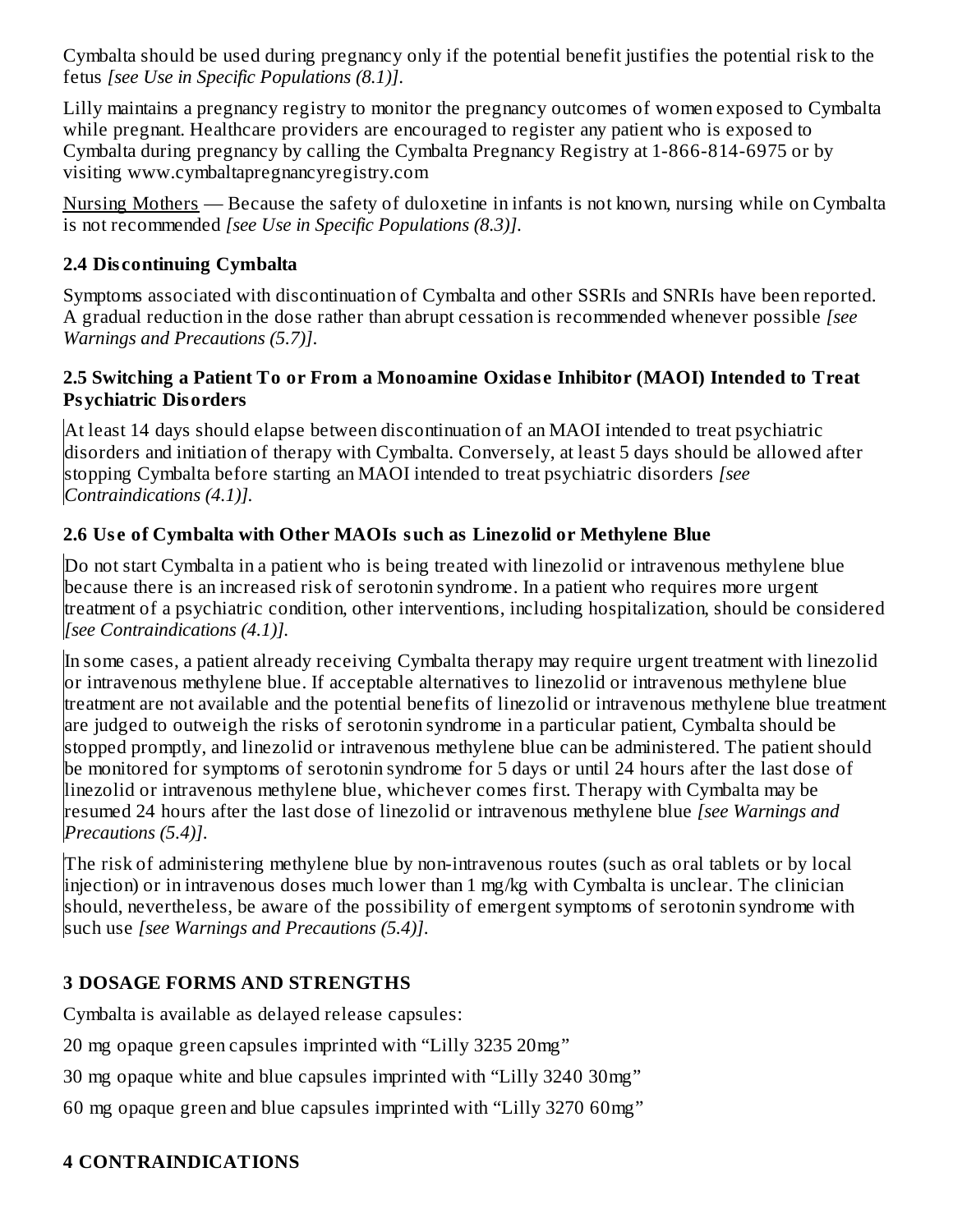Cymbalta should be used during pregnancy only if the potential benefit justifies the potential risk to the fetus *[see Use in Specific Populations (8.1)]*.

Lilly maintains a pregnancy registry to monitor the pregnancy outcomes of women exposed to Cymbalta while pregnant. Healthcare providers are encouraged to register any patient who is exposed to Cymbalta during pregnancy by calling the Cymbalta Pregnancy Registry at 1-866-814-6975 or by visiting www.cymbaltapregnancyregistry.com

Nursing Mothers — Because the safety of duloxetine in infants is not known, nursing while on Cymbalta is not recommended *[see Use in Specific Populations (8.3)]*.

### 2.4 Discontinuing Cymbalta

Symptoms associated with discontinuation of Cymbalta and other SSRIs and SNRIs have been reported. A gradual reduction in the dose rather than abrupt cessation is recommended whenever possible *[see Warnings and Precautions (5.7)]*.

### 2.5 Switching a Patient To or From a Monoamine Oxidase Inhibitor (MAOI) Intended to Treat Psychiatric Disorders

At least 14 days should elapse between discontinuation of an MAOI intended to treat psychiatric disorders and initiation of therapy with Cymbalta. Conversely, at least 5 days should be allowed after stopping Cymbalta before starting an MAOI intended to treat psychiatric disorders *[see Contraindications (4.1)]*.

### 2.6 Use of Cymbalta with Other MAOIs such as Linezolid or Methylene Blue

Do not start Cymbalta in a patient who is being treated with linezolid or intravenous methylene blue because there is an increased risk of serotonin syndrome. In a patient who requires more urgent treatment of a psychiatric condition, other interventions, including hospitalization, should be considered *[see Contraindications (4.1)]*.

In some cases, a patient already receiving Cymbalta therapy may require urgent treatment with linezolid or intravenous methylene blue. If acceptable alternatives to linezolid or intravenous methylene blue treatment are not available and the potential benefits of linezolid or intravenous methylene blue treatment are judged to outweigh the risks of serotonin syndrome in a particular patient, Cymbalta should be stopped promptly, and linezolid or intravenous methylene blue can be administered. The patient should be monitored for symptoms of serotonin syndrome for 5 days or until 24 hours after the last dose of linezolid or intravenous methylene blue, whichever comes first. Therapy with Cymbalta may be resumed 24 hours after the last dose of linezolid or intravenous methylene blue *[see Warnings and Precautions (5.4)]*.

The risk of administering methylene blue by non-intravenous routes (such as oral tablets or by local injection) or in intravenous doses much lower than 1 mg/kg with Cymbalta is unclear. The clinician should, nevertheless, be aware of the possibility of emergent symptoms of serotonin syndrome with such use *[see Warnings and Precautions (5.4)]*.

## 3 DOSAGE FORMS AND STRENGTHS

Cymbalta is available as delayed release capsules:

20 mg opaque green capsules imprinted with "Lilly 3235 20mg"

30 mg opaque white and blue capsules imprinted with "Lilly 3240 30mg"

60 mg opaque green and blue capsules imprinted with "Lilly 3270 60mg"

## 4 CONTRAINDICATIONS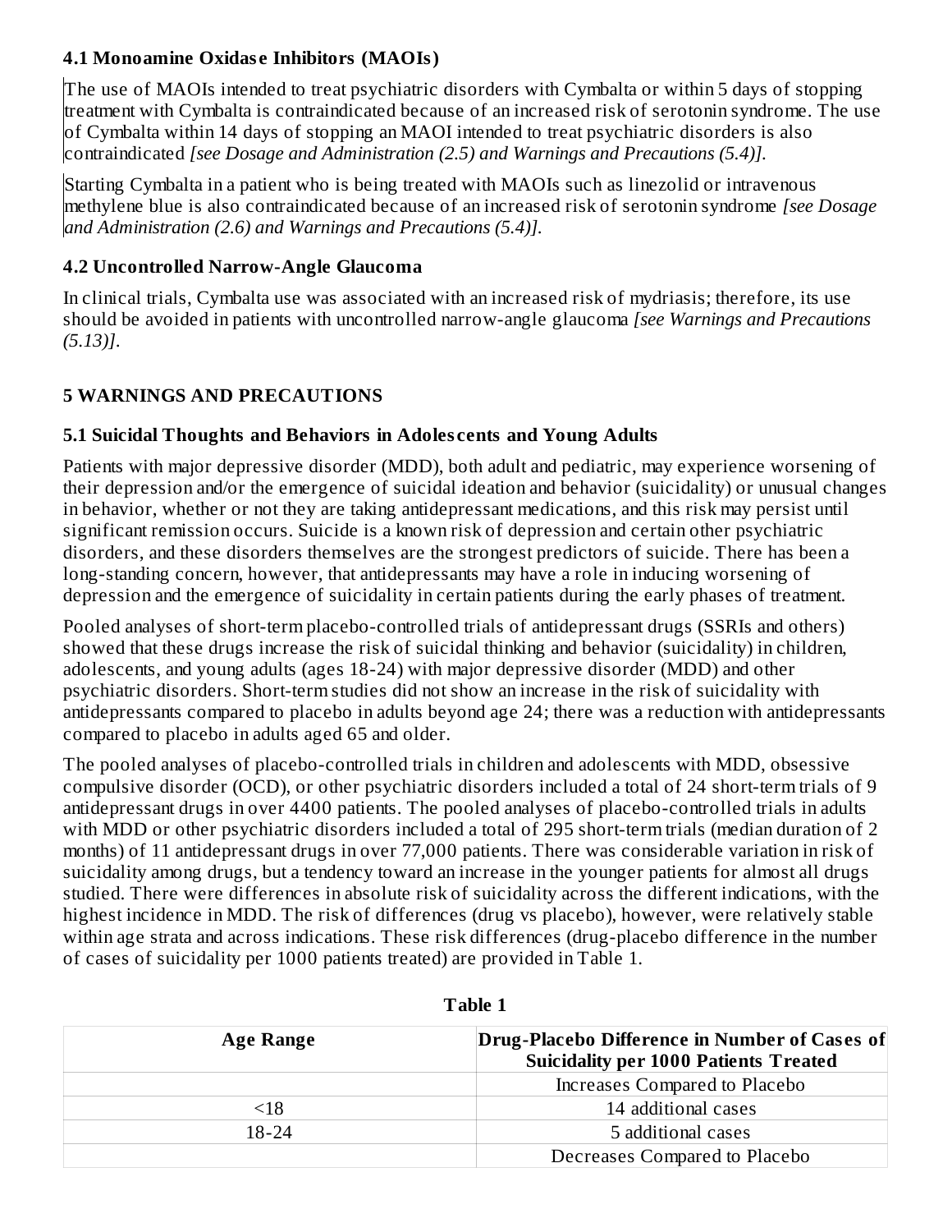### 4.1 Monoamine Oxidase Inhibitors (MAOIs)

The use of MAOIs intended to treat psychiatric disorders with Cymbalta or within 5 days of stopping treatment with Cymbalta is contraindicated because of an increased risk of serotonin syndrome. The use of Cymbalta within 14 days of stopping an MAOI intended to treat psychiatric disorders is also contraindicated *[see Dosage and Administration (2.5) and Warnings and Precautions (5.4)]*.

Starting Cymbalta in a patient who is being treated with MAOIs such as linezolid or intravenous methylene blue is also contraindicated because of an increased risk of serotonin syndrome *[see Dosage and Administration (2.6) and Warnings and Precautions (5.4)]*.

### 4.2 Uncontrolled Narrow-Angle Glaucoma

In clinical trials, Cymbalta use was associated with an increased risk of mydriasis; therefore, its use should be avoided in patients with uncontrolled narrow-angle glaucoma *[see Warnings and Precautions (5.13)]*.

## 5 WARNINGS AND PRECAUTIONS

### 5.1 Suicidal Thoughts and Behaviors in Adolescents and Young Adults

Patients with major depressive disorder (MDD), both adult and pediatric, may experience worsening of their depression and/or the emergence of suicidal ideation and behavior (suicidality) or unusual changes in behavior, whether or not they are taking antidepressant medications, and this risk may persist until significant remission occurs. Suicide is a known risk of depression and certain other psychiatric disorders, and these disorders themselves are the strongest predictors of suicide. There has been a long-standing concern, however, that antidepressants may have a role in inducing worsening of depression and the emergence of suicidality in certain patients during the early phases of treatment.

Pooled analyses of short-term placebo-controlled trials of antidepressant drugs (SSRIs and others) showed that these drugs increase the risk of suicidal thinking and behavior (suicidality) in children, adolescents, and young adults (ages 18-24) with major depressive disorder (MDD) and other psychiatric disorders. Short-term studies did not show an increase in the risk of suicidality with antidepressants compared to placebo in adults beyond age 24; there was a reduction with antidepressants compared to placebo in adults aged 65 and older.

The pooled analyses of placebo-controlled trials in children and adolescents with MDD, obsessive compulsive disorder (OCD), or other psychiatric disorders included a total of 24 short-term trials of 9 antidepressant drugs in over 4400 patients. The pooled analyses of placebo-controlled trials in adults with MDD or other psychiatric disorders included a total of 295 short-term trials (median duration of 2 months) of 11 antidepressant drugs in over 77,000 patients. There was considerable variation in risk of suicidality among drugs, but a tendency toward an increase in the younger patients for almost all drugs studied. There were differences in absolute risk of suicidality across the different indications, with the highest incidence in MDD. The risk of differences (drug vs placebo), however, were relatively stable within age strata and across indications. These risk differences (drug-placebo difference in the number of cases of suicidality per 1000 patients treated) are provided in Table 1.

**Table 1**

| Age Range | Drug-Placebo Difference in Number of Cases of Suicidality per 1000 Patients Treated |
|---|---|
| | Increases Compared to Placebo |
| <18 | 14 additional cases |
| 18-24 | 5 additional cases |
| | Decreases Compared to Placebo |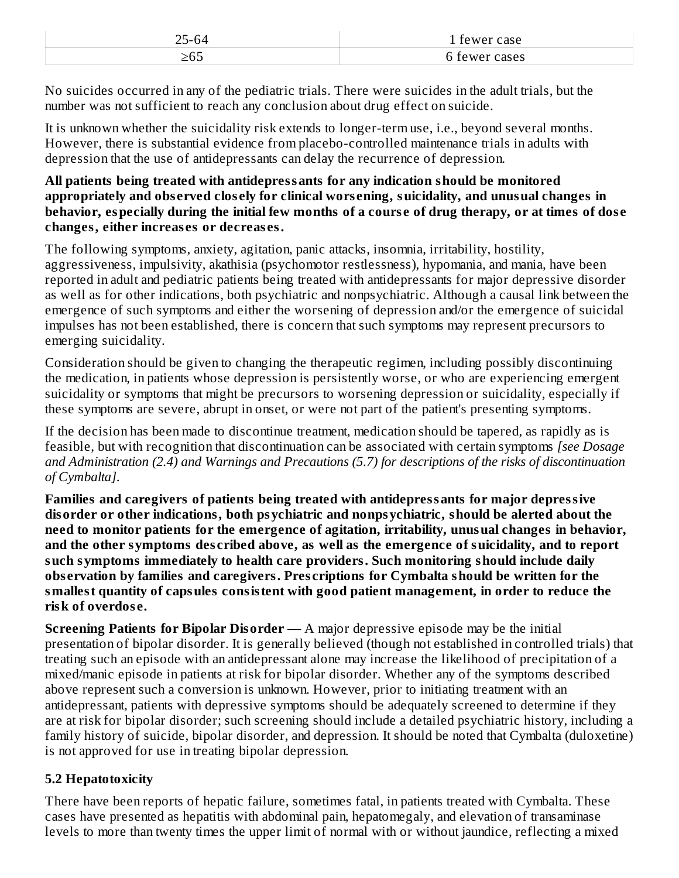| | |
|---|---|
| 25-64 | 1 fewer case |
| ≥65 | 6 fewer cases |

No suicides occurred in any of the pediatric trials. There were suicides in the adult trials, but the number was not sufficient to reach any conclusion about drug effect on suicide.

It is unknown whether the suicidality risk extends to longer-term use, i.e., beyond several months. However, there is substantial evidence from placebo-controlled maintenance trials in adults with depression that the use of antidepressants can delay the recurrence of depression.

**All patients being treated with antidepressants for any indication should be monitored appropriately and observed closely for clinical worsening, suicidality, and unusual changes in behavior, especially during the initial few months of a course of drug therapy, or at times of dose changes, either increases or decreases.**

The following symptoms, anxiety, agitation, panic attacks, insomnia, irritability, hostility, aggressiveness, impulsivity, akathisia (psychomotor restlessness), hypomania, and mania, have been reported in adult and pediatric patients being treated with antidepressants for major depressive disorder as well as for other indications, both psychiatric and nonpsychiatric. Although a causal link between the emergence of such symptoms and either the worsening of depression and/or the emergence of suicidal impulses has not been established, there is concern that such symptoms may represent precursors to emerging suicidality.

Consideration should be given to changing the therapeutic regimen, including possibly discontinuing the medication, in patients whose depression is persistently worse, or who are experiencing emergent suicidality or symptoms that might be precursors to worsening depression or suicidality, especially if these symptoms are severe, abrupt in onset, or were not part of the patient's presenting symptoms.

If the decision has been made to discontinue treatment, medication should be tapered, as rapidly as is feasible, but with recognition that discontinuation can be associated with certain symptoms *[see Dosage and Administration (2.4) and Warnings and Precautions (5.7) for descriptions of the risks of discontinuation of Cymbalta].*

**Families and caregivers of patients being treated with antidepressants for major depressive disorder or other indications, both psychiatric and nonpsychiatric, should be alerted about the need to monitor patients for the emergence of agitation, irritability, unusual changes in behavior, and the other symptoms described above, as well as the emergence of suicidality, and to report such symptoms immediately to health care providers. Such monitoring should include daily observation by families and caregivers. Prescriptions for Cymbalta should be written for the smallest quantity of capsules consistent with good patient management, in order to reduce the risk of overdose.**

**Screening Patients for Bipolar Disorder** — A major depressive episode may be the initial presentation of bipolar disorder. It is generally believed (though not established in controlled trials) that treating such an episode with an antidepressant alone may increase the likelihood of precipitation of a mixed/manic episode in patients at risk for bipolar disorder. Whether any of the symptoms described above represent such a conversion is unknown. However, prior to initiating treatment with an antidepressant, patients with depressive symptoms should be adequately screened to determine if they are at risk for bipolar disorder; such screening should include a detailed psychiatric history, including a family history of suicide, bipolar disorder, and depression. It should be noted that Cymbalta (duloxetine) is not approved for use in treating bipolar depression.

### 5.2 Hepatotoxicity

There have been reports of hepatic failure, sometimes fatal, in patients treated with Cymbalta. These cases have presented as hepatitis with abdominal pain, hepatomegaly, and elevation of transaminase levels to more than twenty times the upper limit of normal with or without jaundice, reflecting a mixed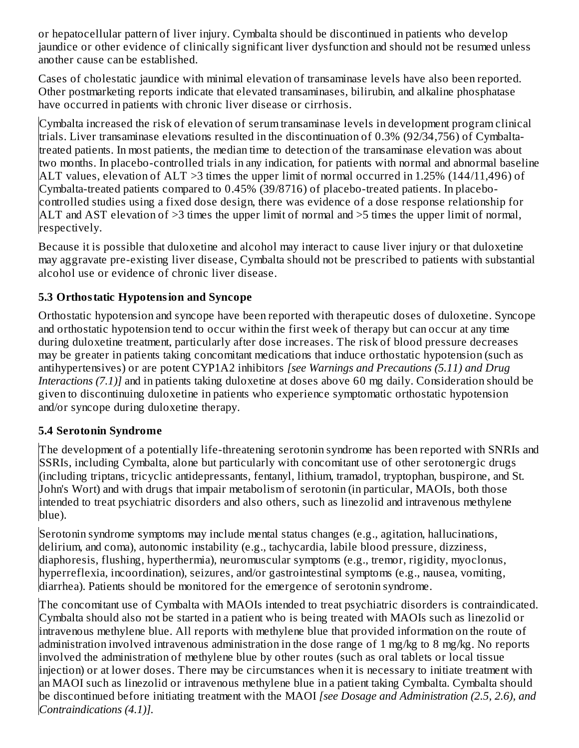or hepatocellular pattern of liver injury. Cymbalta should be discontinued in patients who develop jaundice or other evidence of clinically significant liver dysfunction and should not be resumed unless another cause can be established.

Cases of cholestatic jaundice with minimal elevation of transaminase levels have also been reported. Other postmarketing reports indicate that elevated transaminases, bilirubin, and alkaline phosphatase have occurred in patients with chronic liver disease or cirrhosis.

Cymbalta increased the risk of elevation of serum transaminase levels in development program clinical trials. Liver transaminase elevations resulted in the discontinuation of 0.3% (92/34,756) of Cymbalta-treated patients. In most patients, the median time to detection of the transaminase elevation was about two months. In placebo-controlled trials in any indication, for patients with normal and abnormal baseline ALT values, elevation of ALT >3 times the upper limit of normal occurred in 1.25% (144/11,496) of Cymbalta-treated patients compared to 0.45% (39/8716) of placebo-treated patients. In placebo-controlled studies using a fixed dose design, there was evidence of a dose response relationship for ALT and AST elevation of >3 times the upper limit of normal and >5 times the upper limit of normal, respectively.

Because it is possible that duloxetine and alcohol may interact to cause liver injury or that duloxetine may aggravate pre-existing liver disease, Cymbalta should not be prescribed to patients with substantial alcohol use or evidence of chronic liver disease.

### 5.3 Orthostatic Hypotension and Syncope

Orthostatic hypotension and syncope have been reported with therapeutic doses of duloxetine. Syncope and orthostatic hypotension tend to occur within the first week of therapy but can occur at any time during duloxetine treatment, particularly after dose increases. The risk of blood pressure decreases may be greater in patients taking concomitant medications that induce orthostatic hypotension (such as antihypertensives) or are potent CYP1A2 inhibitors *[see Warnings and Precautions (5.11) and Drug Interactions (7.1)]* and in patients taking duloxetine at doses above 60 mg daily. Consideration should be given to discontinuing duloxetine in patients who experience symptomatic orthostatic hypotension and/or syncope during duloxetine therapy.

### 5.4 Serotonin Syndrome

The development of a potentially life-threatening serotonin syndrome has been reported with SNRIs and SSRIs, including Cymbalta, alone but particularly with concomitant use of other serotonergic drugs (including triptans, tricyclic antidepressants, fentanyl, lithium, tramadol, tryptophan, buspirone, and St. John's Wort) and with drugs that impair metabolism of serotonin (in particular, MAOIs, both those intended to treat psychiatric disorders and also others, such as linezolid and intravenous methylene blue).

Serotonin syndrome symptoms may include mental status changes (e.g., agitation, hallucinations, delirium, and coma), autonomic instability (e.g., tachycardia, labile blood pressure, dizziness, diaphoresis, flushing, hyperthermia), neuromuscular symptoms (e.g., tremor, rigidity, myoclonus, hyperreflexia, incoordination), seizures, and/or gastrointestinal symptoms (e.g., nausea, vomiting, diarrhea). Patients should be monitored for the emergence of serotonin syndrome.

The concomitant use of Cymbalta with MAOIs intended to treat psychiatric disorders is contraindicated. Cymbalta should also not be started in a patient who is being treated with MAOIs such as linezolid or intravenous methylene blue. All reports with methylene blue that provided information on the route of administration involved intravenous administration in the dose range of 1 mg/kg to 8 mg/kg. No reports involved the administration of methylene blue by other routes (such as oral tablets or local tissue injection) or at lower doses. There may be circumstances when it is necessary to initiate treatment with an MAOI such as linezolid or intravenous methylene blue in a patient taking Cymbalta. Cymbalta should be discontinued before initiating treatment with the MAOI *[see Dosage and Administration (2.5, 2.6), and Contraindications (4.1)]*.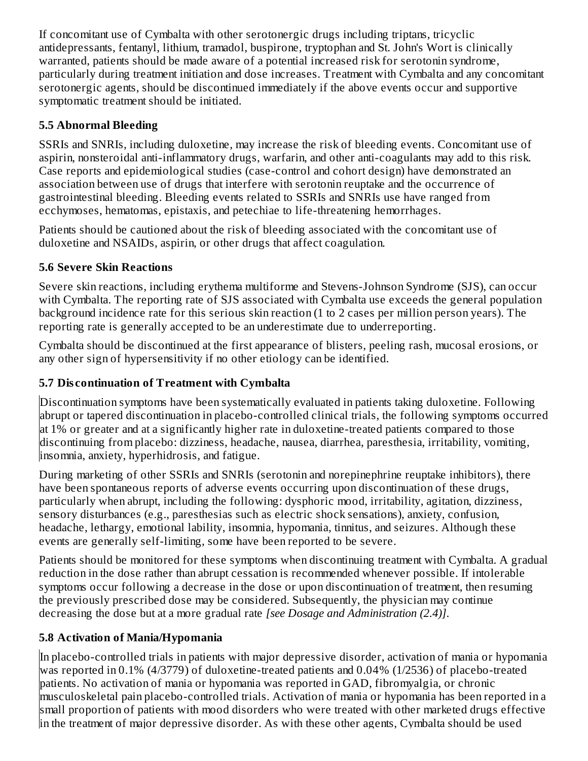If concomitant use of Cymbalta with other serotonergic drugs including triptans, tricyclic antidepressants, fentanyl, lithium, tramadol, buspirone, tryptophan and St. John's Wort is clinically warranted, patients should be made aware of a potential increased risk for serotonin syndrome, particularly during treatment initiation and dose increases. Treatment with Cymbalta and any concomitant serotonergic agents, should be discontinued immediately if the above events occur and supportive symptomatic treatment should be initiated.

### 5.5 Abnormal Bleeding

SSRIs and SNRIs, including duloxetine, may increase the risk of bleeding events. Concomitant use of aspirin, nonsteroidal anti-inflammatory drugs, warfarin, and other anti-coagulants may add to this risk. Case reports and epidemiological studies (case-control and cohort design) have demonstrated an association between use of drugs that interfere with serotonin reuptake and the occurrence of gastrointestinal bleeding. Bleeding events related to SSRIs and SNRIs use have ranged from ecchymoses, hematomas, epistaxis, and petechiae to life-threatening hemorrhages.

Patients should be cautioned about the risk of bleeding associated with the concomitant use of duloxetine and NSAIDs, aspirin, or other drugs that affect coagulation.

### 5.6 Severe Skin Reactions

Severe skin reactions, including erythema multiforme and Stevens-Johnson Syndrome (SJS), can occur with Cymbalta. The reporting rate of SJS associated with Cymbalta use exceeds the general population background incidence rate for this serious skin reaction (1 to 2 cases per million person years). The reporting rate is generally accepted to be an underestimate due to underreporting.

Cymbalta should be discontinued at the first appearance of blisters, peeling rash, mucosal erosions, or any other sign of hypersensitivity if no other etiology can be identified.

### 5.7 Discontinuation of Treatment with Cymbalta

Discontinuation symptoms have been systematically evaluated in patients taking duloxetine. Following abrupt or tapered discontinuation in placebo-controlled clinical trials, the following symptoms occurred at 1% or greater and at a significantly higher rate in duloxetine-treated patients compared to those discontinuing from placebo: dizziness, headache, nausea, diarrhea, paresthesia, irritability, vomiting, insomnia, anxiety, hyperhidrosis, and fatigue.

During marketing of other SSRIs and SNRIs (serotonin and norepinephrine reuptake inhibitors), there have been spontaneous reports of adverse events occurring upon discontinuation of these drugs, particularly when abrupt, including the following: dysphoric mood, irritability, agitation, dizziness, sensory disturbances (e.g., paresthesias such as electric shock sensations), anxiety, confusion, headache, lethargy, emotional lability, insomnia, hypomania, tinnitus, and seizures. Although these events are generally self-limiting, some have been reported to be severe.

Patients should be monitored for these symptoms when discontinuing treatment with Cymbalta. A gradual reduction in the dose rather than abrupt cessation is recommended whenever possible. If intolerable symptoms occur following a decrease in the dose or upon discontinuation of treatment, then resuming the previously prescribed dose may be considered. Subsequently, the physician may continue decreasing the dose but at a more gradual rate *[see Dosage and Administration (2.4)]*.

### 5.8 Activation of Mania/Hypomania

In placebo-controlled trials in patients with major depressive disorder, activation of mania or hypomania was reported in 0.1% (4/3779) of duloxetine-treated patients and 0.04% (1/2536) of placebo-treated patients. No activation of mania or hypomania was reported in GAD, fibromyalgia, or chronic musculoskeletal pain placebo-controlled trials. Activation of mania or hypomania has been reported in a small proportion of patients with mood disorders who were treated with other marketed drugs effective in the treatment of major depressive disorder. As with these other agents, Cymbalta should be used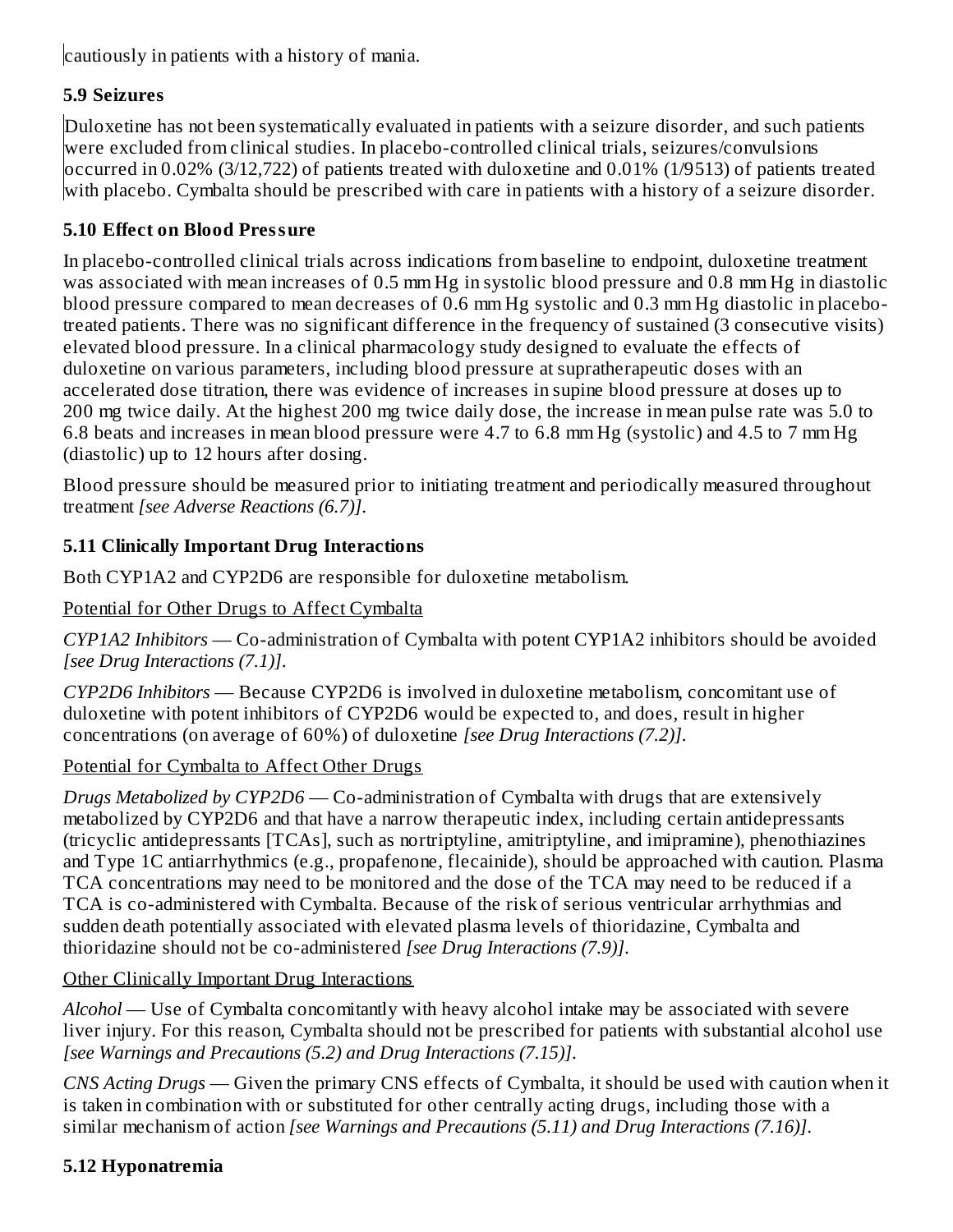cautiously in patients with a history of mania.

### 5.9 Seizures

Duloxetine has not been systematically evaluated in patients with a seizure disorder, and such patients were excluded from clinical studies. In placebo-controlled clinical trials, seizures/convulsions occurred in 0.02% (3/12,722) of patients treated with duloxetine and 0.01% (1/9513) of patients treated with placebo. Cymbalta should be prescribed with care in patients with a history of a seizure disorder.

### 5.10 Effect on Blood Pressure

In placebo-controlled clinical trials across indications from baseline to endpoint, duloxetine treatment was associated with mean increases of 0.5 mm Hg in systolic blood pressure and 0.8 mm Hg in diastolic blood pressure compared to mean decreases of 0.6 mm Hg systolic and 0.3 mm Hg diastolic in placebo-treated patients. There was no significant difference in the frequency of sustained (3 consecutive visits) elevated blood pressure. In a clinical pharmacology study designed to evaluate the effects of duloxetine on various parameters, including blood pressure at supratherapeutic doses with an accelerated dose titration, there was evidence of increases in supine blood pressure at doses up to 200 mg twice daily. At the highest 200 mg twice daily dose, the increase in mean pulse rate was 5.0 to 6.8 beats and increases in mean blood pressure were 4.7 to 6.8 mm Hg (systolic) and 4.5 to 7 mm Hg (diastolic) up to 12 hours after dosing.

Blood pressure should be measured prior to initiating treatment and periodically measured throughout treatment *[see Adverse Reactions (6.7)]*.

### 5.11 Clinically Important Drug Interactions

Both CYP1A2 and CYP2D6 are responsible for duloxetine metabolism.

<u>Potential for Other Drugs to Affect Cymbalta</u>

*CYP1A2 Inhibitors* — Co-administration of Cymbalta with potent CYP1A2 inhibitors should be avoided *[see Drug Interactions (7.1)]*.

*CYP2D6 Inhibitors* — Because CYP2D6 is involved in duloxetine metabolism, concomitant use of duloxetine with potent inhibitors of CYP2D6 would be expected to, and does, result in higher concentrations (on average of 60%) of duloxetine *[see Drug Interactions (7.2)]*.

<u>Potential for Cymbalta to Affect Other Drugs</u>

*Drugs Metabolized by CYP2D6* — Co-administration of Cymbalta with drugs that are extensively metabolized by CYP2D6 and that have a narrow therapeutic index, including certain antidepressants (tricyclic antidepressants [TCAs], such as nortriptyline, amitriptyline, and imipramine), phenothiazines and Type 1C antiarrhythmics (e.g., propafenone, flecainide), should be approached with caution. Plasma TCA concentrations may need to be monitored and the dose of the TCA may need to be reduced if a TCA is co-administered with Cymbalta. Because of the risk of serious ventricular arrhythmias and sudden death potentially associated with elevated plasma levels of thioridazine, Cymbalta and thioridazine should not be co-administered *[see Drug Interactions (7.9)]*.

<u>Other Clinically Important Drug Interactions</u>

*Alcohol* — Use of Cymbalta concomitantly with heavy alcohol intake may be associated with severe liver injury. For this reason, Cymbalta should not be prescribed for patients with substantial alcohol use *[see Warnings and Precautions (5.2) and Drug Interactions (7.15)]*.

*CNS Acting Drugs* — Given the primary CNS effects of Cymbalta, it should be used with caution when it is taken in combination with or substituted for other centrally acting drugs, including those with a similar mechanism of action *[see Warnings and Precautions (5.11) and Drug Interactions (7.16)]*.

### 5.12 Hyponatremia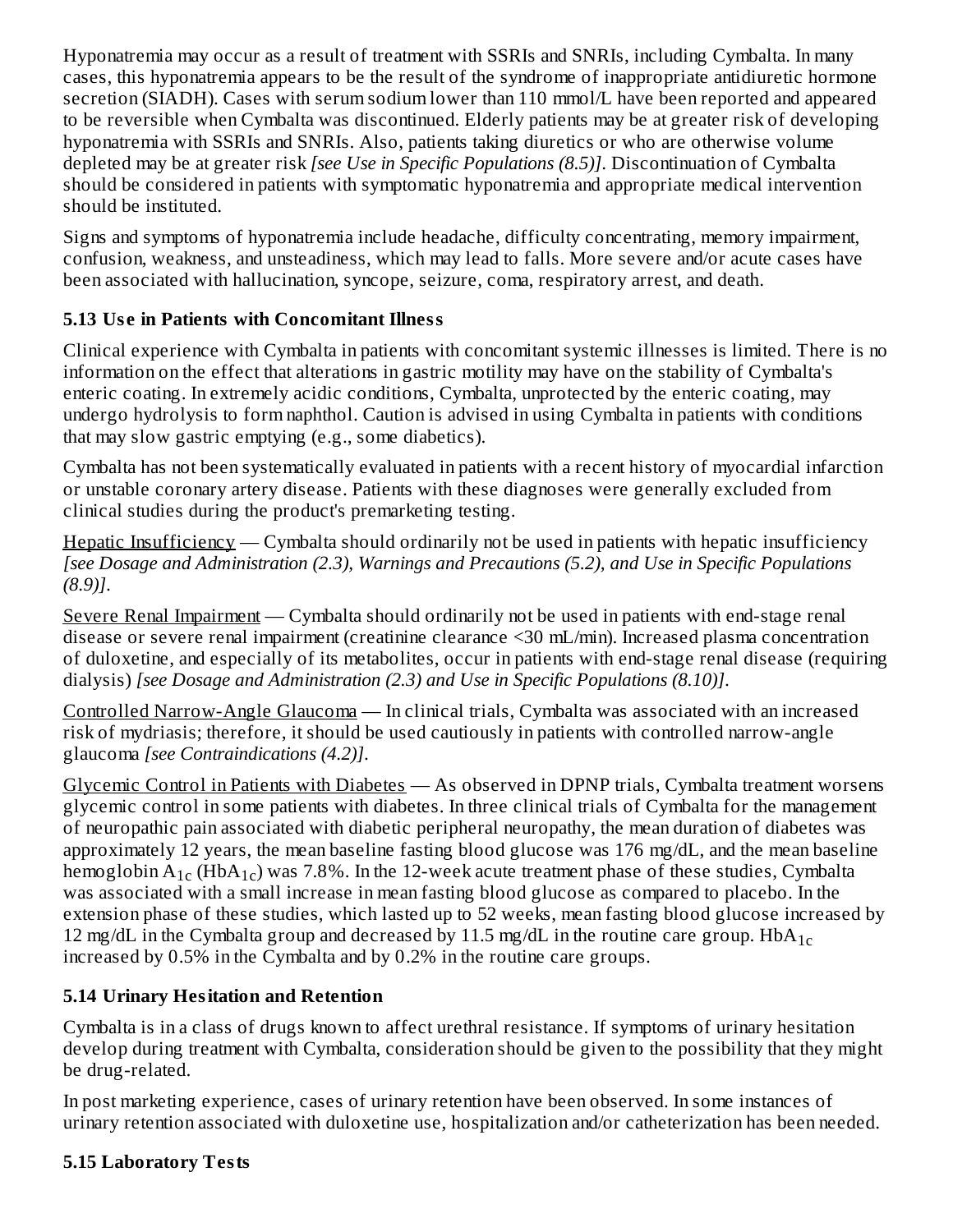Hyponatremia may occur as a result of treatment with SSRIs and SNRIs, including Cymbalta. In many cases, this hyponatremia appears to be the result of the syndrome of inappropriate antidiuretic hormone secretion (SIADH). Cases with serum sodium lower than 110 mmol/L have been reported and appeared to be reversible when Cymbalta was discontinued. Elderly patients may be at greater risk of developing hyponatremia with SSRIs and SNRIs. Also, patients taking diuretics or who are otherwise volume depleted may be at greater risk *[see Use in Specific Populations (8.5)]*. Discontinuation of Cymbalta should be considered in patients with symptomatic hyponatremia and appropriate medical intervention should be instituted.

Signs and symptoms of hyponatremia include headache, difficulty concentrating, memory impairment, confusion, weakness, and unsteadiness, which may lead to falls. More severe and/or acute cases have been associated with hallucination, syncope, seizure, coma, respiratory arrest, and death.

### 5.13 Use in Patients with Concomitant Illness

Clinical experience with Cymbalta in patients with concomitant systemic illnesses is limited. There is no information on the effect that alterations in gastric motility may have on the stability of Cymbalta's enteric coating. In extremely acidic conditions, Cymbalta, unprotected by the enteric coating, may undergo hydrolysis to form naphthol. Caution is advised in using Cymbalta in patients with conditions that may slow gastric emptying (e.g., some diabetics).

Cymbalta has not been systematically evaluated in patients with a recent history of myocardial infarction or unstable coronary artery disease. Patients with these diagnoses were generally excluded from clinical studies during the product's premarketing testing.

Hepatic Insufficiency — Cymbalta should ordinarily not be used in patients with hepatic insufficiency *[see Dosage and Administration (2.3), Warnings and Precautions (5.2), and Use in Specific Populations (8.9)]*.

Severe Renal Impairment — Cymbalta should ordinarily not be used in patients with end-stage renal disease or severe renal impairment (creatinine clearance <30 mL/min). Increased plasma concentration of duloxetine, and especially of its metabolites, occur in patients with end-stage renal disease (requiring dialysis) *[see Dosage and Administration (2.3) and Use in Specific Populations (8.10)]*.

Controlled Narrow-Angle Glaucoma — In clinical trials, Cymbalta was associated with an increased risk of mydriasis; therefore, it should be used cautiously in patients with controlled narrow-angle glaucoma *[see Contraindications (4.2)]*.

Glycemic Control in Patients with Diabetes — As observed in DPNP trials, Cymbalta treatment worsens glycemic control in some patients with diabetes. In three clinical trials of Cymbalta for the management of neuropathic pain associated with diabetic peripheral neuropathy, the mean duration of diabetes was approximately 12 years, the mean baseline fasting blood glucose was 176 mg/dL, and the mean baseline hemoglobin $A_{1c}$ ($HbA_{1c}$) was 7.8%. In the 12-week acute treatment phase of these studies, Cymbalta was associated with a small increase in mean fasting blood glucose as compared to placebo. In the extension phase of these studies, which lasted up to 52 weeks, mean fasting blood glucose increased by 12 mg/dL in the Cymbalta group and decreased by 11.5 mg/dL in the routine care group. $HbA_{1c}$ increased by 0.5% in the Cymbalta and by 0.2% in the routine care groups.

### 5.14 Urinary Hesitation and Retention

Cymbalta is in a class of drugs known to affect urethral resistance. If symptoms of urinary hesitation develop during treatment with Cymbalta, consideration should be given to the possibility that they might be drug-related.

In post marketing experience, cases of urinary retention have been observed. In some instances of urinary retention associated with duloxetine use, hospitalization and/or catheterization has been needed.

### 5.15 Laboratory Tests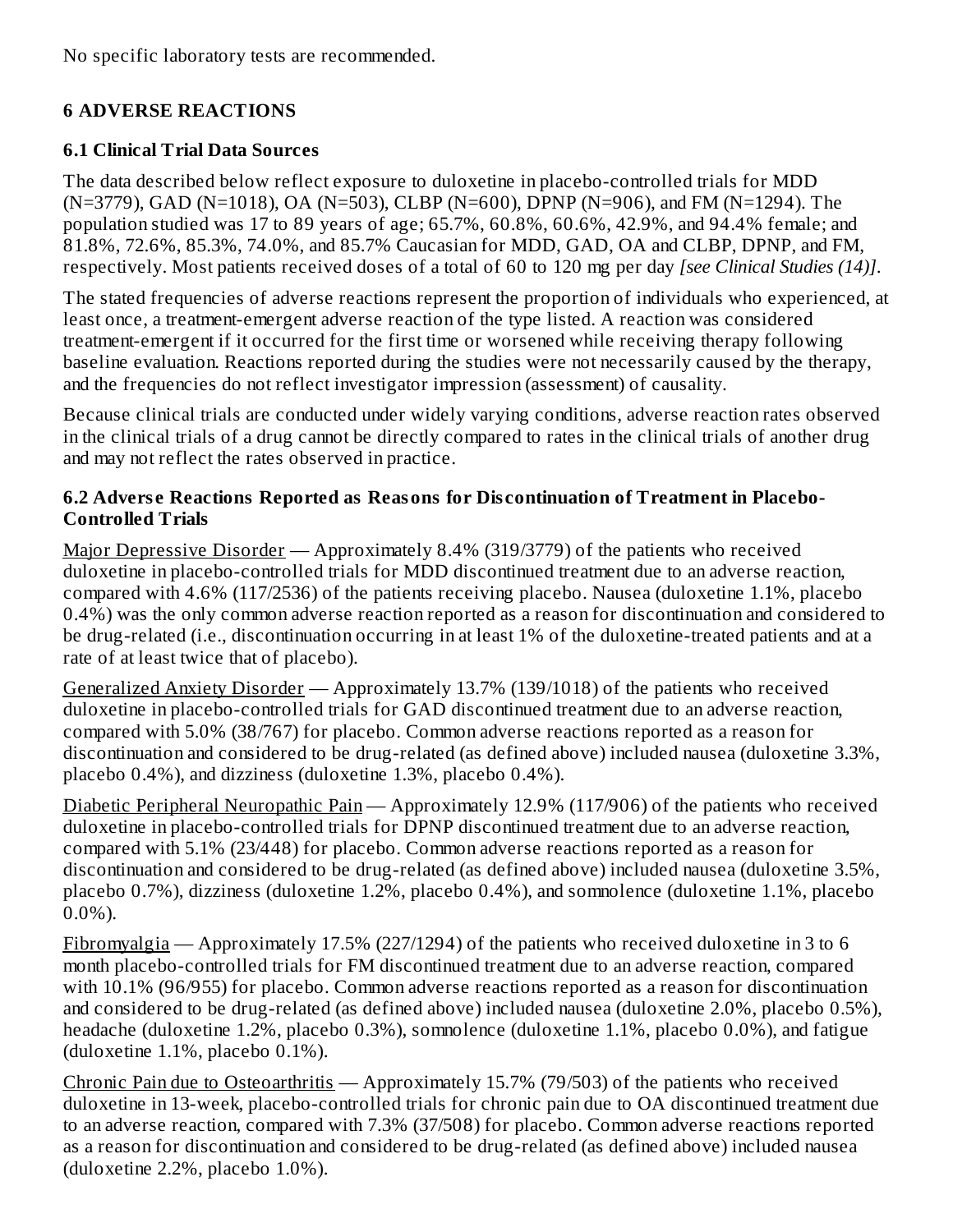No specific laboratory tests are recommended.

## 6 ADVERSE REACTIONS

### 6.1 Clinical Trial Data Sources

The data described below reflect exposure to duloxetine in placebo-controlled trials for MDD (N=3779), GAD (N=1018), OA (N=503), CLBP (N=600), DPNP (N=906), and FM (N=1294). The population studied was 17 to 89 years of age; 65.7%, 60.8%, 60.6%, 42.9%, and 94.4% female; and 81.8%, 72.6%, 85.3%, 74.0%, and 85.7% Caucasian for MDD, GAD, OA and CLBP, DPNP, and FM, respectively. Most patients received doses of a total of 60 to 120 mg per day *[see Clinical Studies (14)]*.

The stated frequencies of adverse reactions represent the proportion of individuals who experienced, at least once, a treatment-emergent adverse reaction of the type listed. A reaction was considered treatment-emergent if it occurred for the first time or worsened while receiving therapy following baseline evaluation. Reactions reported during the studies were not necessarily caused by the therapy, and the frequencies do not reflect investigator impression (assessment) of causality.

Because clinical trials are conducted under widely varying conditions, adverse reaction rates observed in the clinical trials of a drug cannot be directly compared to rates in the clinical trials of another drug and may not reflect the rates observed in practice.

### 6.2 Adverse Reactions Reported as Reasons for Discontinuation of Treatment in Placebo-Controlled Trials

Major Depressive Disorder — Approximately 8.4% (319/3779) of the patients who received duloxetine in placebo-controlled trials for MDD discontinued treatment due to an adverse reaction, compared with 4.6% (117/2536) of the patients receiving placebo. Nausea (duloxetine 1.1%, placebo 0.4%) was the only common adverse reaction reported as a reason for discontinuation and considered to be drug-related (i.e., discontinuation occurring in at least 1% of the duloxetine-treated patients and at a rate of at least twice that of placebo).

Generalized Anxiety Disorder — Approximately 13.7% (139/1018) of the patients who received duloxetine in placebo-controlled trials for GAD discontinued treatment due to an adverse reaction, compared with 5.0% (38/767) for placebo. Common adverse reactions reported as a reason for discontinuation and considered to be drug-related (as defined above) included nausea (duloxetine 3.3%, placebo 0.4%), and dizziness (duloxetine 1.3%, placebo 0.4%).

Diabetic Peripheral Neuropathic Pain — Approximately 12.9% (117/906) of the patients who received duloxetine in placebo-controlled trials for DPNP discontinued treatment due to an adverse reaction, compared with 5.1% (23/448) for placebo. Common adverse reactions reported as a reason for discontinuation and considered to be drug-related (as defined above) included nausea (duloxetine 3.5%, placebo 0.7%), dizziness (duloxetine 1.2%, placebo 0.4%), and somnolence (duloxetine 1.1%, placebo 0.0%).

Fibromyalgia — Approximately 17.5% (227/1294) of the patients who received duloxetine in 3 to 6 month placebo-controlled trials for FM discontinued treatment due to an adverse reaction, compared with 10.1% (96/955) for placebo. Common adverse reactions reported as a reason for discontinuation and considered to be drug-related (as defined above) included nausea (duloxetine 2.0%, placebo 0.5%), headache (duloxetine 1.2%, placebo 0.3%), somnolence (duloxetine 1.1%, placebo 0.0%), and fatigue (duloxetine 1.1%, placebo 0.1%).

Chronic Pain due to Osteoarthritis — Approximately 15.7% (79/503) of the patients who received duloxetine in 13-week, placebo-controlled trials for chronic pain due to OA discontinued treatment due to an adverse reaction, compared with 7.3% (37/508) for placebo. Common adverse reactions reported as a reason for discontinuation and considered to be drug-related (as defined above) included nausea (duloxetine 2.2%, placebo 1.0%).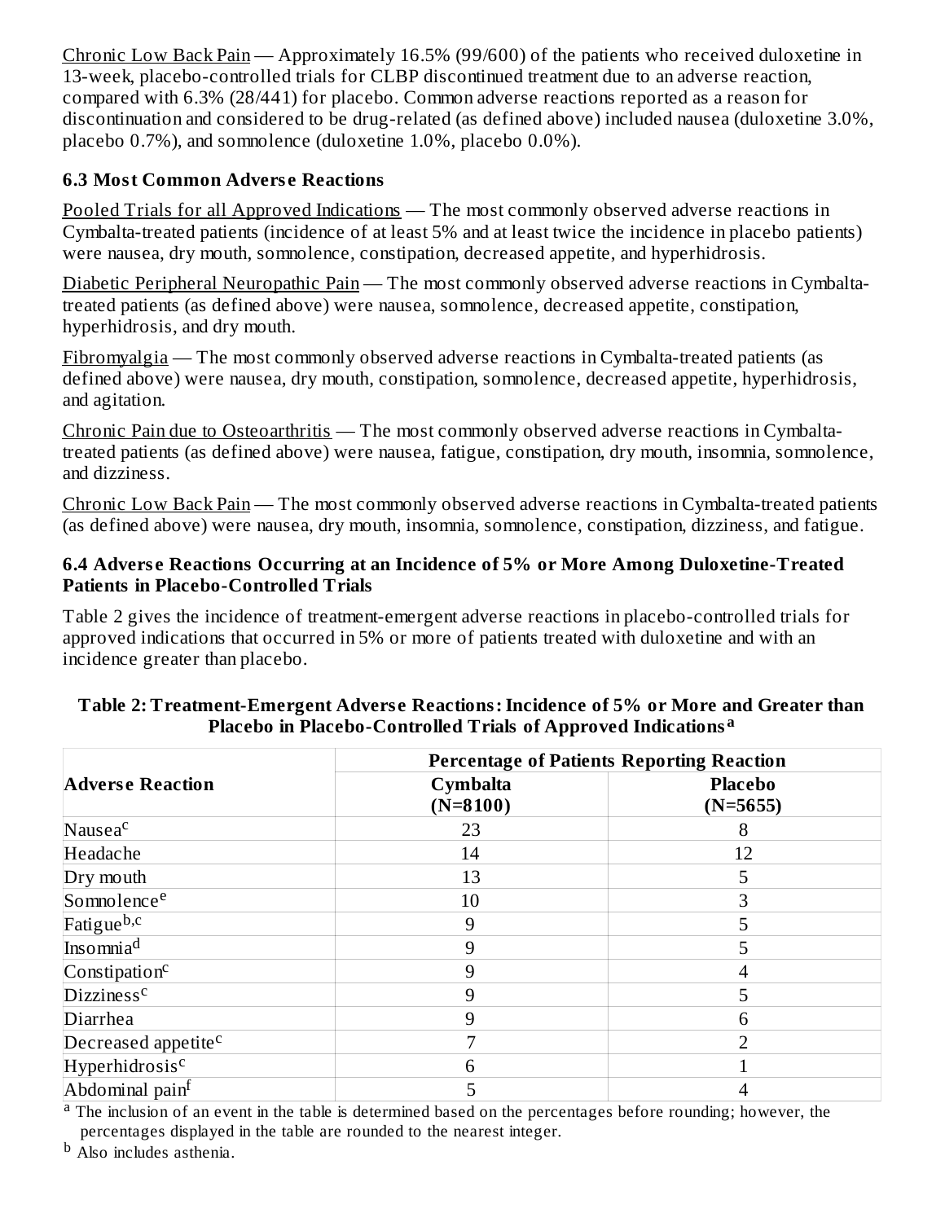Chronic Low Back Pain — Approximately 16.5% (99/600) of the patients who received duloxetine in 13-week, placebo-controlled trials for CLBP discontinued treatment due to an adverse reaction, compared with 6.3% (28/441) for placebo. Common adverse reactions reported as a reason for discontinuation and considered to be drug-related (as defined above) included nausea (duloxetine 3.0%, placebo 0.7%), and somnolence (duloxetine 1.0%, placebo 0.0%).

### 6.3 Most Common Adverse Reactions

Pooled Trials for all Approved Indications — The most commonly observed adverse reactions in Cymbalta-treated patients (incidence of at least 5% and at least twice the incidence in placebo patients) were nausea, dry mouth, somnolence, constipation, decreased appetite, and hyperhidrosis.

Diabetic Peripheral Neuropathic Pain — The most commonly observed adverse reactions in Cymbalta-treated patients (as defined above) were nausea, somnolence, decreased appetite, constipation, hyperhidrosis, and dry mouth.

Fibromyalgia — The most commonly observed adverse reactions in Cymbalta-treated patients (as defined above) were nausea, dry mouth, constipation, somnolence, decreased appetite, hyperhidrosis, and agitation.

Chronic Pain due to Osteoarthritis — The most commonly observed adverse reactions in Cymbalta-treated patients (as defined above) were nausea, fatigue, constipation, dry mouth, insomnia, somnolence, and dizziness.

Chronic Low Back Pain — The most commonly observed adverse reactions in Cymbalta-treated patients (as defined above) were nausea, dry mouth, insomnia, somnolence, constipation, dizziness, and fatigue.

### 6.4 Adverse Reactions Occurring at an Incidence of 5% or More Among Duloxetine-Treated Patients in Placebo-Controlled Trials

Table 2 gives the incidence of treatment-emergent adverse reactions in placebo-controlled trials for approved indications that occurred in 5% or more of patients treated with duloxetine and with an incidence greater than placebo.

**Table 2: Treatment-Emergent Adverse Reactions: Incidence of 5% or More and Greater than Placebo in Placebo-Controlled Trials of Approved Indications[a]**

| Adverse Reaction | Percentage of Patients Reporting Reaction | |
|---|---|---|
| | Cymbalta (N=8100) | Placebo (N=5655) |
| Nausea[c] | 23 | 8 |
| Headache | 14 | 12 |
| Dry mouth | 13 | 5 |
| Somnolence[e] | 10 | 3 |
| Fatigue[b,c] | 9 | 5 |
| Insomnia[d] | 9 | 5 |
| Constipation[c] | 9 | 4 |
| Dizziness[c] | 9 | 5 |
| Diarrhea | 9 | 6 |
| Decreased appetite[c] | 7 | 2 |
| Hyperhidrosis[c] | 6 | 1 |
| Abdominal pain[f] | 5 | 4 |

[a] The inclusion of an event in the table is determined based on the percentages before rounding; however, the percentages displayed in the table are rounded to the nearest integer.

[b] Also includes asthenia.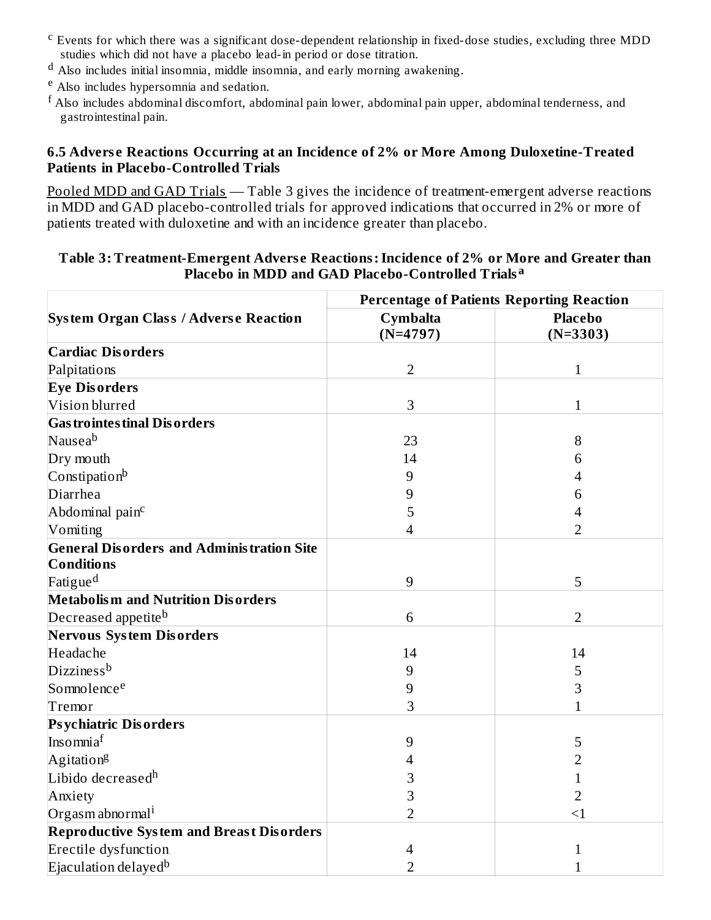[c] Events for which there was a significant dose-dependent relationship in fixed-dose studies, excluding three MDD studies which did not have a placebo lead-in period or dose titration.

[d] Also includes initial insomnia, middle insomnia, and early morning awakening.

[e] Also includes hypersomnia and sedation.

[f] Also includes abdominal discomfort, abdominal pain lower, abdominal pain upper, abdominal tenderness, and gastrointestinal pain.

### 6.5 Adverse Reactions Occurring at an Incidence of 2% or More Among Duloxetine-Treated Patients in Placebo-Controlled Trials

Pooled MDD and GAD Trials — Table 3 gives the incidence of treatment-emergent adverse reactions in MDD and GAD placebo-controlled trials for approved indications that occurred in 2% or more of patients treated with duloxetine and with an incidence greater than placebo.

**Table 3: Treatment-Emergent Adverse Reactions: Incidence of 2% or More and Greater than Placebo in MDD and GAD Placebo-Controlled Trials[a]**

| System Organ Class / Adverse Reaction | Percentage of Patients Reporting Reaction | |
|---|---|---|
| | **Cymbalta (N=4797)** | **Placebo (N=3303)** |
| **Cardiac Disorders** | | |
| Palpitations | 2 | 1 |
| **Eye Disorders** | | |
| Vision blurred | 3 | 1 |
| **Gastrointestinal Disorders** | | |
| Nausea[b] | 23 | 8 |
| Dry mouth | 14 | 6 |
| Constipation[b] | 9 | 4 |
| Diarrhea | 9 | 6 |
| Abdominal pain[c] | 5 | 4 |
| Vomiting | 4 | 2 |
| **General Disorders and Administration Site Conditions** | | |
| Fatigue[d] | 9 | 5 |
| **Metabolism and Nutrition Disorders** | | |
| Decreased appetite[b] | 6 | 2 |
| **Nervous System Disorders** | | |
| Headache | 14 | 14 |
| Dizziness[b] | 9 | 5 |
| Somnolence[e] | 9 | 3 |
| Tremor | 3 | 1 |
| **Psychiatric Disorders** | | |
| Insomnia[f] | 9 | 5 |
| Agitation[g] | 4 | 2 |
| Libido decreased[h] | 3 | 1 |
| Anxiety | 3 | 2 |
| Orgasm abnormal[i] | 2 | <1 |
| **Reproductive System and Breast Disorders** | | |
| Erectile dysfunction | 4 | 1 |
| Ejaculation delayed[b] | 2 | 1 |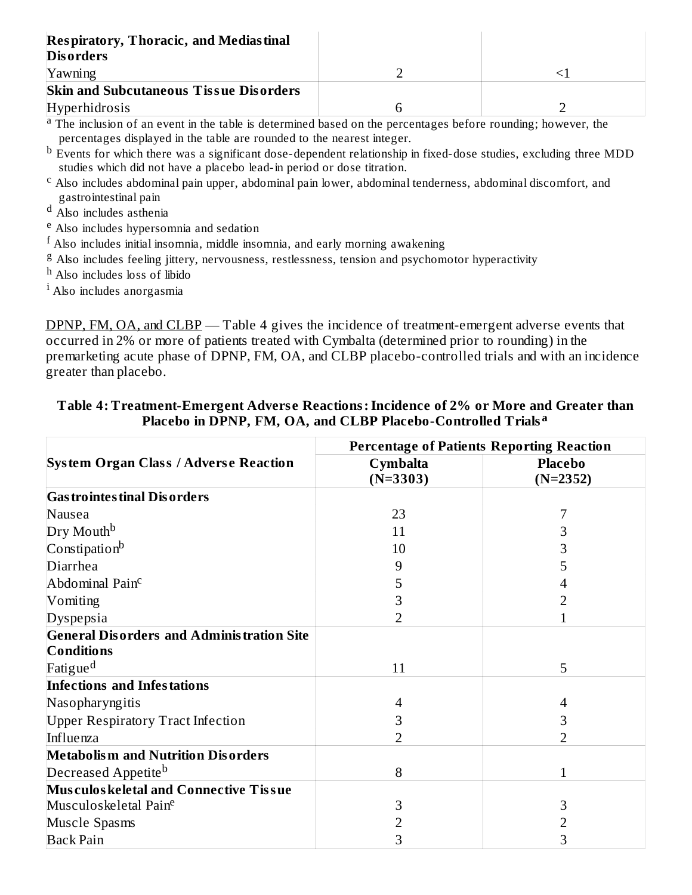| | | |
|---|---|---|
| **Respiratory, Thoracic, and Mediastinal Disorders** | | |
| Yawning | 2 | <1 |
| **Skin and Subcutaneous Tissue Disorders** | | |
| Hyperhidrosis | 6 | 2 |

[a] The inclusion of an event in the table is determined based on the percentages before rounding; however, the percentages displayed in the table are rounded to the nearest integer.

[b] Events for which there was a significant dose-dependent relationship in fixed-dose studies, excluding three MDD studies which did not have a placebo lead-in period or dose titration.

[c] Also includes abdominal pain upper, abdominal pain lower, abdominal tenderness, abdominal discomfort, and gastrointestinal pain

[d] Also includes asthenia

[e] Also includes hypersomnia and sedation

[f] Also includes initial insomnia, middle insomnia, and early morning awakening

[g] Also includes feeling jittery, nervousness, restlessness, tension and psychomotor hyperactivity

[h] Also includes loss of libido

[i] Also includes anorgasmia

DPNP, FM, OA, and CLBP — Table 4 gives the incidence of treatment-emergent adverse events that occurred in 2% or more of patients treated with Cymbalta (determined prior to rounding) in the premarketing acute phase of DPNP, FM, OA, and CLBP placebo-controlled trials and with an incidence greater than placebo.

**Table 4: Treatment-Emergent Adverse Reactions: Incidence of 2% or More and Greater than Placebo in DPNP, FM, OA, and CLBP Placebo-Controlled Trials[a]**

| System Organ Class / Adverse Reaction | Percentage of Patients Reporting Reaction | |
|---|---|---|
| | **Cymbalta (N=3303)** | **Placebo (N=2352)** |
| **Gastrointestinal Disorders** | | |
| Nausea | 23 | 7 |
| Dry Mouth[b] | 11 | 3 |
| Constipation[b] | 10 | 3 |
| Diarrhea | 9 | 5 |
| Abdominal Pain[c] | 5 | 4 |
| Vomiting | 3 | 2 |
| Dyspepsia | 2 | 1 |
| **General Disorders and Administration Site Conditions** | | |
| Fatigue[d] | 11 | 5 |
| **Infections and Infestations** | | |
| Nasopharyngitis | 4 | 4 |
| Upper Respiratory Tract Infection | 3 | 3 |
| Influenza | 2 | 2 |
| **Metabolism and Nutrition Disorders** | | |
| Decreased Appetite[b] | 8 | 1 |
| **Musculoskeletal and Connective Tissue** | | |
| Musculoskeletal Pain[e] | 3 | 3 |
| Muscle Spasms | 2 | 2 |
| Back Pain | 3 | 3 |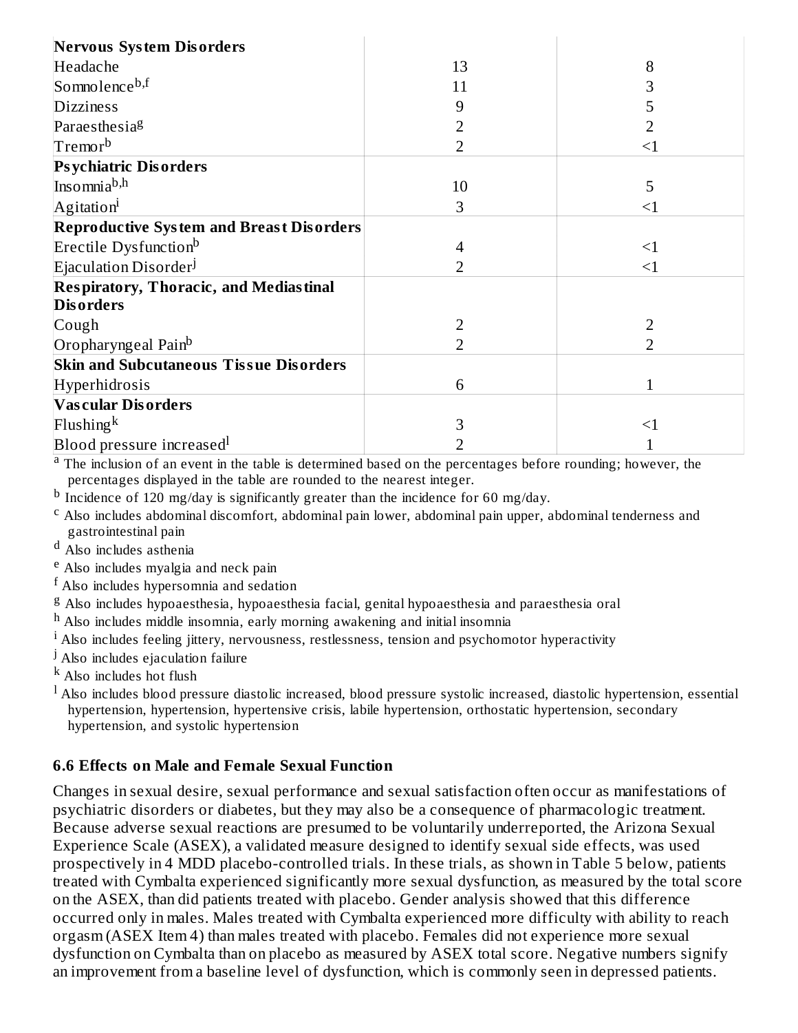| | | |
|---|---|---|
| **Nervous System Disorders** | | |
| Headache | 13 | 8 |
| Somnolence[b,f] | 11 | 3 |
| Dizziness | 9 | 5 |
| Paraesthesia[g] | 2 | 2 |
| Tremor[b] | 2 | <1 |
| **Psychiatric Disorders** | | |
| Insomnia[b,h] | 10 | 5 |
| Agitation[i] | 3 | <1 |
| **Reproductive System and Breast Disorders** | | |
| Erectile Dysfunction[b] | 4 | <1 |
| Ejaculation Disorder[j] | 2 | <1 |
| **Respiratory, Thoracic, and Mediastinal Disorders** | | |
| Cough | 2 | 2 |
| Oropharyngeal Pain[b] | 2 | 2 |
| **Skin and Subcutaneous Tissue Disorders** | | |
| Hyperhidrosis | 6 | 1 |
| **Vascular Disorders** | | |
| Flushing[k] | 3 | <1 |
| Blood pressure increased[l] | 2 | 1 |

[a] The inclusion of an event in the table is determined based on the percentages before rounding; however, the percentages displayed in the table are rounded to the nearest integer.

[b] Incidence of 120 mg/day is significantly greater than the incidence for 60 mg/day.

[c] Also includes abdominal discomfort, abdominal pain lower, abdominal pain upper, abdominal tenderness and gastrointestinal pain

[d] Also includes asthenia

[e] Also includes myalgia and neck pain

[f] Also includes hypersomnia and sedation

[g] Also includes hypoaesthesia, hypoaesthesia facial, genital hypoaesthesia and paraesthesia oral

[h] Also includes middle insomnia, early morning awakening and initial insomnia

[i] Also includes feeling jittery, nervousness, restlessness, tension and psychomotor hyperactivity

[j] Also includes ejaculation failure

[k] Also includes hot flush

[l] Also includes blood pressure diastolic increased, blood pressure systolic increased, diastolic hypertension, essential hypertension, hypertension, hypertensive crisis, labile hypertension, orthostatic hypertension, secondary hypertension, and systolic hypertension

### 6.6 Effects on Male and Female Sexual Function

Changes in sexual desire, sexual performance and sexual satisfaction often occur as manifestations of psychiatric disorders or diabetes, but they may also be a consequence of pharmacologic treatment. Because adverse sexual reactions are presumed to be voluntarily underreported, the Arizona Sexual Experience Scale (ASEX), a validated measure designed to identify sexual side effects, was used prospectively in 4 MDD placebo-controlled trials. In these trials, as shown in Table 5 below, patients treated with Cymbalta experienced significantly more sexual dysfunction, as measured by the total score on the ASEX, than did patients treated with placebo. Gender analysis showed that this difference occurred only in males. Males treated with Cymbalta experienced more difficulty with ability to reach orgasm (ASEX Item 4) than males treated with placebo. Females did not experience more sexual dysfunction on Cymbalta than on placebo as measured by ASEX total score. Negative numbers signify an improvement from a baseline level of dysfunction, which is commonly seen in depressed patients.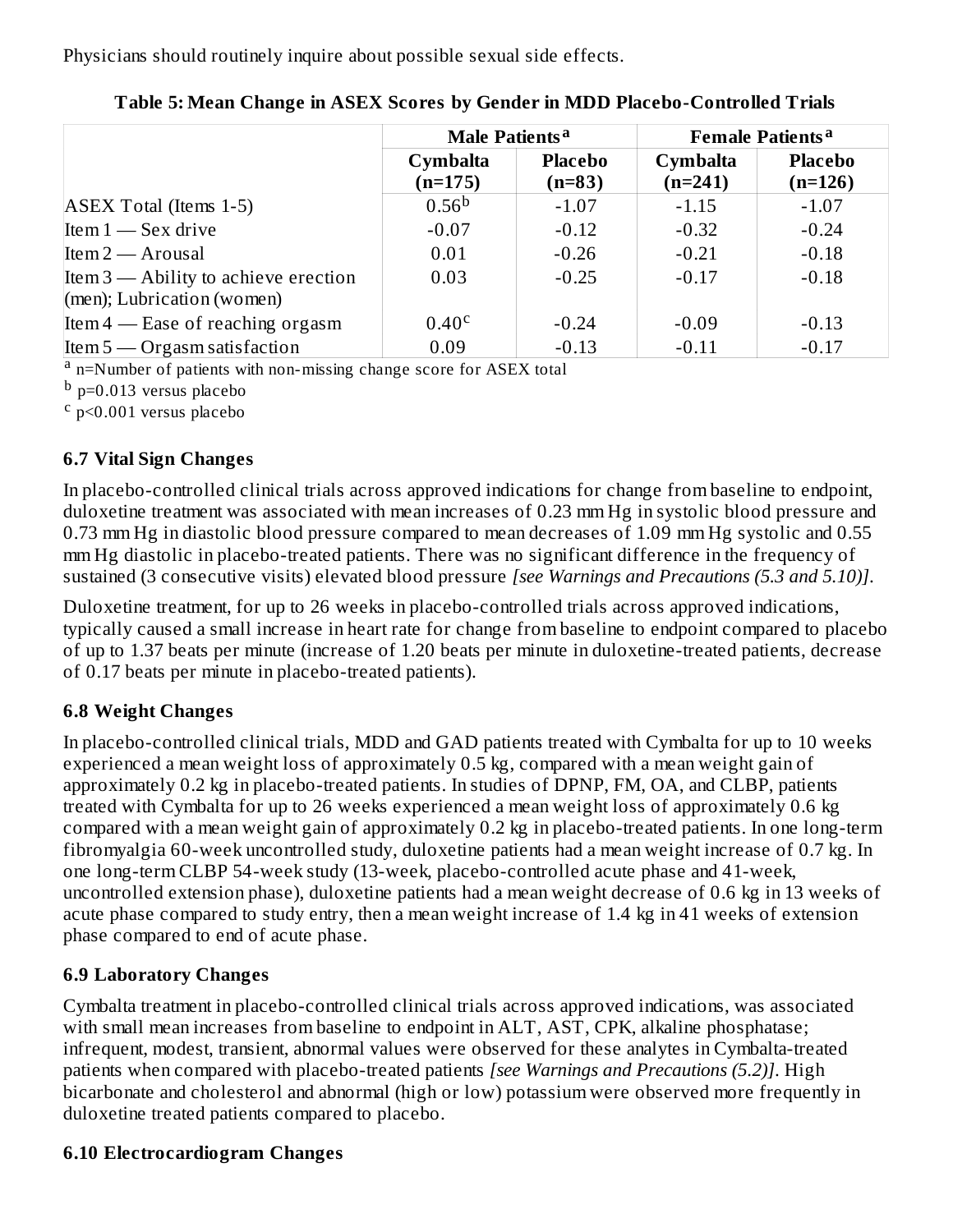Physicians should routinely inquire about possible sexual side effects.

**Table 5: Mean Change in ASEX Scores by Gender in MDD Placebo-Controlled Trials**

| | **Male Patients[a]** | | **Female Patients[a]** | |
|---|---|---|---|---|
| | **Cymbalta (n=175)** | **Placebo (n=83)** | **Cymbalta (n=241)** | **Placebo (n=126)** |
| ASEX Total (Items 1-5) | 0.56[b] | -1.07 | -1.15 | -1.07 |
| Item 1 — Sex drive | -0.07 | -0.12 | -0.32 | -0.24 |
| Item 2 — Arousal | 0.01 | -0.26 | -0.21 | -0.18 |
| Item 3 — Ability to achieve erection (men); Lubrication (women) | 0.03 | -0.25 | -0.17 | -0.18 |
| Item 4 — Ease of reaching orgasm | 0.40[c] | -0.24 | -0.09 | -0.13 |
| Item 5 — Orgasm satisfaction | 0.09 | -0.13 | -0.11 | -0.17 |

[a] n=Number of patients with non-missing change score for ASEX total

[b] p=0.013 versus placebo

[c] p<0.001 versus placebo

### 6.7 Vital Sign Changes

In placebo-controlled clinical trials across approved indications for change from baseline to endpoint, duloxetine treatment was associated with mean increases of 0.23 mm Hg in systolic blood pressure and 0.73 mm Hg in diastolic blood pressure compared to mean decreases of 1.09 mm Hg systolic and 0.55 mm Hg diastolic in placebo-treated patients. There was no significant difference in the frequency of sustained (3 consecutive visits) elevated blood pressure *[see Warnings and Precautions (5.3 and 5.10)]*.

Duloxetine treatment, for up to 26 weeks in placebo-controlled trials across approved indications, typically caused a small increase in heart rate for change from baseline to endpoint compared to placebo of up to 1.37 beats per minute (increase of 1.20 beats per minute in duloxetine-treated patients, decrease of 0.17 beats per minute in placebo-treated patients).

### 6.8 Weight Changes

In placebo-controlled clinical trials, MDD and GAD patients treated with Cymbalta for up to 10 weeks experienced a mean weight loss of approximately 0.5 kg, compared with a mean weight gain of approximately 0.2 kg in placebo-treated patients. In studies of DPNP, FM, OA, and CLBP, patients treated with Cymbalta for up to 26 weeks experienced a mean weight loss of approximately 0.6 kg compared with a mean weight gain of approximately 0.2 kg in placebo-treated patients. In one long-term fibromyalgia 60-week uncontrolled study, duloxetine patients had a mean weight increase of 0.7 kg. In one long-term CLBP 54-week study (13-week, placebo-controlled acute phase and 41-week, uncontrolled extension phase), duloxetine patients had a mean weight decrease of 0.6 kg in 13 weeks of acute phase compared to study entry, then a mean weight increase of 1.4 kg in 41 weeks of extension phase compared to end of acute phase.

### 6.9 Laboratory Changes

Cymbalta treatment in placebo-controlled clinical trials across approved indications, was associated with small mean increases from baseline to endpoint in ALT, AST, CPK, alkaline phosphatase; infrequent, modest, transient, abnormal values were observed for these analytes in Cymbalta-treated patients when compared with placebo-treated patients *[see Warnings and Precautions (5.2)]*. High bicarbonate and cholesterol and abnormal (high or low) potassium were observed more frequently in duloxetine treated patients compared to placebo.

### 6.10 Electrocardiogram Changes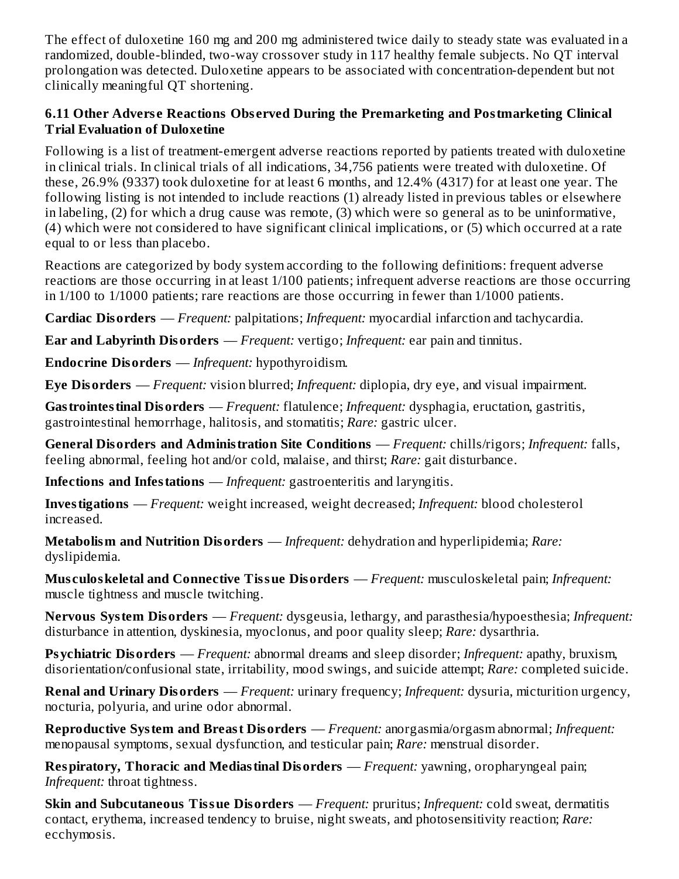The effect of duloxetine 160 mg and 200 mg administered twice daily to steady state was evaluated in a randomized, double-blinded, two-way crossover study in 117 healthy female subjects. No QT interval prolongation was detected. Duloxetine appears to be associated with concentration-dependent but not clinically meaningful QT shortening.

### 6.11 Other Adverse Reactions Observed During the Premarketing and Postmarketing Clinical Trial Evaluation of Duloxetine

Following is a list of treatment-emergent adverse reactions reported by patients treated with duloxetine in clinical trials. In clinical trials of all indications, 34,756 patients were treated with duloxetine. Of these, 26.9% (9337) took duloxetine for at least 6 months, and 12.4% (4317) for at least one year. The following listing is not intended to include reactions (1) already listed in previous tables or elsewhere in labeling, (2) for which a drug cause was remote, (3) which were so general as to be uninformative, (4) which were not considered to have significant clinical implications, or (5) which occurred at a rate equal to or less than placebo.

Reactions are categorized by body system according to the following definitions: frequent adverse reactions are those occurring in at least 1/100 patients; infrequent adverse reactions are those occurring in 1/100 to 1/1000 patients; rare reactions are those occurring in fewer than 1/1000 patients.

**Cardiac Disorders** — *Frequent:* palpitations; *Infrequent:* myocardial infarction and tachycardia.

**Ear and Labyrinth Disorders** — *Frequent:* vertigo; *Infrequent:* ear pain and tinnitus.

**Endocrine Disorders** — *Infrequent:* hypothyroidism.

**Eye Disorders** — *Frequent:* vision blurred; *Infrequent:* diplopia, dry eye, and visual impairment.

**Gastrointestinal Disorders** — *Frequent:* flatulence; *Infrequent:* dysphagia, eructation, gastritis, gastrointestinal hemorrhage, halitosis, and stomatitis; *Rare:* gastric ulcer.

**General Disorders and Administration Site Conditions** — *Frequent:* chills/rigors; *Infrequent:* falls, feeling abnormal, feeling hot and/or cold, malaise, and thirst; *Rare:* gait disturbance.

**Infections and Infestations** — *Infrequent:* gastroenteritis and laryngitis.

**Investigations** — *Frequent:* weight increased, weight decreased; *Infrequent:* blood cholesterol increased.

**Metabolism and Nutrition Disorders** — *Infrequent:* dehydration and hyperlipidemia; *Rare:* dyslipidemia.

**Musculoskeletal and Connective Tissue Disorders** — *Frequent:* musculoskeletal pain; *Infrequent:* muscle tightness and muscle twitching.

**Nervous System Disorders** — *Frequent:* dysgeusia, lethargy, and parasthesia/hypoesthesia; *Infrequent:* disturbance in attention, dyskinesia, myoclonus, and poor quality sleep; *Rare:* dysarthria.

**Psychiatric Disorders** — *Frequent:* abnormal dreams and sleep disorder; *Infrequent:* apathy, bruxism, disorientation/confusional state, irritability, mood swings, and suicide attempt; *Rare:* completed suicide.

**Renal and Urinary Disorders** — *Frequent:* urinary frequency; *Infrequent:* dysuria, micturition urgency, nocturia, polyuria, and urine odor abnormal.

**Reproductive System and Breast Disorders** — *Frequent:* anorgasmia/orgasm abnormal; *Infrequent:* menopausal symptoms, sexual dysfunction, and testicular pain; *Rare:* menstrual disorder.

**Respiratory, Thoracic and Mediastinal Disorders** — *Frequent:* yawning, oropharyngeal pain; *Infrequent:* throat tightness.

**Skin and Subcutaneous Tissue Disorders** — *Frequent:* pruritus; *Infrequent:* cold sweat, dermatitis contact, erythema, increased tendency to bruise, night sweats, and photosensitivity reaction; *Rare:* ecchymosis.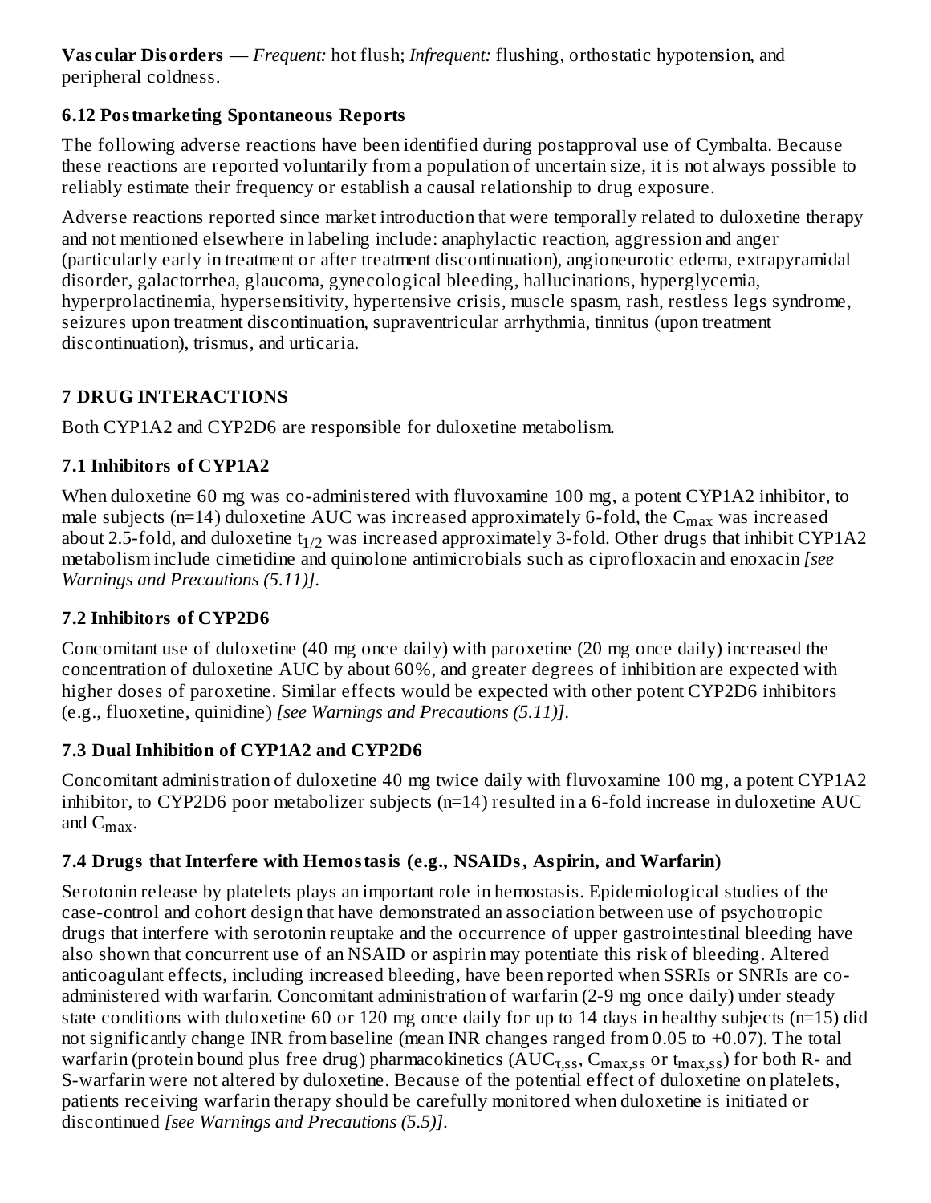**Vascular Disorders** — *Frequent:* hot flush; *Infrequent:* flushing, orthostatic hypotension, and peripheral coldness.

### 6.12 Postmarketing Spontaneous Reports

The following adverse reactions have been identified during postapproval use of Cymbalta. Because these reactions are reported voluntarily from a population of uncertain size, it is not always possible to reliably estimate their frequency or establish a causal relationship to drug exposure.

Adverse reactions reported since market introduction that were temporally related to duloxetine therapy and not mentioned elsewhere in labeling include: anaphylactic reaction, aggression and anger (particularly early in treatment or after treatment discontinuation), angioneurotic edema, extrapyramidal disorder, galactorrhea, glaucoma, gynecological bleeding, hallucinations, hyperglycemia, hyperprolactinemia, hypersensitivity, hypertensive crisis, muscle spasm, rash, restless legs syndrome, seizures upon treatment discontinuation, supraventricular arrhythmia, tinnitus (upon treatment discontinuation), trismus, and urticaria.

## 7 DRUG INTERACTIONS

Both CYP1A2 and CYP2D6 are responsible for duloxetine metabolism.

### 7.1 Inhibitors of CYP1A2

When duloxetine 60 mg was co-administered with fluvoxamine 100 mg, a potent CYP1A2 inhibitor, to male subjects (n=14) duloxetine AUC was increased approximately 6-fold, the $C_{max}$ was increased about 2.5-fold, and duloxetine $t_{1/2}$ was increased approximately 3-fold. Other drugs that inhibit CYP1A2 metabolism include cimetidine and quinolone antimicrobials such as ciprofloxacin and enoxacin *[see Warnings and Precautions (5.11)].*

### 7.2 Inhibitors of CYP2D6

Concomitant use of duloxetine (40 mg once daily) with paroxetine (20 mg once daily) increased the concentration of duloxetine AUC by about 60%, and greater degrees of inhibition are expected with higher doses of paroxetine. Similar effects would be expected with other potent CYP2D6 inhibitors (e.g., fluoxetine, quinidine) *[see Warnings and Precautions (5.11)].*

### 7.3 Dual Inhibition of CYP1A2 and CYP2D6

Concomitant administration of duloxetine 40 mg twice daily with fluvoxamine 100 mg, a potent CYP1A2 inhibitor, to CYP2D6 poor metabolizer subjects (n=14) resulted in a 6-fold increase in duloxetine AUC and $C_{max}$.

### 7.4 Drugs that Interfere with Hemostasis (e.g., NSAIDs, Aspirin, and Warfarin)

Serotonin release by platelets plays an important role in hemostasis. Epidemiological studies of the case-control and cohort design that have demonstrated an association between use of psychotropic drugs that interfere with serotonin reuptake and the occurrence of upper gastrointestinal bleeding have also shown that concurrent use of an NSAID or aspirin may potentiate this risk of bleeding. Altered anticoagulant effects, including increased bleeding, have been reported when SSRIs or SNRIs are co-administered with warfarin. Concomitant administration of warfarin (2-9 mg once daily) under steady state conditions with duloxetine 60 or 120 mg once daily for up to 14 days in healthy subjects (n=15) did not significantly change INR from baseline (mean INR changes ranged from 0.05 to +0.07). The total warfarin (protein bound plus free drug) pharmacokinetics ($AUC_{\tau,ss}$, $C_{max,ss}$ or $t_{max,ss}$) for both R- and S-warfarin were not altered by duloxetine. Because of the potential effect of duloxetine on platelets, patients receiving warfarin therapy should be carefully monitored when duloxetine is initiated or discontinued *[see Warnings and Precautions (5.5)].*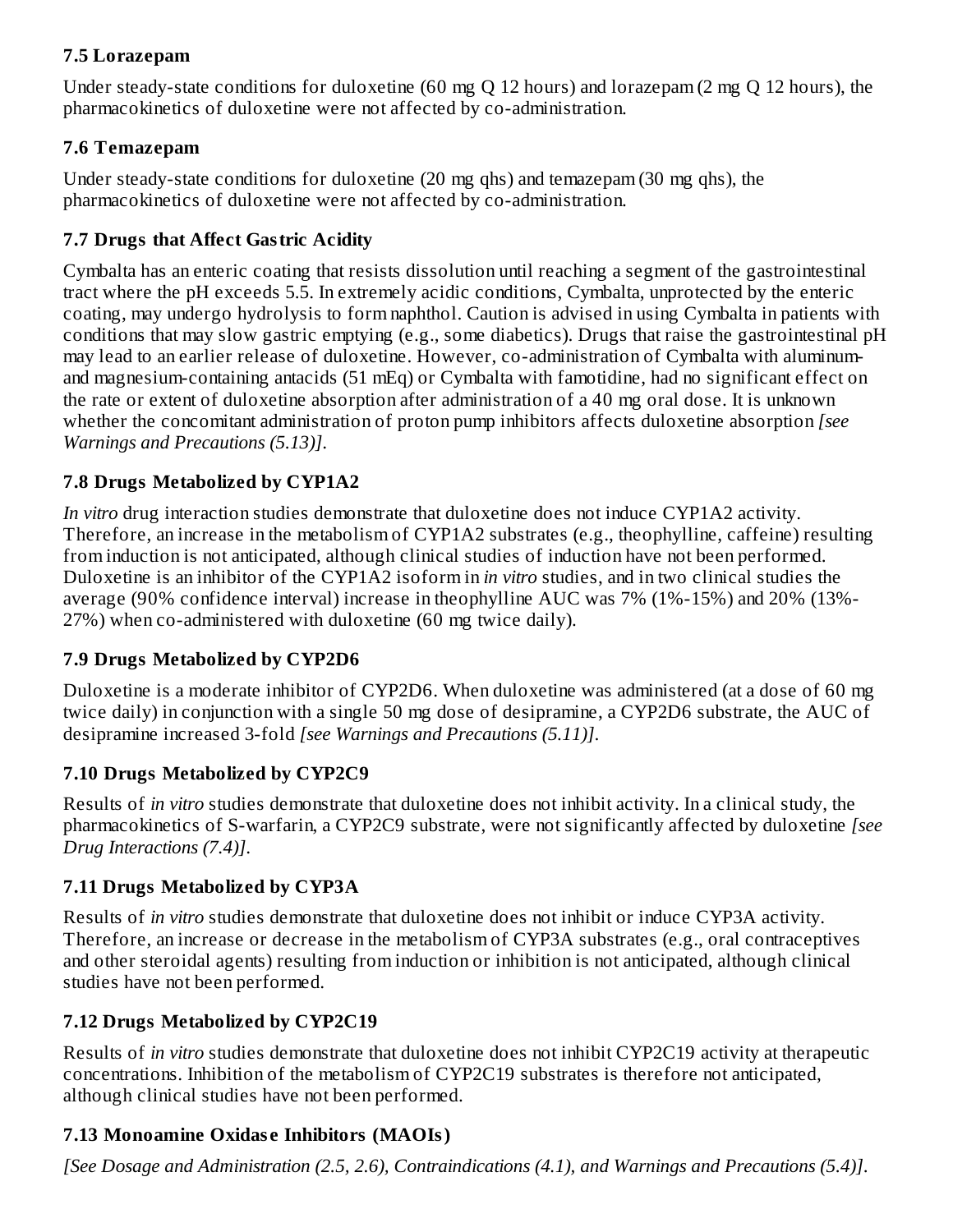### 7.5 Lorazepam

Under steady-state conditions for duloxetine (60 mg Q 12 hours) and lorazepam (2 mg Q 12 hours), the pharmacokinetics of duloxetine were not affected by co-administration.

### 7.6 Temazepam

Under steady-state conditions for duloxetine (20 mg qhs) and temazepam (30 mg qhs), the pharmacokinetics of duloxetine were not affected by co-administration.

### 7.7 Drugs that Affect Gastric Acidity

Cymbalta has an enteric coating that resists dissolution until reaching a segment of the gastrointestinal tract where the pH exceeds 5.5. In extremely acidic conditions, Cymbalta, unprotected by the enteric coating, may undergo hydrolysis to form naphthol. Caution is advised in using Cymbalta in patients with conditions that may slow gastric emptying (e.g., some diabetics). Drugs that raise the gastrointestinal pH may lead to an earlier release of duloxetine. However, co-administration of Cymbalta with aluminum- and magnesium-containing antacids (51 mEq) or Cymbalta with famotidine, had no significant effect on the rate or extent of duloxetine absorption after administration of a 40 mg oral dose. It is unknown whether the concomitant administration of proton pump inhibitors affects duloxetine absorption *[see Warnings and Precautions (5.13)]*.

### 7.8 Drugs Metabolized by CYP1A2

*In vitro* drug interaction studies demonstrate that duloxetine does not induce CYP1A2 activity. Therefore, an increase in the metabolism of CYP1A2 substrates (e.g., theophylline, caffeine) resulting from induction is not anticipated, although clinical studies of induction have not been performed. Duloxetine is an inhibitor of the CYP1A2 isoform in *in vitro* studies, and in two clinical studies the average (90% confidence interval) increase in theophylline AUC was 7% (1%-15%) and 20% (13%-27%) when co-administered with duloxetine (60 mg twice daily).

### 7.9 Drugs Metabolized by CYP2D6

Duloxetine is a moderate inhibitor of CYP2D6. When duloxetine was administered (at a dose of 60 mg twice daily) in conjunction with a single 50 mg dose of desipramine, a CYP2D6 substrate, the AUC of desipramine increased 3-fold *[see Warnings and Precautions (5.11)]*.

### 7.10 Drugs Metabolized by CYP2C9

Results of *in vitro* studies demonstrate that duloxetine does not inhibit activity. In a clinical study, the pharmacokinetics of S-warfarin, a CYP2C9 substrate, were not significantly affected by duloxetine *[see Drug Interactions (7.4)]*.

### 7.11 Drugs Metabolized by CYP3A

Results of *in vitro* studies demonstrate that duloxetine does not inhibit or induce CYP3A activity. Therefore, an increase or decrease in the metabolism of CYP3A substrates (e.g., oral contraceptives and other steroidal agents) resulting from induction or inhibition is not anticipated, although clinical studies have not been performed.

### 7.12 Drugs Metabolized by CYP2C19

Results of *in vitro* studies demonstrate that duloxetine does not inhibit CYP2C19 activity at therapeutic concentrations. Inhibition of the metabolism of CYP2C19 substrates is therefore not anticipated, although clinical studies have not been performed.

### 7.13 Monoamine Oxidase Inhibitors (MAOIs)

*[See Dosage and Administration (2.5, 2.6), Contraindications (4.1), and Warnings and Precautions (5.4)]*.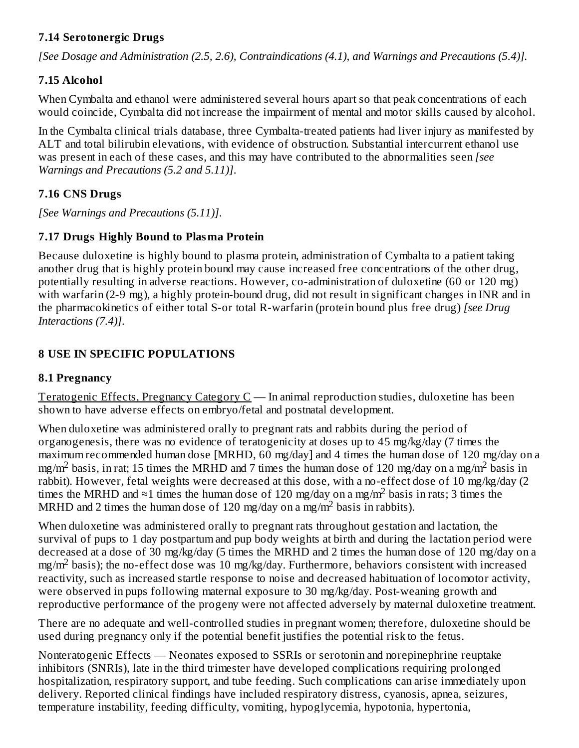### 7.14 Serotonergic Drugs

*[See Dosage and Administration (2.5, 2.6), Contraindications (4.1), and Warnings and Precautions (5.4)].*

### 7.15 Alcohol

When Cymbalta and ethanol were administered several hours apart so that peak concentrations of each would coincide, Cymbalta did not increase the impairment of mental and motor skills caused by alcohol.

In the Cymbalta clinical trials database, three Cymbalta-treated patients had liver injury as manifested by ALT and total bilirubin elevations, with evidence of obstruction. Substantial intercurrent ethanol use was present in each of these cases, and this may have contributed to the abnormalities seen *[see Warnings and Precautions (5.2 and 5.11)]*.

### 7.16 CNS Drugs

*[See Warnings and Precautions (5.11)].*

### 7.17 Drugs Highly Bound to Plasma Protein

Because duloxetine is highly bound to plasma protein, administration of Cymbalta to a patient taking another drug that is highly protein bound may cause increased free concentrations of the other drug, potentially resulting in adverse reactions. However, co-administration of duloxetine (60 or 120 mg) with warfarin (2-9 mg), a highly protein-bound drug, did not result in significant changes in INR and in the pharmacokinetics of either total S-or total R-warfarin (protein bound plus free drug) *[see Drug Interactions (7.4)]*.

## 8 USE IN SPECIFIC POPULATIONS

### 8.1 Pregnancy

Teratogenic Effects, Pregnancy Category C — In animal reproduction studies, duloxetine has been shown to have adverse effects on embryo/fetal and postnatal development.

When duloxetine was administered orally to pregnant rats and rabbits during the period of organogenesis, there was no evidence of teratogenicity at doses up to 45 mg/kg/day (7 times the maximum recommended human dose [MRHD, 60 mg/day] and 4 times the human dose of 120 mg/day on a mg/m$^2$ basis, in rat; 15 times the MRHD and 7 times the human dose of 120 mg/day on a mg/m$^2$ basis in rabbit). However, fetal weights were decreased at this dose, with a no-effect dose of 10 mg/kg/day (2 times the MRHD and ≈1 times the human dose of 120 mg/day on a mg/m$^2$ basis in rats; 3 times the MRHD and 2 times the human dose of 120 mg/day on a mg/m$^2$ basis in rabbits).

When duloxetine was administered orally to pregnant rats throughout gestation and lactation, the survival of pups to 1 day postpartum and pup body weights at birth and during the lactation period were decreased at a dose of 30 mg/kg/day (5 times the MRHD and 2 times the human dose of 120 mg/day on a mg/m$^2$ basis); the no-effect dose was 10 mg/kg/day. Furthermore, behaviors consistent with increased reactivity, such as increased startle response to noise and decreased habituation of locomotor activity, were observed in pups following maternal exposure to 30 mg/kg/day. Post-weaning growth and reproductive performance of the progeny were not affected adversely by maternal duloxetine treatment.

There are no adequate and well-controlled studies in pregnant women; therefore, duloxetine should be used during pregnancy only if the potential benefit justifies the potential risk to the fetus.

Nonteratogenic Effects — Neonates exposed to SSRIs or serotonin and norepinephrine reuptake inhibitors (SNRIs), late in the third trimester have developed complications requiring prolonged hospitalization, respiratory support, and tube feeding. Such complications can arise immediately upon delivery. Reported clinical findings have included respiratory distress, cyanosis, apnea, seizures, temperature instability, feeding difficulty, vomiting, hypoglycemia, hypotonia, hypertonia,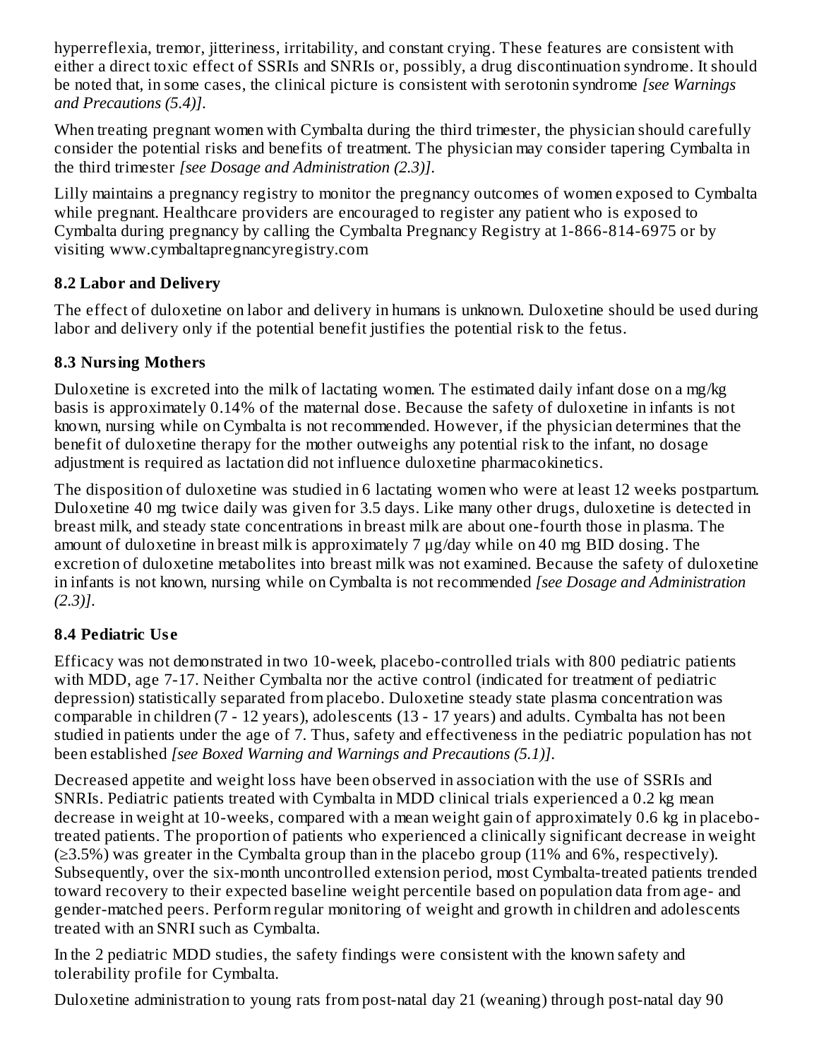hyperreflexia, tremor, jitteriness, irritability, and constant crying. These features are consistent with either a direct toxic effect of SSRIs and SNRIs or, possibly, a drug discontinuation syndrome. It should be noted that, in some cases, the clinical picture is consistent with serotonin syndrome *[see Warnings and Precautions (5.4)]*.

When treating pregnant women with Cymbalta during the third trimester, the physician should carefully consider the potential risks and benefits of treatment. The physician may consider tapering Cymbalta in the third trimester *[see Dosage and Administration (2.3)]*.

Lilly maintains a pregnancy registry to monitor the pregnancy outcomes of women exposed to Cymbalta while pregnant. Healthcare providers are encouraged to register any patient who is exposed to Cymbalta during pregnancy by calling the Cymbalta Pregnancy Registry at 1-866-814-6975 or by visiting www.cymbaltapregnancyregistry.com

### 8.2 Labor and Delivery

The effect of duloxetine on labor and delivery in humans is unknown. Duloxetine should be used during labor and delivery only if the potential benefit justifies the potential risk to the fetus.

### 8.3 Nursing Mothers

Duloxetine is excreted into the milk of lactating women. The estimated daily infant dose on a mg/kg basis is approximately 0.14% of the maternal dose. Because the safety of duloxetine in infants is not known, nursing while on Cymbalta is not recommended. However, if the physician determines that the benefit of duloxetine therapy for the mother outweighs any potential risk to the infant, no dosage adjustment is required as lactation did not influence duloxetine pharmacokinetics.

The disposition of duloxetine was studied in 6 lactating women who were at least 12 weeks postpartum. Duloxetine 40 mg twice daily was given for 3.5 days. Like many other drugs, duloxetine is detected in breast milk, and steady state concentrations in breast milk are about one-fourth those in plasma. The amount of duloxetine in breast milk is approximately 7 µg/day while on 40 mg BID dosing. The excretion of duloxetine metabolites into breast milk was not examined. Because the safety of duloxetine in infants is not known, nursing while on Cymbalta is not recommended *[see Dosage and Administration (2.3)]*.

### 8.4 Pediatric Use

Efficacy was not demonstrated in two 10-week, placebo-controlled trials with 800 pediatric patients with MDD, age 7-17. Neither Cymbalta nor the active control (indicated for treatment of pediatric depression) statistically separated from placebo. Duloxetine steady state plasma concentration was comparable in children (7 - 12 years), adolescents (13 - 17 years) and adults. Cymbalta has not been studied in patients under the age of 7. Thus, safety and effectiveness in the pediatric population has not been established *[see Boxed Warning and Warnings and Precautions (5.1)]*.

Decreased appetite and weight loss have been observed in association with the use of SSRIs and SNRIs. Pediatric patients treated with Cymbalta in MDD clinical trials experienced a 0.2 kg mean decrease in weight at 10-weeks, compared with a mean weight gain of approximately 0.6 kg in placebo-treated patients. The proportion of patients who experienced a clinically significant decrease in weight (≥3.5%) was greater in the Cymbalta group than in the placebo group (11% and 6%, respectively). Subsequently, over the six-month uncontrolled extension period, most Cymbalta-treated patients trended toward recovery to their expected baseline weight percentile based on population data from age- and gender-matched peers. Perform regular monitoring of weight and growth in children and adolescents treated with an SNRI such as Cymbalta.

In the 2 pediatric MDD studies, the safety findings were consistent with the known safety and tolerability profile for Cymbalta.

Duloxetine administration to young rats from post-natal day 21 (weaning) through post-natal day 90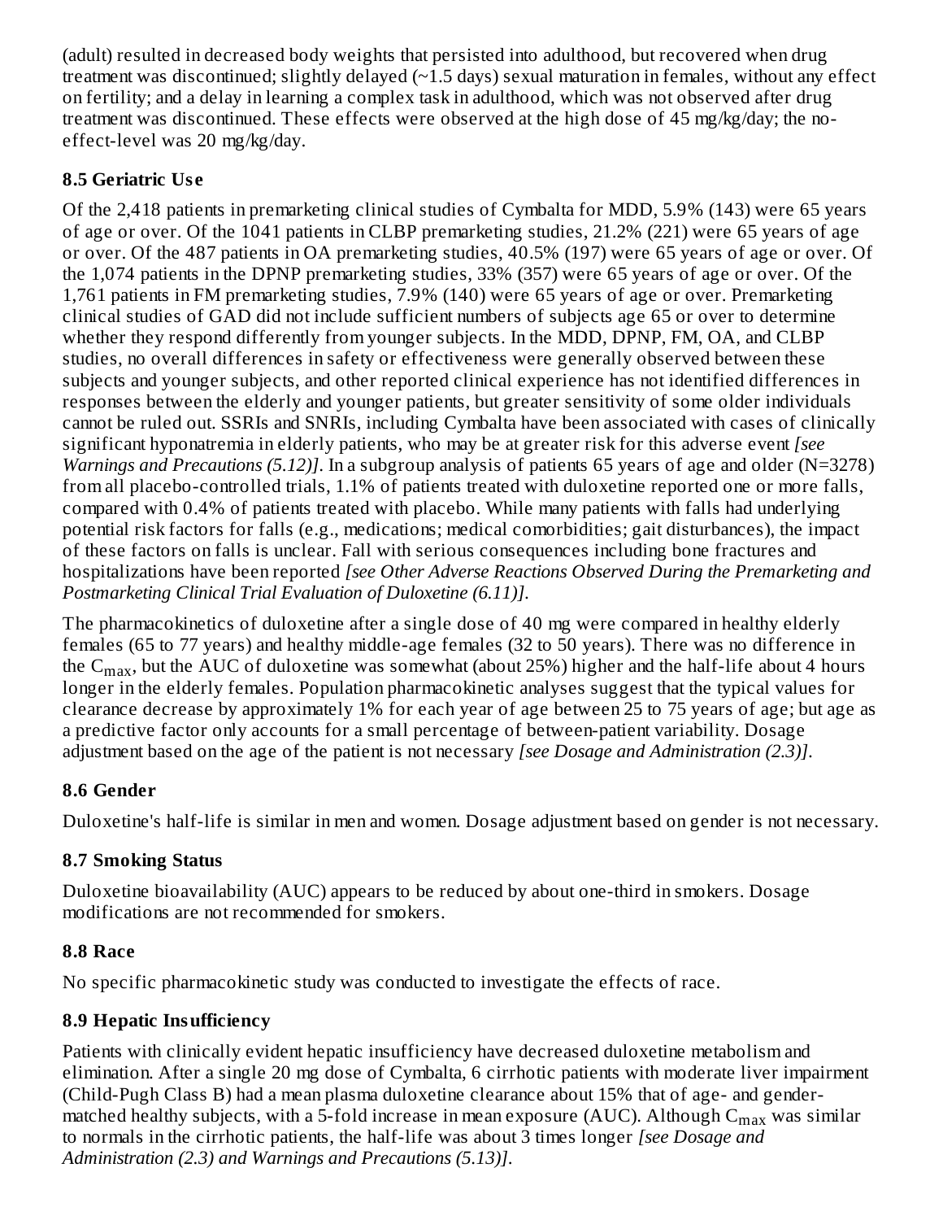(adult) resulted in decreased body weights that persisted into adulthood, but recovered when drug treatment was discontinued; slightly delayed (~1.5 days) sexual maturation in females, without any effect on fertility; and a delay in learning a complex task in adulthood, which was not observed after drug treatment was discontinued. These effects were observed at the high dose of 45 mg/kg/day; the no-effect-level was 20 mg/kg/day.

### 8.5 Geriatric Use

Of the 2,418 patients in premarketing clinical studies of Cymbalta for MDD, 5.9% (143) were 65 years of age or over. Of the 1041 patients in CLBP premarketing studies, 21.2% (221) were 65 years of age or over. Of the 487 patients in OA premarketing studies, 40.5% (197) were 65 years of age or over. Of the 1,074 patients in the DPNP premarketing studies, 33% (357) were 65 years of age or over. Of the 1,761 patients in FM premarketing studies, 7.9% (140) were 65 years of age or over. Premarketing clinical studies of GAD did not include sufficient numbers of subjects age 65 or over to determine whether they respond differently from younger subjects. In the MDD, DPNP, FM, OA, and CLBP studies, no overall differences in safety or effectiveness were generally observed between these subjects and younger subjects, and other reported clinical experience has not identified differences in responses between the elderly and younger patients, but greater sensitivity of some older individuals cannot be ruled out. SSRIs and SNRIs, including Cymbalta have been associated with cases of clinically significant hyponatremia in elderly patients, who may be at greater risk for this adverse event *[see Warnings and Precautions (5.12)]*. In a subgroup analysis of patients 65 years of age and older (N=3278) from all placebo-controlled trials, 1.1% of patients treated with duloxetine reported one or more falls, compared with 0.4% of patients treated with placebo. While many patients with falls had underlying potential risk factors for falls (e.g., medications; medical comorbidities; gait disturbances), the impact of these factors on falls is unclear. Fall with serious consequences including bone fractures and hospitalizations have been reported *[see Other Adverse Reactions Observed During the Premarketing and Postmarketing Clinical Trial Evaluation of Duloxetine (6.11)]*.

The pharmacokinetics of duloxetine after a single dose of 40 mg were compared in healthy elderly females (65 to 77 years) and healthy middle-age females (32 to 50 years). There was no difference in the $C_{max}$, but the AUC of duloxetine was somewhat (about 25%) higher and the half-life about 4 hours longer in the elderly females. Population pharmacokinetic analyses suggest that the typical values for clearance decrease by approximately 1% for each year of age between 25 to 75 years of age; but age as a predictive factor only accounts for a small percentage of between-patient variability. Dosage adjustment based on the age of the patient is not necessary *[see Dosage and Administration (2.3)]*.

### 8.6 Gender

Duloxetine's half-life is similar in men and women. Dosage adjustment based on gender is not necessary.

### 8.7 Smoking Status

Duloxetine bioavailability (AUC) appears to be reduced by about one-third in smokers. Dosage modifications are not recommended for smokers.

### 8.8 Race

No specific pharmacokinetic study was conducted to investigate the effects of race.

### 8.9 Hepatic Insufficiency

Patients with clinically evident hepatic insufficiency have decreased duloxetine metabolism and elimination. After a single 20 mg dose of Cymbalta, 6 cirrhotic patients with moderate liver impairment (Child-Pugh Class B) had a mean plasma duloxetine clearance about 15% that of age- and gender-matched healthy subjects, with a 5-fold increase in mean exposure (AUC). Although $C_{max}$ was similar to normals in the cirrhotic patients, the half-life was about 3 times longer *[see Dosage and Administration (2.3) and Warnings and Precautions (5.13)]*.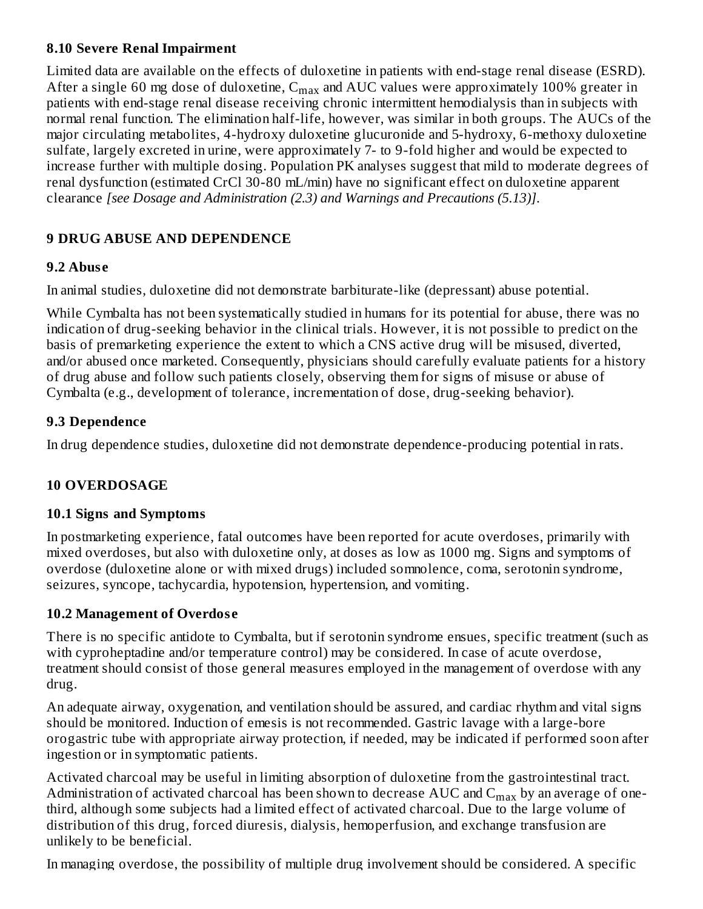### 8.10 Severe Renal Impairment

Limited data are available on the effects of duloxetine in patients with end-stage renal disease (ESRD). After a single 60 mg dose of duloxetine, $C_{max}$ and AUC values were approximately 100% greater in patients with end-stage renal disease receiving chronic intermittent hemodialysis than in subjects with normal renal function. The elimination half-life, however, was similar in both groups. The AUCs of the major circulating metabolites, 4-hydroxy duloxetine glucuronide and 5-hydroxy, 6-methoxy duloxetine sulfate, largely excreted in urine, were approximately 7- to 9-fold higher and would be expected to increase further with multiple dosing. Population PK analyses suggest that mild to moderate degrees of renal dysfunction (estimated CrCl 30-80 mL/min) have no significant effect on duloxetine apparent clearance *[see Dosage and Administration (2.3) and Warnings and Precautions (5.13)]*.

## 9 DRUG ABUSE AND DEPENDENCE

### 9.2 Abuse

In animal studies, duloxetine did not demonstrate barbiturate-like (depressant) abuse potential.

While Cymbalta has not been systematically studied in humans for its potential for abuse, there was no indication of drug-seeking behavior in the clinical trials. However, it is not possible to predict on the basis of premarketing experience the extent to which a CNS active drug will be misused, diverted, and/or abused once marketed. Consequently, physicians should carefully evaluate patients for a history of drug abuse and follow such patients closely, observing them for signs of misuse or abuse of Cymbalta (e.g., development of tolerance, incrementation of dose, drug-seeking behavior).

### 9.3 Dependence

In drug dependence studies, duloxetine did not demonstrate dependence-producing potential in rats.

## 10 OVERDOSAGE

### 10.1 Signs and Symptoms

In postmarketing experience, fatal outcomes have been reported for acute overdoses, primarily with mixed overdoses, but also with duloxetine only, at doses as low as 1000 mg. Signs and symptoms of overdose (duloxetine alone or with mixed drugs) included somnolence, coma, serotonin syndrome, seizures, syncope, tachycardia, hypotension, hypertension, and vomiting.

### 10.2 Management of Overdose

There is no specific antidote to Cymbalta, but if serotonin syndrome ensues, specific treatment (such as with cyproheptadine and/or temperature control) may be considered. In case of acute overdose, treatment should consist of those general measures employed in the management of overdose with any drug.

An adequate airway, oxygenation, and ventilation should be assured, and cardiac rhythm and vital signs should be monitored. Induction of emesis is not recommended. Gastric lavage with a large-bore orogastric tube with appropriate airway protection, if needed, may be indicated if performed soon after ingestion or in symptomatic patients.

Activated charcoal may be useful in limiting absorption of duloxetine from the gastrointestinal tract. Administration of activated charcoal has been shown to decrease AUC and $C_{max}$ by an average of one-third, although some subjects had a limited effect of activated charcoal. Due to the large volume of distribution of this drug, forced diuresis, dialysis, hemoperfusion, and exchange transfusion are unlikely to be beneficial.

In managing overdose, the possibility of multiple drug involvement should be considered. A specific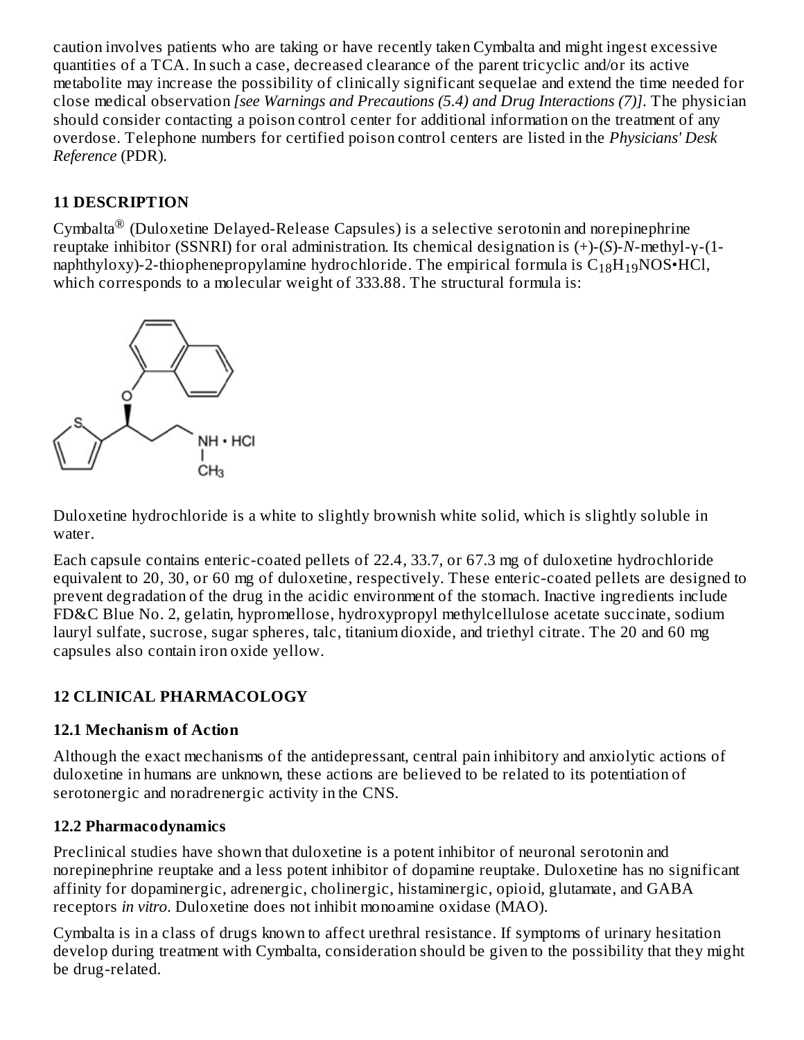caution involves patients who are taking or have recently taken Cymbalta and might ingest excessive quantities of a TCA. In such a case, decreased clearance of the parent tricyclic and/or its active metabolite may increase the possibility of clinically significant sequelae and extend the time needed for close medical observation *[see Warnings and Precautions (5.4) and Drug Interactions (7)]*. The physician should consider contacting a poison control center for additional information on the treatment of any overdose. Telephone numbers for certified poison control centers are listed in the *Physicians' Desk Reference* (PDR).

## 11 DESCRIPTION

Cymbalta® (Duloxetine Delayed-Release Capsules) is a selective serotonin and norepinephrine reuptake inhibitor (SSNRI) for oral administration. Its chemical designation is (+)-(*S*)-*N*-methyl-γ-(1-naphthyloxy)-2-thiophenepropylamine hydrochloride. The empirical formula is $C_{18}H_{19}NOS•HCl$, which corresponds to a molecular weight of 333.88. The structural formula is:

Duloxetine hydrochloride is a white to slightly brownish white solid, which is slightly soluble in water.

Each capsule contains enteric-coated pellets of 22.4, 33.7, or 67.3 mg of duloxetine hydrochloride equivalent to 20, 30, or 60 mg of duloxetine, respectively. These enteric-coated pellets are designed to prevent degradation of the drug in the acidic environment of the stomach. Inactive ingredients include FD&C Blue No. 2, gelatin, hypromellose, hydroxypropyl methylcellulose acetate succinate, sodium lauryl sulfate, sucrose, sugar spheres, talc, titanium dioxide, and triethyl citrate. The 20 and 60 mg capsules also contain iron oxide yellow.

## 12 CLINICAL PHARMACOLOGY

### 12.1 Mechanism of Action

Although the exact mechanisms of the antidepressant, central pain inhibitory and anxiolytic actions of duloxetine in humans are unknown, these actions are believed to be related to its potentiation of serotonergic and noradrenergic activity in the CNS.

### 12.2 Pharmacodynamics

Preclinical studies have shown that duloxetine is a potent inhibitor of neuronal serotonin and norepinephrine reuptake and a less potent inhibitor of dopamine reuptake. Duloxetine has no significant affinity for dopaminergic, adrenergic, cholinergic, histaminergic, opioid, glutamate, and GABA receptors *in vitro*. Duloxetine does not inhibit monoamine oxidase (MAO).

Cymbalta is in a class of drugs known to affect urethral resistance. If symptoms of urinary hesitation develop during treatment with Cymbalta, consideration should be given to the possibility that they might be drug-related.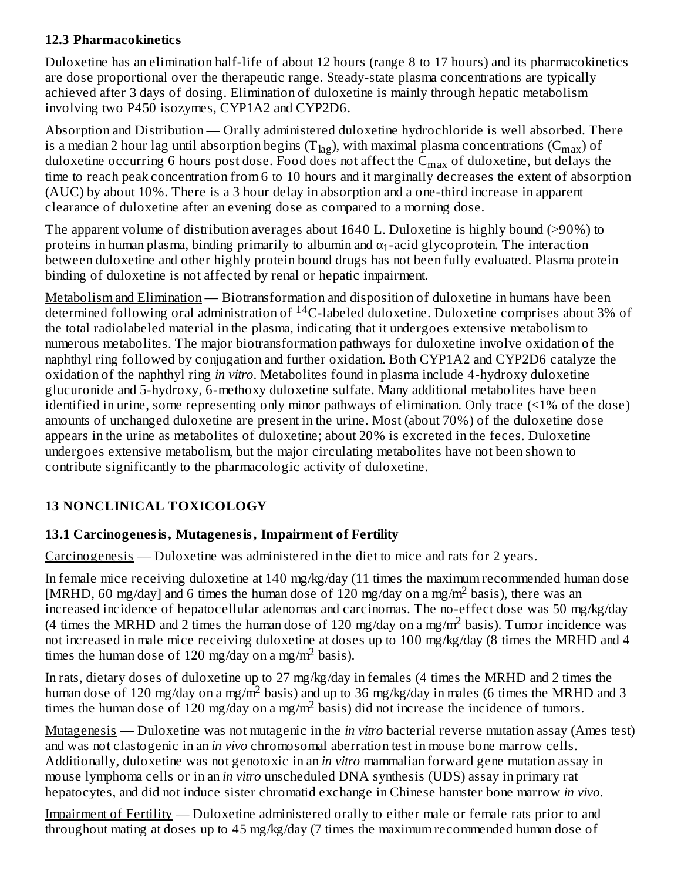### 12.3 Pharmacokinetics

Duloxetine has an elimination half-life of about 12 hours (range 8 to 17 hours) and its pharmacokinetics are dose proportional over the therapeutic range. Steady-state plasma concentrations are typically achieved after 3 days of dosing. Elimination of duloxetine is mainly through hepatic metabolism involving two P450 isozymes, CYP1A2 and CYP2D6.

Absorption and Distribution — Orally administered duloxetine hydrochloride is well absorbed. There is a median 2 hour lag until absorption begins ($T_{lag}$), with maximal plasma concentrations ($C_{max}$) of duloxetine occurring 6 hours post dose. Food does not affect the $C_{max}$ of duloxetine, but delays the time to reach peak concentration from 6 to 10 hours and it marginally decreases the extent of absorption (AUC) by about 10%. There is a 3 hour delay in absorption and a one-third increase in apparent clearance of duloxetine after an evening dose as compared to a morning dose.

The apparent volume of distribution averages about 1640 L. Duloxetine is highly bound (>90%) to proteins in human plasma, binding primarily to albumin and $\alpha_1$-acid glycoprotein. The interaction between duloxetine and other highly protein bound drugs has not been fully evaluated. Plasma protein binding of duloxetine is not affected by renal or hepatic impairment.

Metabolism and Elimination — Biotransformation and disposition of duloxetine in humans have been determined following oral administration of $^{14}$C-labeled duloxetine. Duloxetine comprises about 3% of the total radiolabeled material in the plasma, indicating that it undergoes extensive metabolism to numerous metabolites. The major biotransformation pathways for duloxetine involve oxidation of the naphthyl ring followed by conjugation and further oxidation. Both CYP1A2 and CYP2D6 catalyze the oxidation of the naphthyl ring *in vitro*. Metabolites found in plasma include 4-hydroxy duloxetine glucuronide and 5-hydroxy, 6-methoxy duloxetine sulfate. Many additional metabolites have been identified in urine, some representing only minor pathways of elimination. Only trace (<1% of the dose) amounts of unchanged duloxetine are present in the urine. Most (about 70%) of the duloxetine dose appears in the urine as metabolites of duloxetine; about 20% is excreted in the feces. Duloxetine undergoes extensive metabolism, but the major circulating metabolites have not been shown to contribute significantly to the pharmacologic activity of duloxetine.

## 13 NONCLINICAL TOXICOLOGY

### 13.1 Carcinogenesis, Mutagenesis, Impairment of Fertility

Carcinogenesis — Duloxetine was administered in the diet to mice and rats for 2 years.

In female mice receiving duloxetine at 140 mg/kg/day (11 times the maximum recommended human dose [MRHD, 60 mg/day] and 6 times the human dose of 120 mg/day on a mg/m$^2$ basis), there was an increased incidence of hepatocellular adenomas and carcinomas. The no-effect dose was 50 mg/kg/day (4 times the MRHD and 2 times the human dose of 120 mg/day on a mg/m$^2$ basis). Tumor incidence was not increased in male mice receiving duloxetine at doses up to 100 mg/kg/day (8 times the MRHD and 4 times the human dose of 120 mg/day on a mg/m$^2$ basis).

In rats, dietary doses of duloxetine up to 27 mg/kg/day in females (4 times the MRHD and 2 times the human dose of 120 mg/day on a mg/m$^2$ basis) and up to 36 mg/kg/day in males (6 times the MRHD and 3 times the human dose of 120 mg/day on a mg/m$^2$ basis) did not increase the incidence of tumors.

Mutagenesis — Duloxetine was not mutagenic in the *in vitro* bacterial reverse mutation assay (Ames test) and was not clastogenic in an *in vivo* chromosomal aberration test in mouse bone marrow cells. Additionally, duloxetine was not genotoxic in an *in vitro* mammalian forward gene mutation assay in mouse lymphoma cells or in an *in vitro* unscheduled DNA synthesis (UDS) assay in primary rat hepatocytes, and did not induce sister chromatid exchange in Chinese hamster bone marrow *in vivo*.

Impairment of Fertility — Duloxetine administered orally to either male or female rats prior to and throughout mating at doses up to 45 mg/kg/day (7 times the maximum recommended human dose of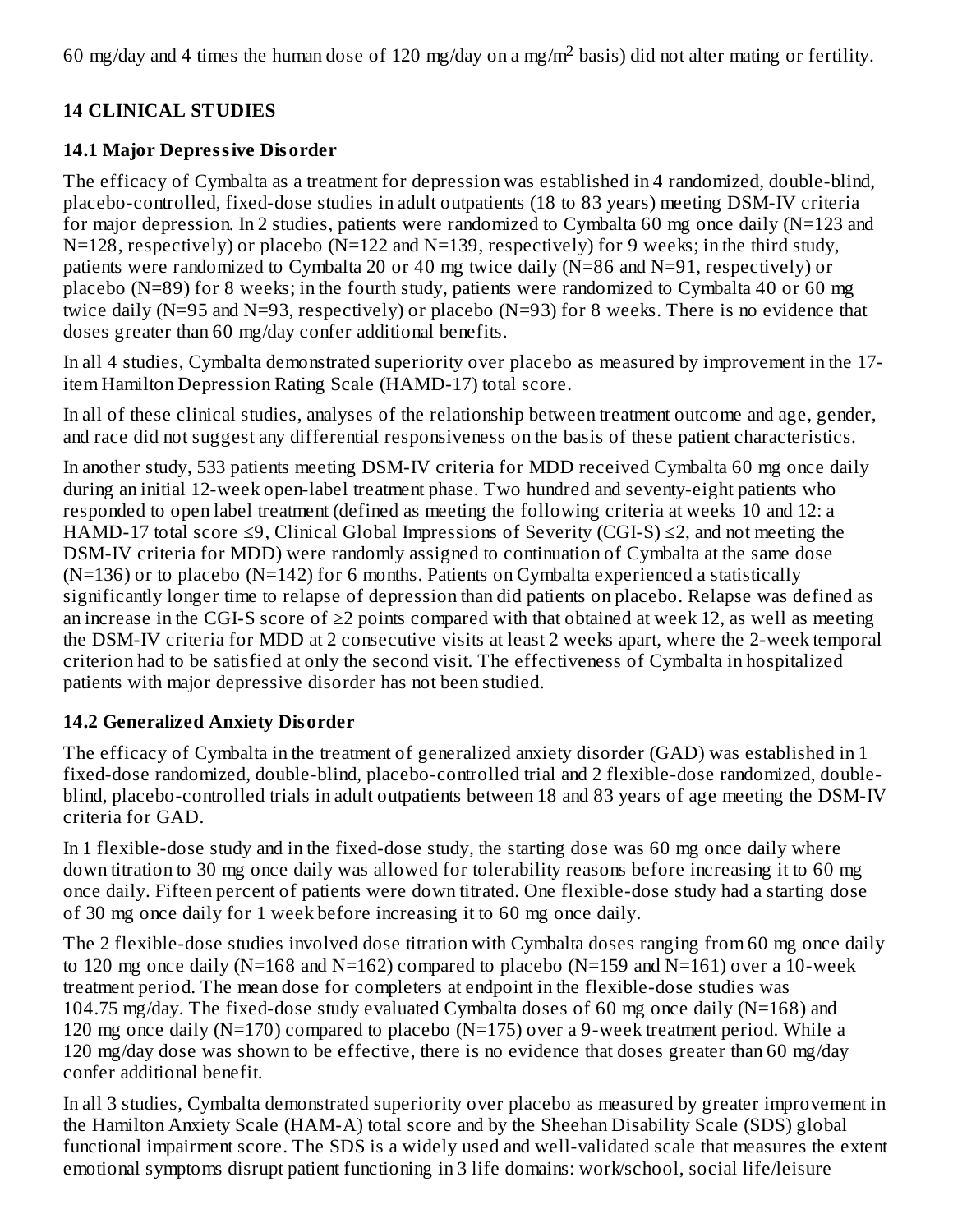60 mg/day and 4 times the human dose of 120 mg/day on a mg/m$^2$ basis) did not alter mating or fertility.

## 14 CLINICAL STUDIES

### 14.1 Major Depressive Disorder

The efficacy of Cymbalta as a treatment for depression was established in 4 randomized, double-blind, placebo-controlled, fixed-dose studies in adult outpatients (18 to 83 years) meeting DSM-IV criteria for major depression. In 2 studies, patients were randomized to Cymbalta 60 mg once daily (N=123 and N=128, respectively) or placebo (N=122 and N=139, respectively) for 9 weeks; in the third study, patients were randomized to Cymbalta 20 or 40 mg twice daily (N=86 and N=91, respectively) or placebo (N=89) for 8 weeks; in the fourth study, patients were randomized to Cymbalta 40 or 60 mg twice daily (N=95 and N=93, respectively) or placebo (N=93) for 8 weeks. There is no evidence that doses greater than 60 mg/day confer additional benefits.

In all 4 studies, Cymbalta demonstrated superiority over placebo as measured by improvement in the 17-item Hamilton Depression Rating Scale (HAMD-17) total score.

In all of these clinical studies, analyses of the relationship between treatment outcome and age, gender, and race did not suggest any differential responsiveness on the basis of these patient characteristics.

In another study, 533 patients meeting DSM-IV criteria for MDD received Cymbalta 60 mg once daily during an initial 12-week open-label treatment phase. Two hundred and seventy-eight patients who responded to open label treatment (defined as meeting the following criteria at weeks 10 and 12: a HAMD-17 total score ≤9, Clinical Global Impressions of Severity (CGI-S) ≤2, and not meeting the DSM-IV criteria for MDD) were randomly assigned to continuation of Cymbalta at the same dose (N=136) or to placebo (N=142) for 6 months. Patients on Cymbalta experienced a statistically significantly longer time to relapse of depression than did patients on placebo. Relapse was defined as an increase in the CGI-S score of ≥2 points compared with that obtained at week 12, as well as meeting the DSM-IV criteria for MDD at 2 consecutive visits at least 2 weeks apart, where the 2-week temporal criterion had to be satisfied at only the second visit. The effectiveness of Cymbalta in hospitalized patients with major depressive disorder has not been studied.

### 14.2 Generalized Anxiety Disorder

The efficacy of Cymbalta in the treatment of generalized anxiety disorder (GAD) was established in 1 fixed-dose randomized, double-blind, placebo-controlled trial and 2 flexible-dose randomized, double-blind, placebo-controlled trials in adult outpatients between 18 and 83 years of age meeting the DSM-IV criteria for GAD.

In 1 flexible-dose study and in the fixed-dose study, the starting dose was 60 mg once daily where down titration to 30 mg once daily was allowed for tolerability reasons before increasing it to 60 mg once daily. Fifteen percent of patients were down titrated. One flexible-dose study had a starting dose of 30 mg once daily for 1 week before increasing it to 60 mg once daily.

The 2 flexible-dose studies involved dose titration with Cymbalta doses ranging from 60 mg once daily to 120 mg once daily (N=168 and N=162) compared to placebo (N=159 and N=161) over a 10-week treatment period. The mean dose for completers at endpoint in the flexible-dose studies was 104.75 mg/day. The fixed-dose study evaluated Cymbalta doses of 60 mg once daily (N=168) and 120 mg once daily (N=170) compared to placebo (N=175) over a 9-week treatment period. While a 120 mg/day dose was shown to be effective, there is no evidence that doses greater than 60 mg/day confer additional benefit.

In all 3 studies, Cymbalta demonstrated superiority over placebo as measured by greater improvement in the Hamilton Anxiety Scale (HAM-A) total score and by the Sheehan Disability Scale (SDS) global functional impairment score. The SDS is a widely used and well-validated scale that measures the extent emotional symptoms disrupt patient functioning in 3 life domains: work/school, social life/leisure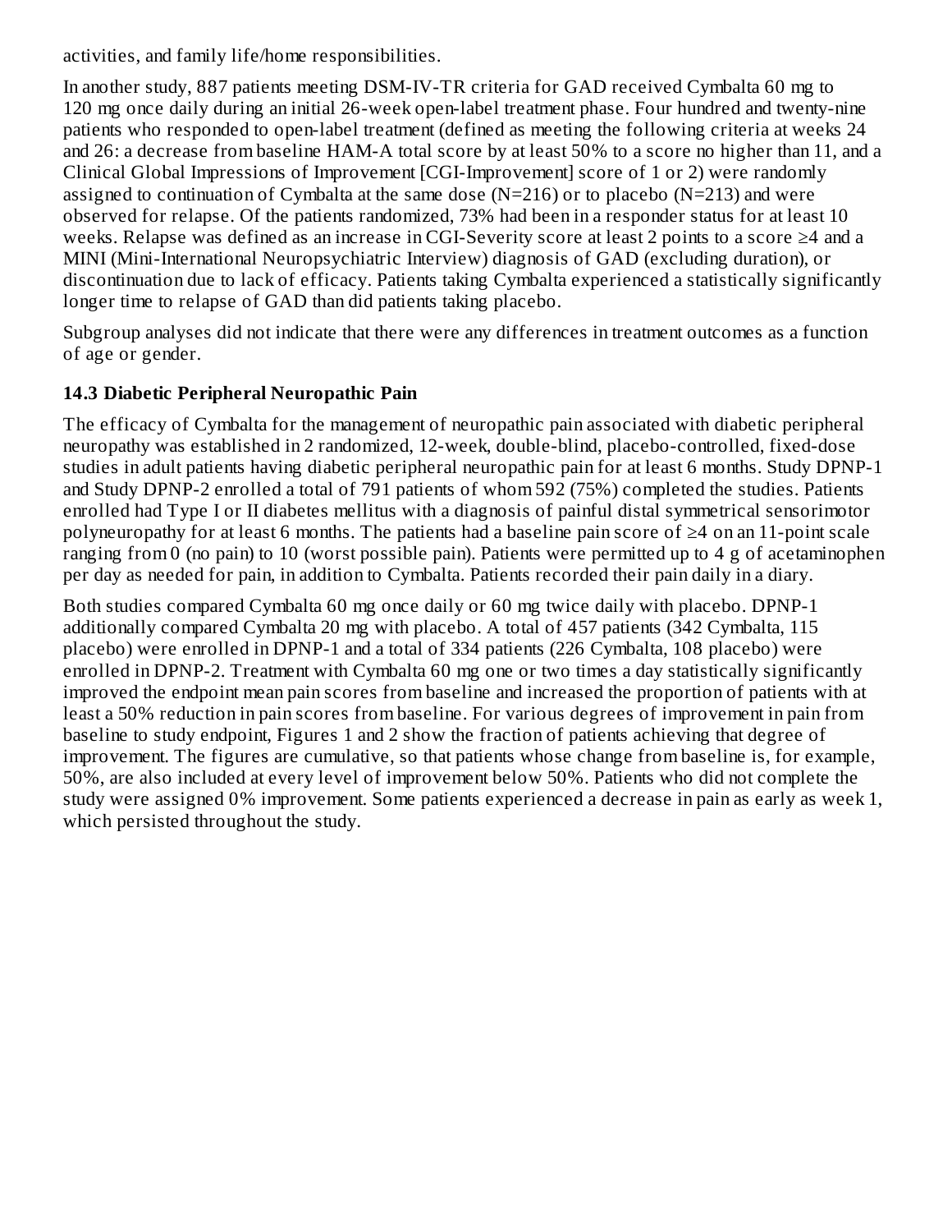activities, and family life/home responsibilities.

In another study, 887 patients meeting DSM-IV-TR criteria for GAD received Cymbalta 60 mg to 120 mg once daily during an initial 26-week open-label treatment phase. Four hundred and twenty-nine patients who responded to open-label treatment (defined as meeting the following criteria at weeks 24 and 26: a decrease from baseline HAM-A total score by at least 50% to a score no higher than 11, and a Clinical Global Impressions of Improvement [CGI-Improvement] score of 1 or 2) were randomly assigned to continuation of Cymbalta at the same dose (N=216) or to placebo (N=213) and were observed for relapse. Of the patients randomized, 73% had been in a responder status for at least 10 weeks. Relapse was defined as an increase in CGI-Severity score at least 2 points to a score ≥4 and a MINI (Mini-International Neuropsychiatric Interview) diagnosis of GAD (excluding duration), or discontinuation due to lack of efficacy. Patients taking Cymbalta experienced a statistically significantly longer time to relapse of GAD than did patients taking placebo.

Subgroup analyses did not indicate that there were any differences in treatment outcomes as a function of age or gender.

### 14.3 Diabetic Peripheral Neuropathic Pain

The efficacy of Cymbalta for the management of neuropathic pain associated with diabetic peripheral neuropathy was established in 2 randomized, 12-week, double-blind, placebo-controlled, fixed-dose studies in adult patients having diabetic peripheral neuropathic pain for at least 6 months. Study DPNP-1 and Study DPNP-2 enrolled a total of 791 patients of whom 592 (75%) completed the studies. Patients enrolled had Type I or II diabetes mellitus with a diagnosis of painful distal symmetrical sensorimotor polyneuropathy for at least 6 months. The patients had a baseline pain score of ≥4 on an 11-point scale ranging from 0 (no pain) to 10 (worst possible pain). Patients were permitted up to 4 g of acetaminophen per day as needed for pain, in addition to Cymbalta. Patients recorded their pain daily in a diary.

Both studies compared Cymbalta 60 mg once daily or 60 mg twice daily with placebo. DPNP-1 additionally compared Cymbalta 20 mg with placebo. A total of 457 patients (342 Cymbalta, 115 placebo) were enrolled in DPNP-1 and a total of 334 patients (226 Cymbalta, 108 placebo) were enrolled in DPNP-2. Treatment with Cymbalta 60 mg one or two times a day statistically significantly improved the endpoint mean pain scores from baseline and increased the proportion of patients with at least a 50% reduction in pain scores from baseline. For various degrees of improvement in pain from baseline to study endpoint, Figures 1 and 2 show the fraction of patients achieving that degree of improvement. The figures are cumulative, so that patients whose change from baseline is, for example, 50%, are also included at every level of improvement below 50%. Patients who did not complete the study were assigned 0% improvement. Some patients experienced a decrease in pain as early as week 1, which persisted throughout the study.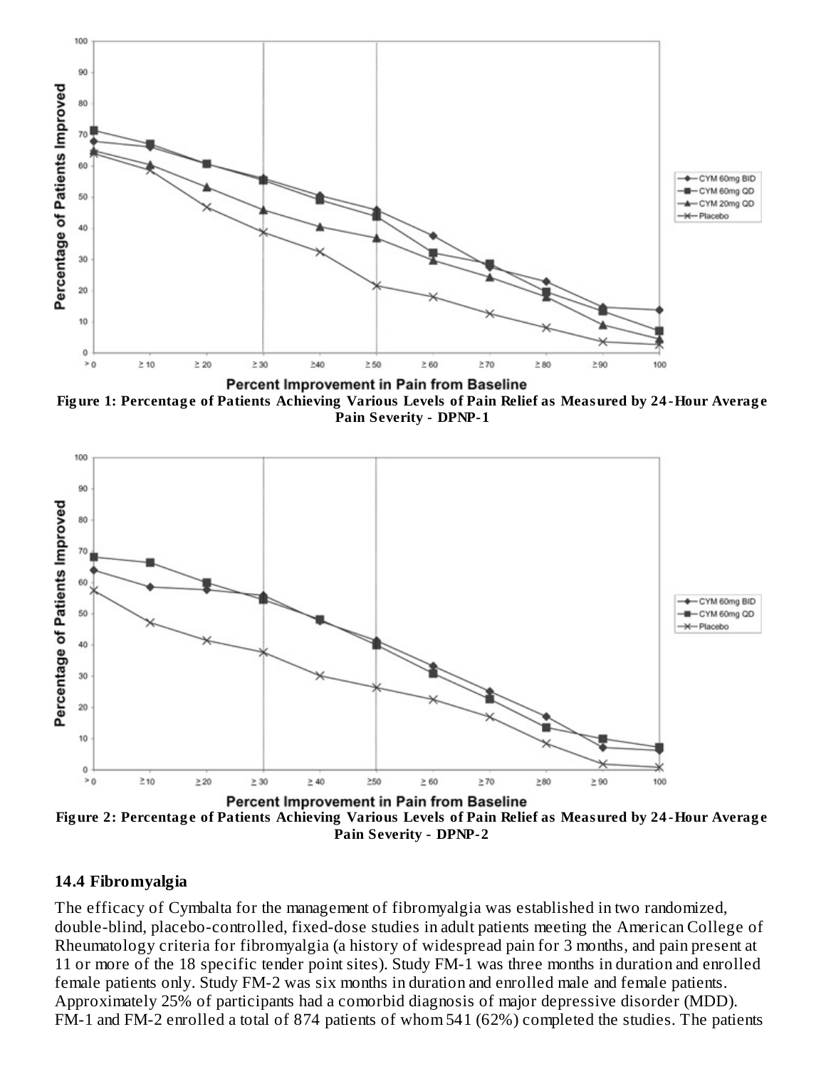100
90
80
70
60
50
40
30
20
10
0

Percentage of Patients Improved

> 0
≥ 10
≥ 20
≥ 30
≥40
≥ 50
≥ 60
≥ 70
≥ 80
≥90
100

Percent Improvement in Pain from Baseline

CYM 60mg BID
CYM 60mg QD
CYM 20mg QD
Placebo

**Figure 1: Percentage of Patients Achieving Various Levels of Pain Relief as Measured by 24-Hour Average Pain Severity - DPNP-1**

100
90
80
70
60
50
40
30
20
10
0

Percentage of Patients Improved

> 0
≥10
≥20
≥ 30
≥ 40
≥50
≥ 60
≥70
≥80
≥ 90
100

Percent Improvement in Pain from Baseline

CYM 60mg BID
CYM 60mg QD
Placebo

**Figure 2: Percentage of Patients Achieving Various Levels of Pain Relief as Measured by 24-Hour Average Pain Severity - DPNP-2**

### 14.4 Fibromyalgia

The efficacy of Cymbalta for the management of fibromyalgia was established in two randomized, double-blind, placebo-controlled, fixed-dose studies in adult patients meeting the American College of Rheumatology criteria for fibromyalgia (a history of widespread pain for 3 months, and pain present at 11 or more of the 18 specific tender point sites). Study FM-1 was three months in duration and enrolled female patients only. Study FM-2 was six months in duration and enrolled male and female patients. Approximately 25% of participants had a comorbid diagnosis of major depressive disorder (MDD). FM-1 and FM-2 enrolled a total of 874 patients of whom 541 (62%) completed the studies. The patients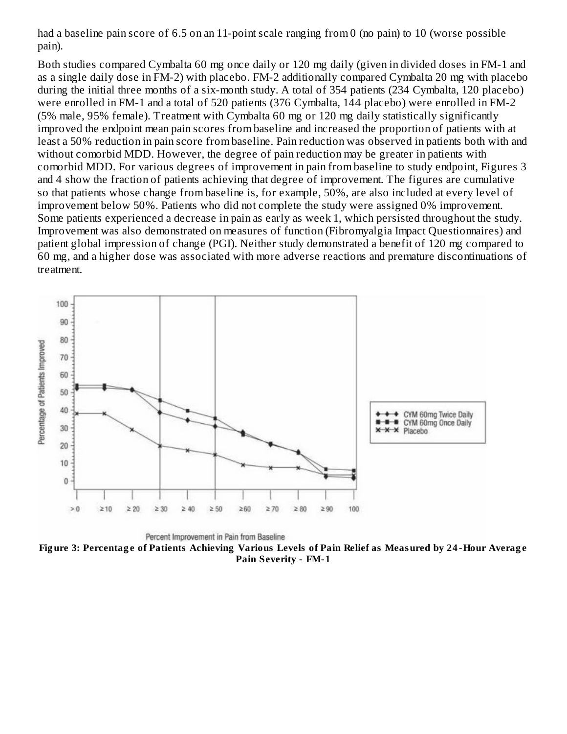had a baseline pain score of 6.5 on an 11-point scale ranging from 0 (no pain) to 10 (worse possible pain).

Both studies compared Cymbalta 60 mg once daily or 120 mg daily (given in divided doses in FM-1 and as a single daily dose in FM-2) with placebo. FM-2 additionally compared Cymbalta 20 mg with placebo during the initial three months of a six-month study. A total of 354 patients (234 Cymbalta, 120 placebo) were enrolled in FM-1 and a total of 520 patients (376 Cymbalta, 144 placebo) were enrolled in FM-2 (5% male, 95% female). Treatment with Cymbalta 60 mg or 120 mg daily statistically significantly improved the endpoint mean pain scores from baseline and increased the proportion of patients with at least a 50% reduction in pain score from baseline. Pain reduction was observed in patients both with and without comorbid MDD. However, the degree of pain reduction may be greater in patients with comorbid MDD. For various degrees of improvement in pain from baseline to study endpoint, Figures 3 and 4 show the fraction of patients achieving that degree of improvement. The figures are cumulative so that patients whose change from baseline is, for example, 50%, are also included at every level of improvement below 50%. Patients who did not complete the study were assigned 0% improvement. Some patients experienced a decrease in pain as early as week 1, which persisted throughout the study. Improvement was also demonstrated on measures of function (Fibromyalgia Impact Questionnaires) and patient global impression of change (PGI). Neither study demonstrated a benefit of 120 mg compared to 60 mg, and a higher dose was associated with more adverse reactions and premature discontinuations of treatment.

Percentage of Patients Improved
100
90
80
70
60
50
40
30
20
10
0
> 0 ≥ 10 ≥ 20 ≥ 30 ≥ 40 ≥ 50 ≥60 ≥ 70 ≥ 80 ≥ 90 100
Percent Improvement in Pain from Baseline
CYM 60mg Twice Daily
CYM 60mg Once Daily
Placebo

**Figure 3: Percentage of Patients Achieving Various Levels of Pain Relief as Measured by 24-Hour Average Pain Severity - FM-1**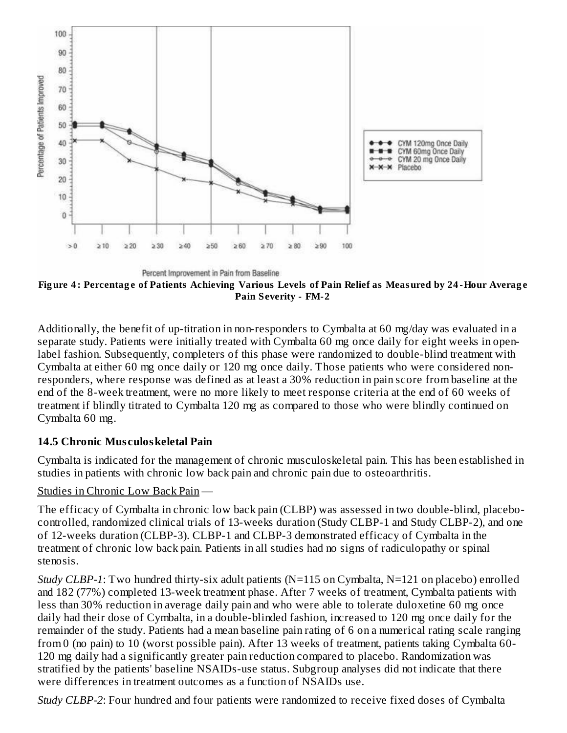100
90
80
70
60
50
40
30
20
10
0

Percentage of Patients Improved

>0 ≥10 ≥20 ≥30 ≥40 ≥50 ≥60 ≥70 ≥80 ≥90 100

Percent Improvement in Pain from Baseline

CYM 120mg Once Daily
CYM 60mg Once Daily
CYM 20 mg Once Daily
Placebo

**Figure 4: Percentage of Patients Achieving Various Levels of Pain Relief as Measured by 24-Hour Average Pain Severity - FM-2**

Additionally, the benefit of up-titration in non-responders to Cymbalta at 60 mg/day was evaluated in a separate study. Patients were initially treated with Cymbalta 60 mg once daily for eight weeks in open-label fashion. Subsequently, completers of this phase were randomized to double-blind treatment with Cymbalta at either 60 mg once daily or 120 mg once daily. Those patients who were considered non-responders, where response was defined as at least a 30% reduction in pain score from baseline at the end of the 8-week treatment, were no more likely to meet response criteria at the end of 60 weeks of treatment if blindly titrated to Cymbalta 120 mg as compared to those who were blindly continued on Cymbalta 60 mg.

### 14.5 Chronic Musculoskeletal Pain

Cymbalta is indicated for the management of chronic musculoskeletal pain. This has been established in studies in patients with chronic low back pain and chronic pain due to osteoarthritis.

Studies in Chronic Low Back Pain —

The efficacy of Cymbalta in chronic low back pain (CLBP) was assessed in two double-blind, placebo-controlled, randomized clinical trials of 13-weeks duration (Study CLBP-1 and Study CLBP-2), and one of 12-weeks duration (CLBP-3). CLBP-1 and CLBP-3 demonstrated efficacy of Cymbalta in the treatment of chronic low back pain. Patients in all studies had no signs of radiculopathy or spinal stenosis.

*Study CLBP-1*: Two hundred thirty-six adult patients (N=115 on Cymbalta, N=121 on placebo) enrolled and 182 (77%) completed 13-week treatment phase. After 7 weeks of treatment, Cymbalta patients with less than 30% reduction in average daily pain and who were able to tolerate duloxetine 60 mg once daily had their dose of Cymbalta, in a double-blinded fashion, increased to 120 mg once daily for the remainder of the study. Patients had a mean baseline pain rating of 6 on a numerical rating scale ranging from 0 (no pain) to 10 (worst possible pain). After 13 weeks of treatment, patients taking Cymbalta 60-120 mg daily had a significantly greater pain reduction compared to placebo. Randomization was stratified by the patients' baseline NSAIDs-use status. Subgroup analyses did not indicate that there were differences in treatment outcomes as a function of NSAIDs use.

*Study CLBP-2*: Four hundred and four patients were randomized to receive fixed doses of Cymbalta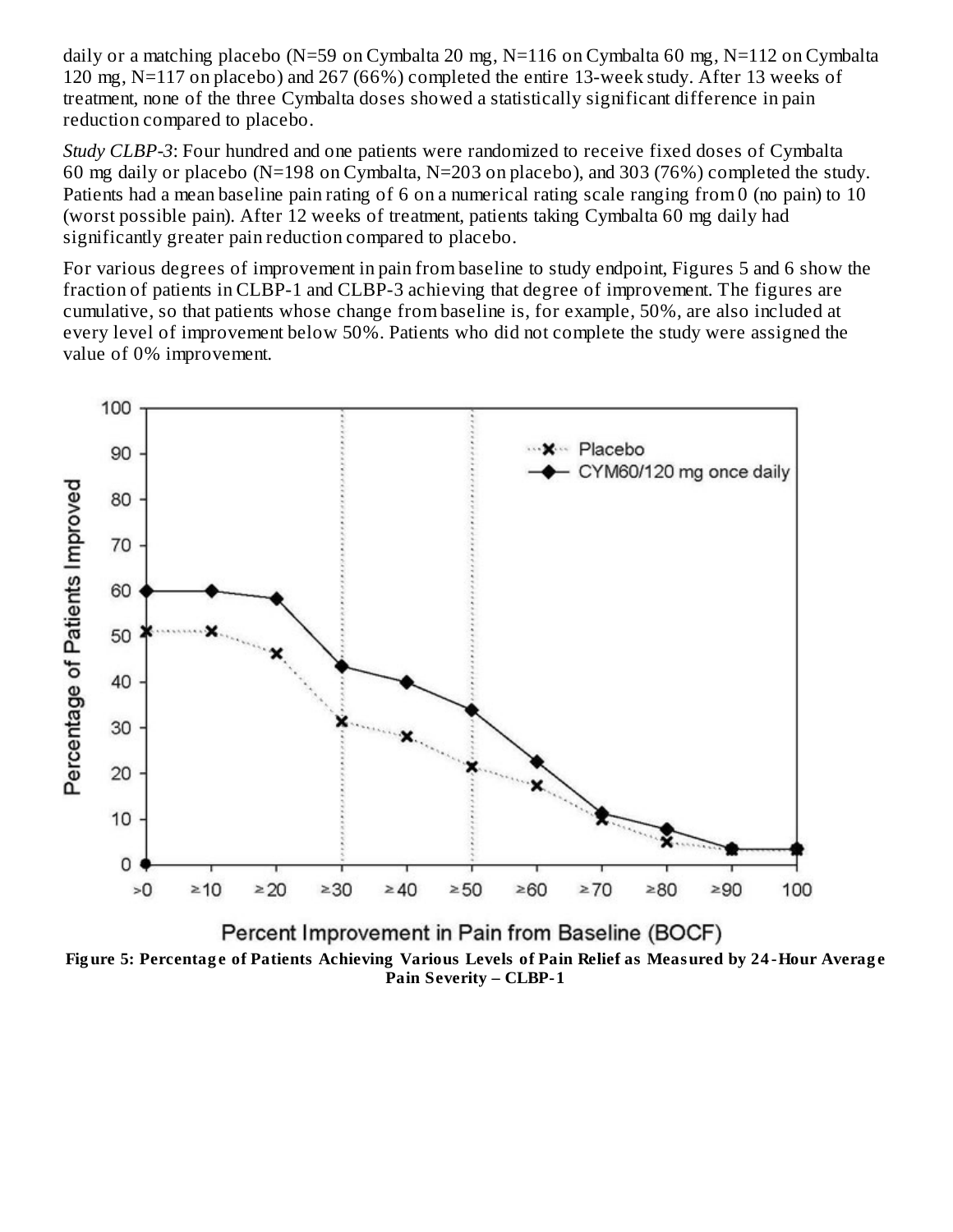daily or a matching placebo (N=59 on Cymbalta 20 mg, N=116 on Cymbalta 60 mg, N=112 on Cymbalta 120 mg, N=117 on placebo) and 267 (66%) completed the entire 13-week study. After 13 weeks of treatment, none of the three Cymbalta doses showed a statistically significant difference in pain reduction compared to placebo.

*Study CLBP-3*: Four hundred and one patients were randomized to receive fixed doses of Cymbalta 60 mg daily or placebo (N=198 on Cymbalta, N=203 on placebo), and 303 (76%) completed the study. Patients had a mean baseline pain rating of 6 on a numerical rating scale ranging from 0 (no pain) to 10 (worst possible pain). After 12 weeks of treatment, patients taking Cymbalta 60 mg daily had significantly greater pain reduction compared to placebo.

For various degrees of improvement in pain from baseline to study endpoint, Figures 5 and 6 show the fraction of patients in CLBP-1 and CLBP-3 achieving that degree of improvement. The figures are cumulative, so that patients whose change from baseline is, for example, 50%, are also included at every level of improvement below 50%. Patients who did not complete the study were assigned the value of 0% improvement.

Percentage of Patients Improved

100
90
80
70
60
50
40
30
20
10
0

Placebo
CYM60/120 mg once daily

>0 ≥10 ≥20 ≥30 ≥40 ≥50 ≥60 ≥70 ≥80 ≥90 100

Percent Improvement in Pain from Baseline (BOCF)

**Figure 5: Percentage of Patients Achieving Various Levels of Pain Relief as Measured by 24-Hour Average Pain Severity – CLBP-1**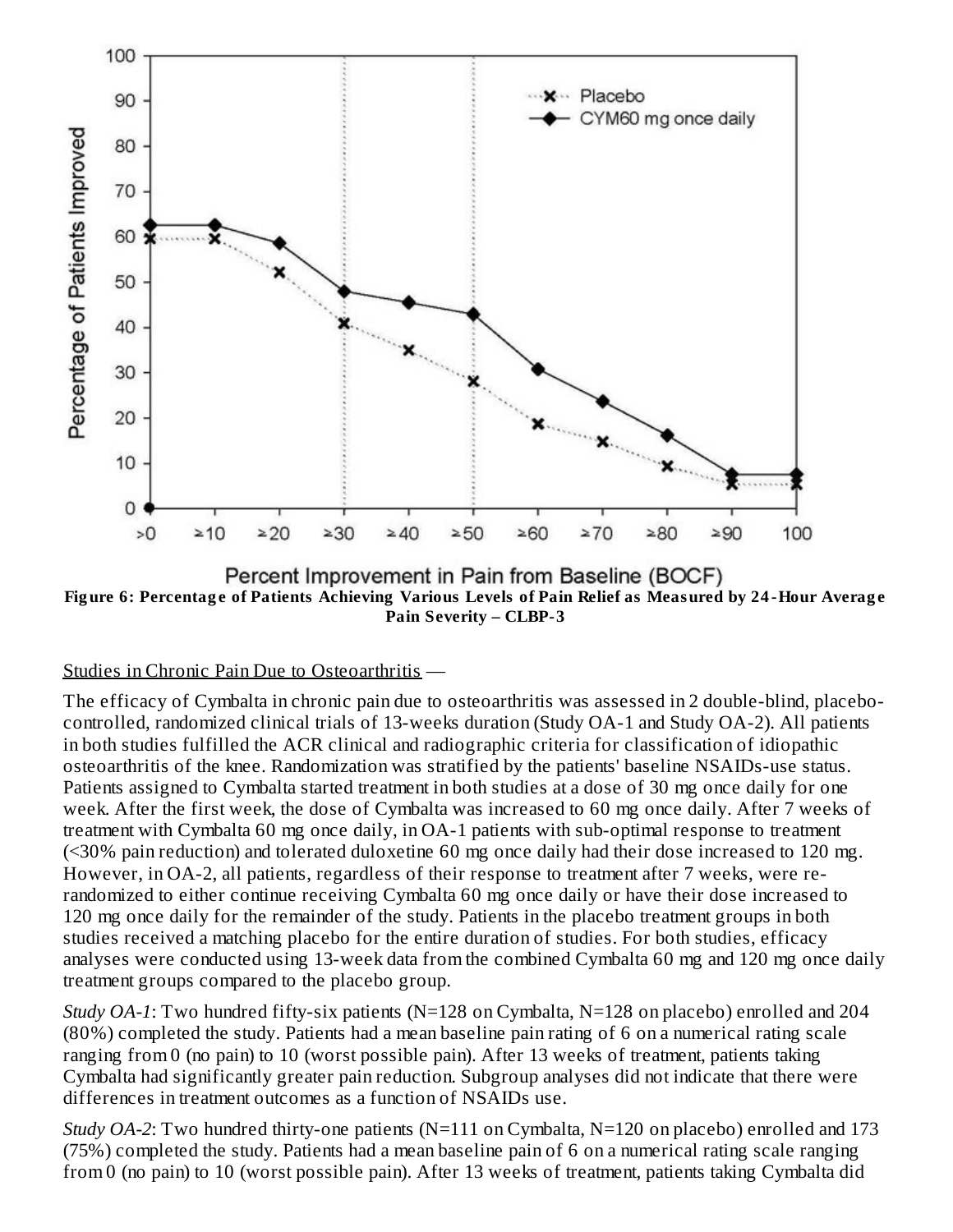100
90
80
70
60
50
40
30
20
10
0

Percentage of Patients Improved

Placebo
CYM60 mg once daily

>0 ≥10 ≥20 ≥30 ≥40 ≥50 ≥60 ≥70 ≥80 ≥90 100

Percent Improvement in Pain from Baseline (BOCF)

**Figure 6: Percentage of Patients Achieving Various Levels of Pain Relief as Measured by 24-Hour Average Pain Severity – CLBP-3**

Studies in Chronic Pain Due to Osteoarthritis —

The efficacy of Cymbalta in chronic pain due to osteoarthritis was assessed in 2 double-blind, placebo-controlled, randomized clinical trials of 13-weeks duration (Study OA-1 and Study OA-2). All patients in both studies fulfilled the ACR clinical and radiographic criteria for classification of idiopathic osteoarthritis of the knee. Randomization was stratified by the patients' baseline NSAIDs-use status. Patients assigned to Cymbalta started treatment in both studies at a dose of 30 mg once daily for one week. After the first week, the dose of Cymbalta was increased to 60 mg once daily. After 7 weeks of treatment with Cymbalta 60 mg once daily, in OA-1 patients with sub-optimal response to treatment (<30% pain reduction) and tolerated duloxetine 60 mg once daily had their dose increased to 120 mg. However, in OA-2, all patients, regardless of their response to treatment after 7 weeks, were re-randomized to either continue receiving Cymbalta 60 mg once daily or have their dose increased to 120 mg once daily for the remainder of the study. Patients in the placebo treatment groups in both studies received a matching placebo for the entire duration of studies. For both studies, efficacy analyses were conducted using 13-week data from the combined Cymbalta 60 mg and 120 mg once daily treatment groups compared to the placebo group.

*Study OA-1*: Two hundred fifty-six patients (N=128 on Cymbalta, N=128 on placebo) enrolled and 204 (80%) completed the study. Patients had a mean baseline pain rating of 6 on a numerical rating scale ranging from 0 (no pain) to 10 (worst possible pain). After 13 weeks of treatment, patients taking Cymbalta had significantly greater pain reduction. Subgroup analyses did not indicate that there were differences in treatment outcomes as a function of NSAIDs use.

*Study OA-2*: Two hundred thirty-one patients (N=111 on Cymbalta, N=120 on placebo) enrolled and 173 (75%) completed the study. Patients had a mean baseline pain of 6 on a numerical rating scale ranging from 0 (no pain) to 10 (worst possible pain). After 13 weeks of treatment, patients taking Cymbalta did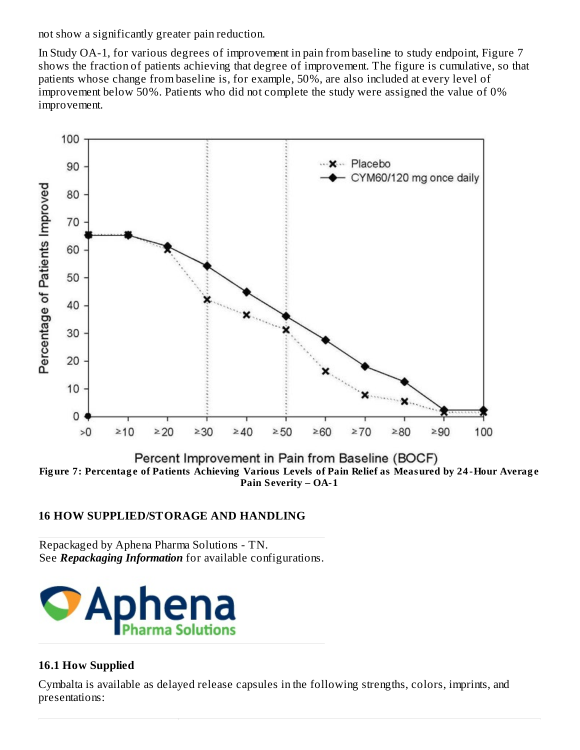not show a significantly greater pain reduction.

In Study OA-1, for various degrees of improvement in pain from baseline to study endpoint, Figure 7 shows the fraction of patients achieving that degree of improvement. The figure is cumulative, so that patients whose change from baseline is, for example, 50%, are also included at every level of improvement below 50%. Patients who did not complete the study were assigned the value of 0% improvement.

Percentage of Patients Improved

100
90
80
70
60
50
40
30
20
10
0

Placebo
CYM60/120 mg once daily

>0 ≥10 ≥20 ≥30 ≥40 ≥50 ≥60 ≥70 ≥80 ≥90 100

Percent Improvement in Pain from Baseline (BOCF)

**Figure 7: Percentage of Patients Achieving Various Levels of Pain Relief as Measured by 24-Hour Average Pain Severity – OA-1**

## 16 HOW SUPPLIED/STORAGE AND HANDLING

Repackaged by Aphena Pharma Solutions - TN.
See ***Repackaging Information*** for available configurations.

Aphena Pharma Solutions

### 16.1 How Supplied

Cymbalta is available as delayed release capsules in the following strengths, colors, imprints, and presentations: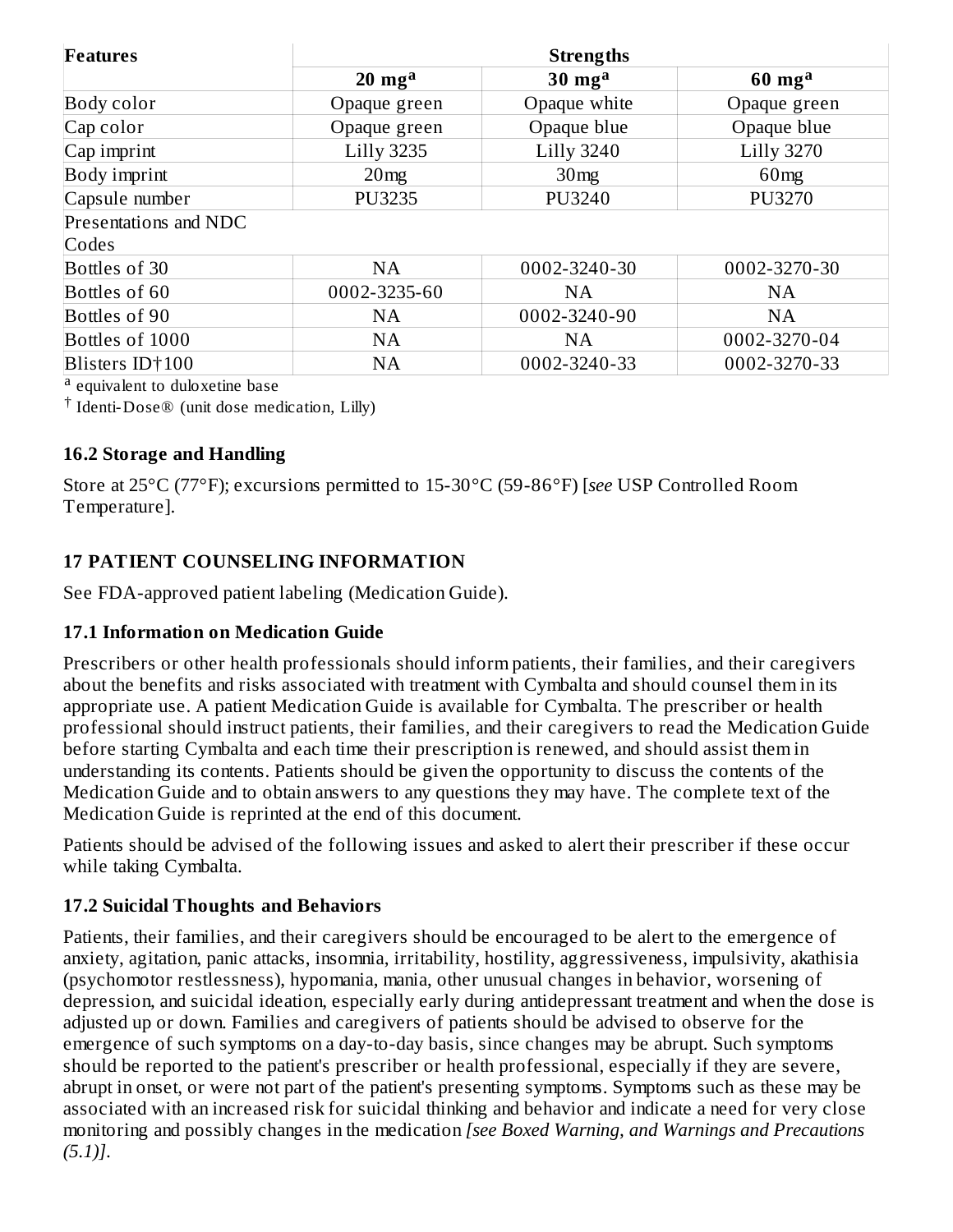| Features | Strengths | | |
|---|---|---|---|
| | 20 mg[a] | 30 mg[a] | 60 mg[a] |
| Body color | Opaque green | Opaque white | Opaque green |
| Cap color | Opaque green | Opaque blue | Opaque blue |
| Cap imprint | Lilly 3235 | Lilly 3240 | Lilly 3270 |
| Body imprint | 20mg | 30mg | 60mg |
| Capsule number | PU3235 | PU3240 | PU3270 |
| Presentations and NDC Codes | | | |
| Bottles of 30 | NA | 0002-3240-30 | 0002-3270-30 |
| Bottles of 60 | 0002-3235-60 | NA | NA |
| Bottles of 90 | NA | 0002-3240-90 | NA |
| Bottles of 1000 | NA | NA | 0002-3270-04 |
| Blisters ID†100 | NA | 0002-3240-33 | 0002-3270-33 |

[a] equivalent to duloxetine base

† Identi-Dose® (unit dose medication, Lilly)

### 16.2 Storage and Handling

Store at 25°C (77°F); excursions permitted to 15-30°C (59-86°F) [*see* USP Controlled Room Temperature].

## 17 PATIENT COUNSELING INFORMATION

See FDA-approved patient labeling (Medication Guide).

### 17.1 Information on Medication Guide

Prescribers or other health professionals should inform patients, their families, and their caregivers about the benefits and risks associated with treatment with Cymbalta and should counsel them in its appropriate use. A patient Medication Guide is available for Cymbalta. The prescriber or health professional should instruct patients, their families, and their caregivers to read the Medication Guide before starting Cymbalta and each time their prescription is renewed, and should assist them in understanding its contents. Patients should be given the opportunity to discuss the contents of the Medication Guide and to obtain answers to any questions they may have. The complete text of the Medication Guide is reprinted at the end of this document.

Patients should be advised of the following issues and asked to alert their prescriber if these occur while taking Cymbalta.

### 17.2 Suicidal Thoughts and Behaviors

Patients, their families, and their caregivers should be encouraged to be alert to the emergence of anxiety, agitation, panic attacks, insomnia, irritability, hostility, aggressiveness, impulsivity, akathisia (psychomotor restlessness), hypomania, mania, other unusual changes in behavior, worsening of depression, and suicidal ideation, especially early during antidepressant treatment and when the dose is adjusted up or down. Families and caregivers of patients should be advised to observe for the emergence of such symptoms on a day-to-day basis, since changes may be abrupt. Such symptoms should be reported to the patient's prescriber or health professional, especially if they are severe, abrupt in onset, or were not part of the patient's presenting symptoms. Symptoms such as these may be associated with an increased risk for suicidal thinking and behavior and indicate a need for very close monitoring and possibly changes in the medication *[see Boxed Warning, and Warnings and Precautions (5.1)]*.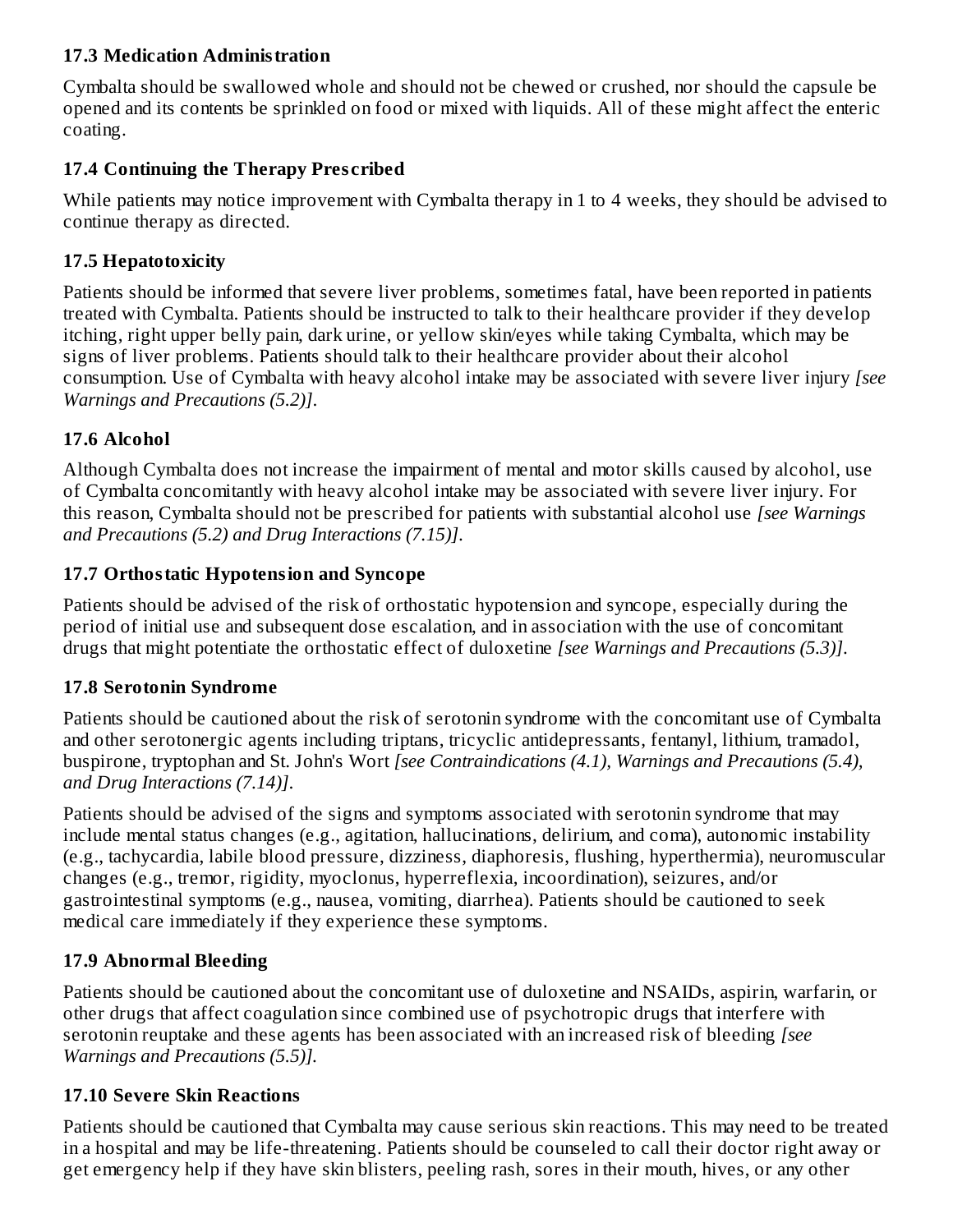### 17.3 Medication Administration

Cymbalta should be swallowed whole and should not be chewed or crushed, nor should the capsule be opened and its contents be sprinkled on food or mixed with liquids. All of these might affect the enteric coating.

### 17.4 Continuing the Therapy Prescribed

While patients may notice improvement with Cymbalta therapy in 1 to 4 weeks, they should be advised to continue therapy as directed.

### 17.5 Hepatotoxicity

Patients should be informed that severe liver problems, sometimes fatal, have been reported in patients treated with Cymbalta. Patients should be instructed to talk to their healthcare provider if they develop itching, right upper belly pain, dark urine, or yellow skin/eyes while taking Cymbalta, which may be signs of liver problems. Patients should talk to their healthcare provider about their alcohol consumption. Use of Cymbalta with heavy alcohol intake may be associated with severe liver injury *[see Warnings and Precautions (5.2)]*.

### 17.6 Alcohol

Although Cymbalta does not increase the impairment of mental and motor skills caused by alcohol, use of Cymbalta concomitantly with heavy alcohol intake may be associated with severe liver injury. For this reason, Cymbalta should not be prescribed for patients with substantial alcohol use *[see Warnings and Precautions (5.2) and Drug Interactions (7.15)]*.

### 17.7 Orthostatic Hypotension and Syncope

Patients should be advised of the risk of orthostatic hypotension and syncope, especially during the period of initial use and subsequent dose escalation, and in association with the use of concomitant drugs that might potentiate the orthostatic effect of duloxetine *[see Warnings and Precautions (5.3)]*.

### 17.8 Serotonin Syndrome

Patients should be cautioned about the risk of serotonin syndrome with the concomitant use of Cymbalta and other serotonergic agents including triptans, tricyclic antidepressants, fentanyl, lithium, tramadol, buspirone, tryptophan and St. John's Wort *[see Contraindications (4.1), Warnings and Precautions (5.4), and Drug Interactions (7.14)]*.

Patients should be advised of the signs and symptoms associated with serotonin syndrome that may include mental status changes (e.g., agitation, hallucinations, delirium, and coma), autonomic instability (e.g., tachycardia, labile blood pressure, dizziness, diaphoresis, flushing, hyperthermia), neuromuscular changes (e.g., tremor, rigidity, myoclonus, hyperreflexia, incoordination), seizures, and/or gastrointestinal symptoms (e.g., nausea, vomiting, diarrhea). Patients should be cautioned to seek medical care immediately if they experience these symptoms.

### 17.9 Abnormal Bleeding

Patients should be cautioned about the concomitant use of duloxetine and NSAIDs, aspirin, warfarin, or other drugs that affect coagulation since combined use of psychotropic drugs that interfere with serotonin reuptake and these agents has been associated with an increased risk of bleeding *[see Warnings and Precautions (5.5)]*.

### 17.10 Severe Skin Reactions

Patients should be cautioned that Cymbalta may cause serious skin reactions. This may need to be treated in a hospital and may be life-threatening. Patients should be counseled to call their doctor right away or get emergency help if they have skin blisters, peeling rash, sores in their mouth, hives, or any other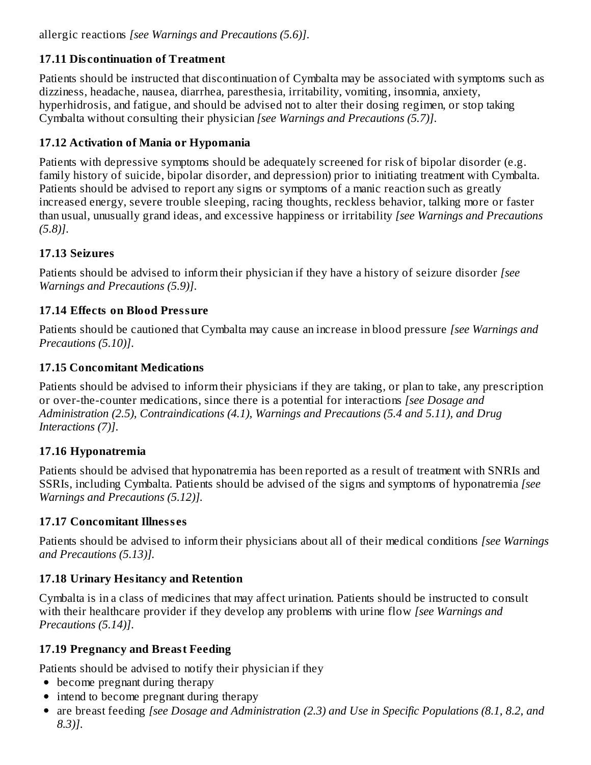allergic reactions *[see Warnings and Precautions (5.6)]*.

### 17.11 Discontinuation of Treatment

Patients should be instructed that discontinuation of Cymbalta may be associated with symptoms such as dizziness, headache, nausea, diarrhea, paresthesia, irritability, vomiting, insomnia, anxiety, hyperhidrosis, and fatigue, and should be advised not to alter their dosing regimen, or stop taking Cymbalta without consulting their physician *[see Warnings and Precautions (5.7)]*.

### 17.12 Activation of Mania or Hypomania

Patients with depressive symptoms should be adequately screened for risk of bipolar disorder (e.g. family history of suicide, bipolar disorder, and depression) prior to initiating treatment with Cymbalta. Patients should be advised to report any signs or symptoms of a manic reaction such as greatly increased energy, severe trouble sleeping, racing thoughts, reckless behavior, talking more or faster than usual, unusually grand ideas, and excessive happiness or irritability *[see Warnings and Precautions (5.8)]*.

### 17.13 Seizures

Patients should be advised to inform their physician if they have a history of seizure disorder *[see Warnings and Precautions (5.9)]*.

### 17.14 Effects on Blood Pressure

Patients should be cautioned that Cymbalta may cause an increase in blood pressure *[see Warnings and Precautions (5.10)]*.

### 17.15 Concomitant Medications

Patients should be advised to inform their physicians if they are taking, or plan to take, any prescription or over-the-counter medications, since there is a potential for interactions *[see Dosage and Administration (2.5), Contraindications (4.1), Warnings and Precautions (5.4 and 5.11), and Drug Interactions (7)]*.

### 17.16 Hyponatremia

Patients should be advised that hyponatremia has been reported as a result of treatment with SNRIs and SSRIs, including Cymbalta. Patients should be advised of the signs and symptoms of hyponatremia *[see Warnings and Precautions (5.12)]*.

### 17.17 Concomitant Illnesses

Patients should be advised to inform their physicians about all of their medical conditions *[see Warnings and Precautions (5.13)]*.

### 17.18 Urinary Hesitancy and Retention

Cymbalta is in a class of medicines that may affect urination. Patients should be instructed to consult with their healthcare provider if they develop any problems with urine flow *[see Warnings and Precautions (5.14)]*.

### 17.19 Pregnancy and Breast Feeding

Patients should be advised to notify their physician if they

- become pregnant during therapy
- intend to become pregnant during therapy
- are breast feeding *[see Dosage and Administration (2.3) and Use in Specific Populations (8.1, 8.2, and 8.3)]*.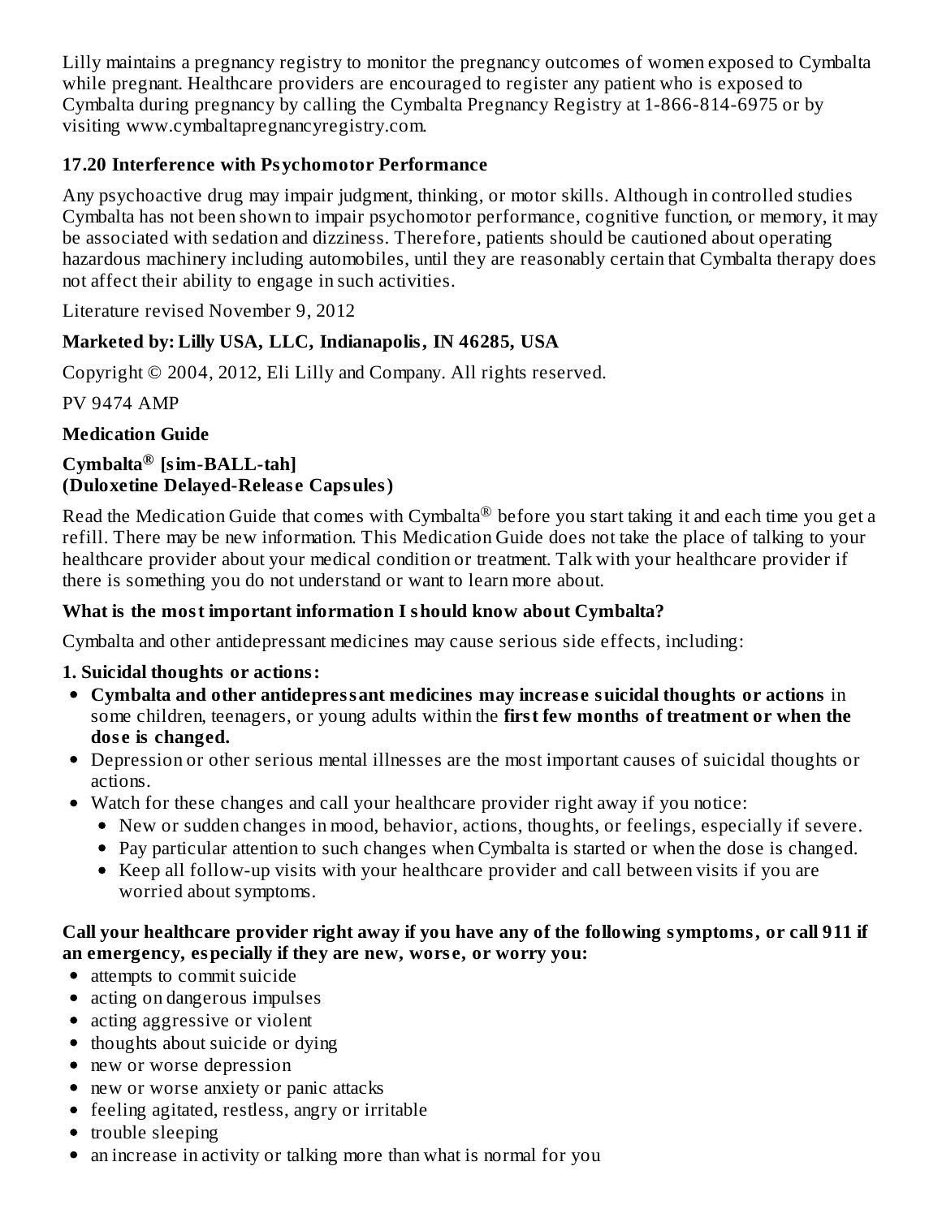Lilly maintains a pregnancy registry to monitor the pregnancy outcomes of women exposed to Cymbalta while pregnant. Healthcare providers are encouraged to register any patient who is exposed to Cymbalta during pregnancy by calling the Cymbalta Pregnancy Registry at 1-866-814-6975 or by visiting www.cymbaltapregnancyregistry.com.

### 17.20 Interference with Psychomotor Performance

Any psychoactive drug may impair judgment, thinking, or motor skills. Although in controlled studies Cymbalta has not been shown to impair psychomotor performance, cognitive function, or memory, it may be associated with sedation and dizziness. Therefore, patients should be cautioned about operating hazardous machinery including automobiles, until they are reasonably certain that Cymbalta therapy does not affect their ability to engage in such activities.

Literature revised November 9, 2012

**Marketed by: Lilly USA, LLC, Indianapolis, IN 46285, USA**

Copyright © 2004, 2012, Eli Lilly and Company. All rights reserved.

PV 9474 AMP

## Medication Guide

**Cymbalta® [sim-BALL-tah]**
**(Duloxetine Delayed-Release Capsules)**

Read the Medication Guide that comes with Cymbalta® before you start taking it and each time you get a refill. There may be new information. This Medication Guide does not take the place of talking to your healthcare provider about your medical condition or treatment. Talk with your healthcare provider if there is something you do not understand or want to learn more about.

### What is the most important information I should know about Cymbalta?

Cymbalta and other antidepressant medicines may cause serious side effects, including:

**1. Suicidal thoughts or actions:**

- **Cymbalta and other antidepressant medicines may increase suicidal thoughts or actions** in some children, teenagers, or young adults within the **first few months of treatment or when the dose is changed.**
- Depression or other serious mental illnesses are the most important causes of suicidal thoughts or actions.
- Watch for these changes and call your healthcare provider right away if you notice:
  - New or sudden changes in mood, behavior, actions, thoughts, or feelings, especially if severe.
  - Pay particular attention to such changes when Cymbalta is started or when the dose is changed.
  - Keep all follow-up visits with your healthcare provider and call between visits if you are worried about symptoms.

**Call your healthcare provider right away if you have any of the following symptoms, or call 911 if an emergency, especially if they are new, worse, or worry you:**

- attempts to commit suicide
- acting on dangerous impulses
- acting aggressive or violent
- thoughts about suicide or dying
- new or worse depression
- new or worse anxiety or panic attacks
- feeling agitated, restless, angry or irritable
- trouble sleeping
- an increase in activity or talking more than what is normal for you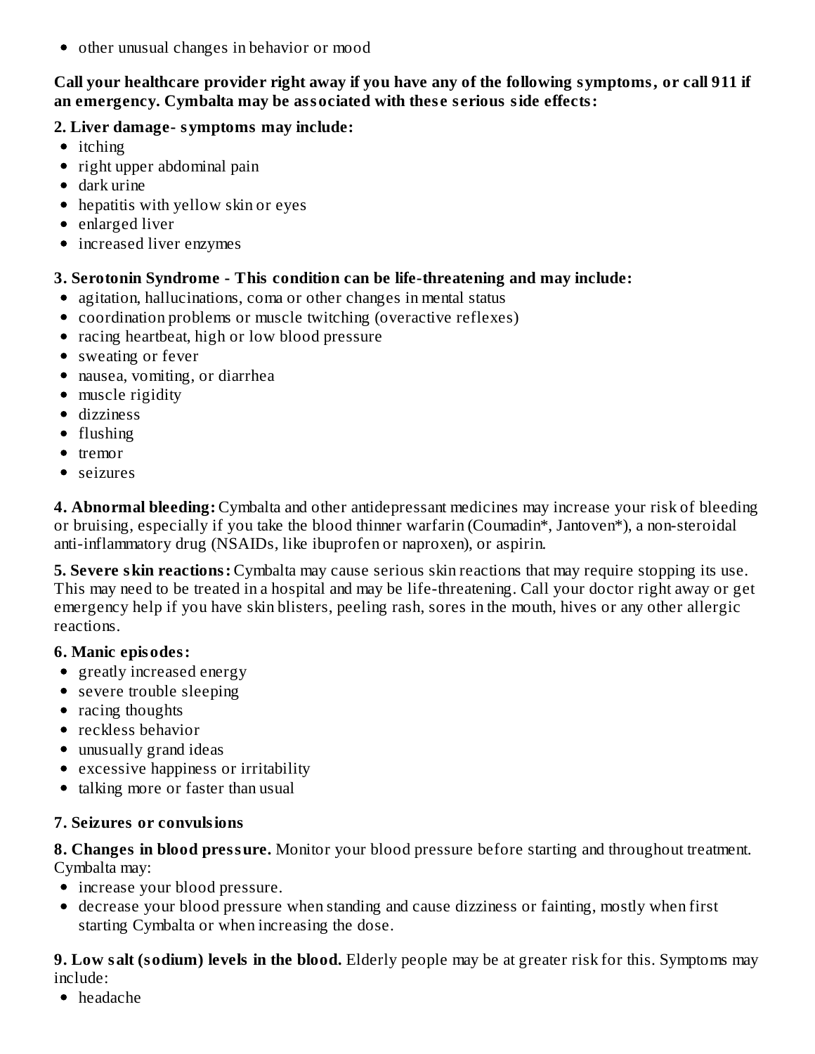- other unusual changes in behavior or mood

**Call your healthcare provider right away if you have any of the following symptoms, or call 911 if an emergency. Cymbalta may be associated with these serious side effects:**

**2. Liver damage- symptoms may include:**

- itching
- right upper abdominal pain
- dark urine
- hepatitis with yellow skin or eyes
- enlarged liver
- increased liver enzymes

**3. Serotonin Syndrome - This condition can be life-threatening and may include:**

- agitation, hallucinations, coma or other changes in mental status
- coordination problems or muscle twitching (overactive reflexes)
- racing heartbeat, high or low blood pressure
- sweating or fever
- nausea, vomiting, or diarrhea
- muscle rigidity
- dizziness
- flushing
- tremor
- seizures

**4. Abnormal bleeding:** Cymbalta and other antidepressant medicines may increase your risk of bleeding or bruising, especially if you take the blood thinner warfarin (Coumadin*, Jantoven*), a non-steroidal anti-inflammatory drug (NSAIDs, like ibuprofen or naproxen), or aspirin.

**5. Severe skin reactions:** Cymbalta may cause serious skin reactions that may require stopping its use. This may need to be treated in a hospital and may be life-threatening. Call your doctor right away or get emergency help if you have skin blisters, peeling rash, sores in the mouth, hives or any other allergic reactions.

**6. Manic episodes:**

- greatly increased energy
- severe trouble sleeping
- racing thoughts
- reckless behavior
- unusually grand ideas
- excessive happiness or irritability
- talking more or faster than usual

**7. Seizures or convulsions**

**8. Changes in blood pressure.** Monitor your blood pressure before starting and throughout treatment. Cymbalta may:

- increase your blood pressure.
- decrease your blood pressure when standing and cause dizziness or fainting, mostly when first starting Cymbalta or when increasing the dose.

**9. Low salt (sodium) levels in the blood.** Elderly people may be at greater risk for this. Symptoms may include:

- headache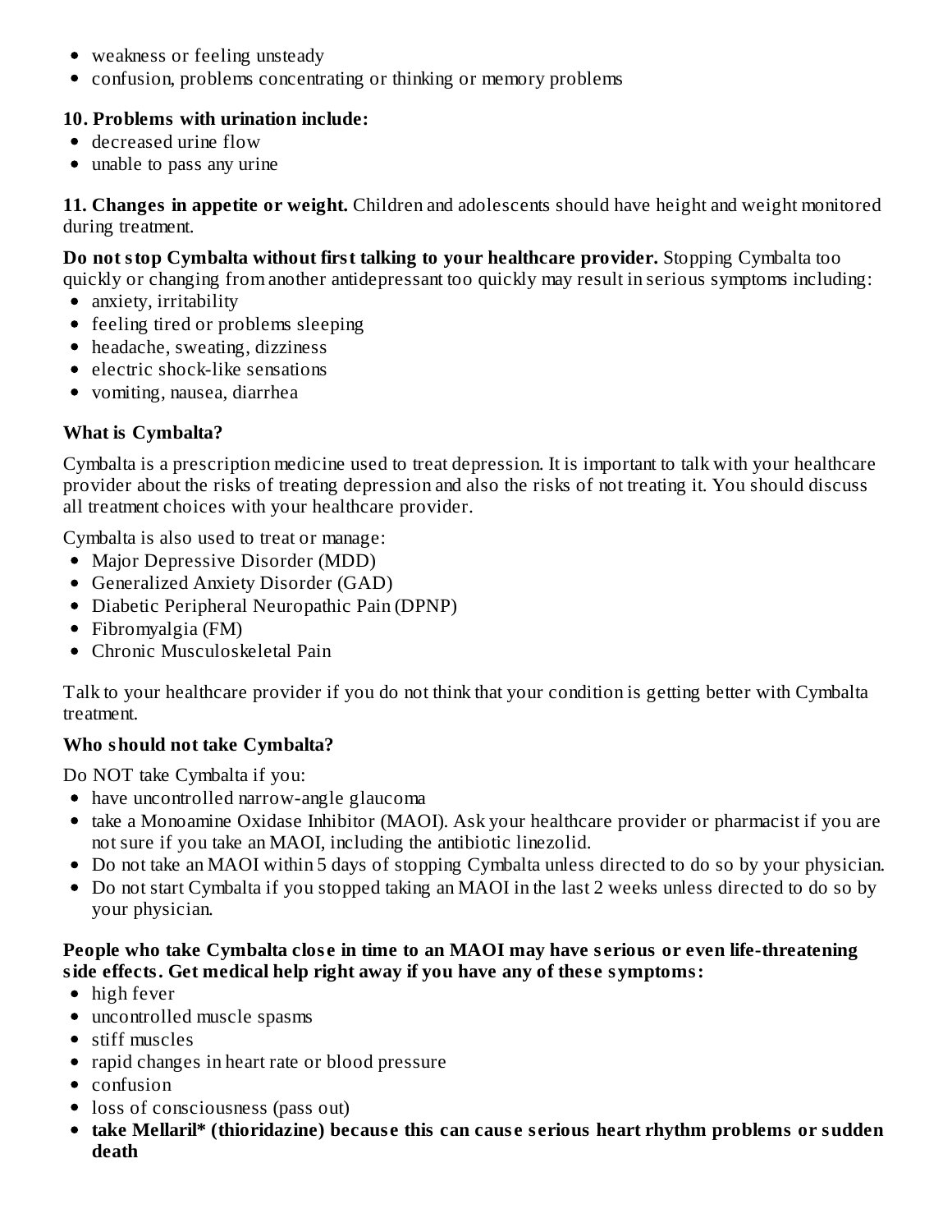- weakness or feeling unsteady
- confusion, problems concentrating or thinking or memory problems

**10. Problems with urination include:**

- decreased urine flow
- unable to pass any urine

**11. Changes in appetite or weight.** Children and adolescents should have height and weight monitored during treatment.

**Do not stop Cymbalta without first talking to your healthcare provider.** Stopping Cymbalta too quickly or changing from another antidepressant too quickly may result in serious symptoms including:

- anxiety, irritability
- feeling tired or problems sleeping
- headache, sweating, dizziness
- electric shock-like sensations
- vomiting, nausea, diarrhea

**What is Cymbalta?**

Cymbalta is a prescription medicine used to treat depression. It is important to talk with your healthcare provider about the risks of treating depression and also the risks of not treating it. You should discuss all treatment choices with your healthcare provider.

Cymbalta is also used to treat or manage:

- Major Depressive Disorder (MDD)
- Generalized Anxiety Disorder (GAD)
- Diabetic Peripheral Neuropathic Pain (DPNP)
- Fibromyalgia (FM)
- Chronic Musculoskeletal Pain

Talk to your healthcare provider if you do not think that your condition is getting better with Cymbalta treatment.

**Who should not take Cymbalta?**

Do NOT take Cymbalta if you:

- have uncontrolled narrow-angle glaucoma
- take a Monoamine Oxidase Inhibitor (MAOI). Ask your healthcare provider or pharmacist if you are not sure if you take an MAOI, including the antibiotic linezolid.
- Do not take an MAOI within 5 days of stopping Cymbalta unless directed to do so by your physician.
- Do not start Cymbalta if you stopped taking an MAOI in the last 2 weeks unless directed to do so by your physician.

**People who take Cymbalta close in time to an MAOI may have serious or even life-threatening side effects. Get medical help right away if you have any of these symptoms:**

- high fever
- uncontrolled muscle spasms
- stiff muscles
- rapid changes in heart rate or blood pressure
- confusion
- loss of consciousness (pass out)
- **take Mellaril* (thioridazine) because this can cause serious heart rhythm problems or sudden death**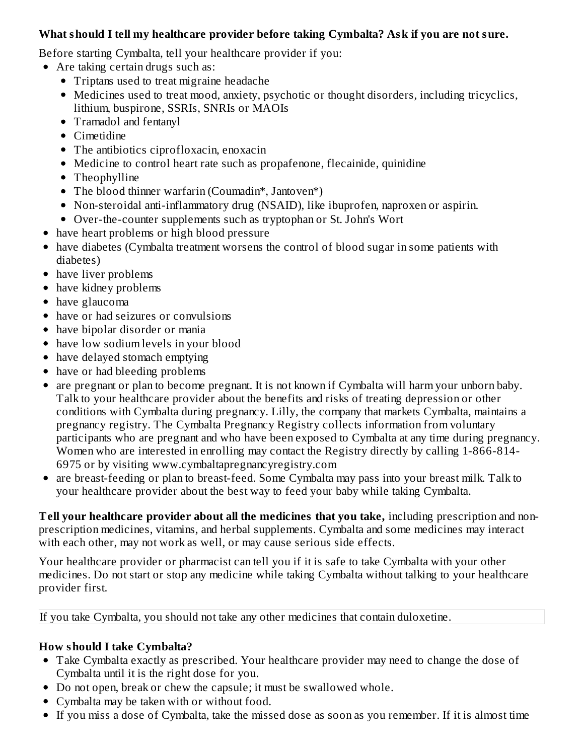**What should I tell my healthcare provider before taking Cymbalta? Ask if you are not sure.**

Before starting Cymbalta, tell your healthcare provider if you:

- Are taking certain drugs such as:
  - Triptans used to treat migraine headache
  - Medicines used to treat mood, anxiety, psychotic or thought disorders, including tricyclics, lithium, buspirone, SSRIs, SNRIs or MAOIs
  - Tramadol and fentanyl
  - Cimetidine
  - The antibiotics ciprofloxacin, enoxacin
  - Medicine to control heart rate such as propafenone, flecainide, quinidine
  - Theophylline
  - The blood thinner warfarin (Coumadin*, Jantoven*)
  - Non-steroidal anti-inflammatory drug (NSAID), like ibuprofen, naproxen or aspirin.
  - Over-the-counter supplements such as tryptophan or St. John's Wort
- have heart problems or high blood pressure
- have diabetes (Cymbalta treatment worsens the control of blood sugar in some patients with diabetes)
- have liver problems
- have kidney problems
- have glaucoma
- have or had seizures or convulsions
- have bipolar disorder or mania
- have low sodium levels in your blood
- have delayed stomach emptying
- have or had bleeding problems
- are pregnant or plan to become pregnant. It is not known if Cymbalta will harm your unborn baby. Talk to your healthcare provider about the benefits and risks of treating depression or other conditions with Cymbalta during pregnancy. Lilly, the company that markets Cymbalta, maintains a pregnancy registry. The Cymbalta Pregnancy Registry collects information from voluntary participants who are pregnant and who have been exposed to Cymbalta at any time during pregnancy. Women who are interested in enrolling may contact the Registry directly by calling 1-866-814-6975 or by visiting www.cymbaltapregnancyregistry.com
- are breast-feeding or plan to breast-feed. Some Cymbalta may pass into your breast milk. Talk to your healthcare provider about the best way to feed your baby while taking Cymbalta.

**Tell your healthcare provider about all the medicines that you take,** including prescription and non-prescription medicines, vitamins, and herbal supplements. Cymbalta and some medicines may interact with each other, may not work as well, or may cause serious side effects.

Your healthcare provider or pharmacist can tell you if it is safe to take Cymbalta with your other medicines. Do not start or stop any medicine while taking Cymbalta without talking to your healthcare provider first.

If you take Cymbalta, you should not take any other medicines that contain duloxetine.

**How should I take Cymbalta?**

- Take Cymbalta exactly as prescribed. Your healthcare provider may need to change the dose of Cymbalta until it is the right dose for you.
- Do not open, break or chew the capsule; it must be swallowed whole.
- Cymbalta may be taken with or without food.
- If you miss a dose of Cymbalta, take the missed dose as soon as you remember. If it is almost time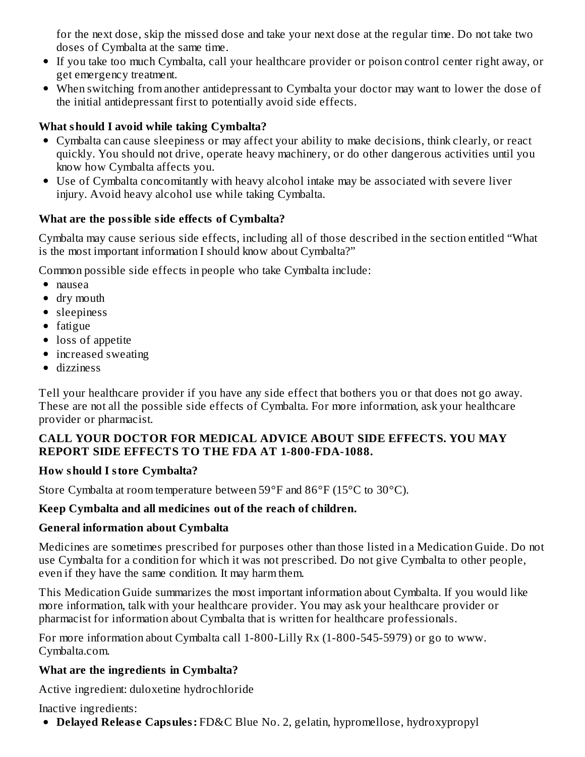for the next dose, skip the missed dose and take your next dose at the regular time. Do not take two doses of Cymbalta at the same time.

- If you take too much Cymbalta, call your healthcare provider or poison control center right away, or get emergency treatment.
- When switching from another antidepressant to Cymbalta your doctor may want to lower the dose of the initial antidepressant first to potentially avoid side effects.

**What should I avoid while taking Cymbalta?**

- Cymbalta can cause sleepiness or may affect your ability to make decisions, think clearly, or react quickly. You should not drive, operate heavy machinery, or do other dangerous activities until you know how Cymbalta affects you.
- Use of Cymbalta concomitantly with heavy alcohol intake may be associated with severe liver injury. Avoid heavy alcohol use while taking Cymbalta.

**What are the possible side effects of Cymbalta?**

Cymbalta may cause serious side effects, including all of those described in the section entitled "What is the most important information I should know about Cymbalta?"

Common possible side effects in people who take Cymbalta include:

- nausea
- dry mouth
- sleepiness
- fatigue
- loss of appetite
- increased sweating
- dizziness

Tell your healthcare provider if you have any side effect that bothers you or that does not go away. These are not all the possible side effects of Cymbalta. For more information, ask your healthcare provider or pharmacist.

**CALL YOUR DOCTOR FOR MEDICAL ADVICE ABOUT SIDE EFFECTS. YOU MAY REPORT SIDE EFFECTS TO THE FDA AT 1-800-FDA-1088.**

**How should I store Cymbalta?**

Store Cymbalta at room temperature between 59°F and 86°F (15°C to 30°C).

**Keep Cymbalta and all medicines out of the reach of children.**

**General information about Cymbalta**

Medicines are sometimes prescribed for purposes other than those listed in a Medication Guide. Do not use Cymbalta for a condition for which it was not prescribed. Do not give Cymbalta to other people, even if they have the same condition. It may harm them.

This Medication Guide summarizes the most important information about Cymbalta. If you would like more information, talk with your healthcare provider. You may ask your healthcare provider or pharmacist for information about Cymbalta that is written for healthcare professionals.

For more information about Cymbalta call 1-800-Lilly Rx (1-800-545-5979) or go to www. Cymbalta.com.

**What are the ingredients in Cymbalta?**

Active ingredient: duloxetine hydrochloride

Inactive ingredients:

- **Delayed Release Capsules:** FD&C Blue No. 2, gelatin, hypromellose, hydroxypropyl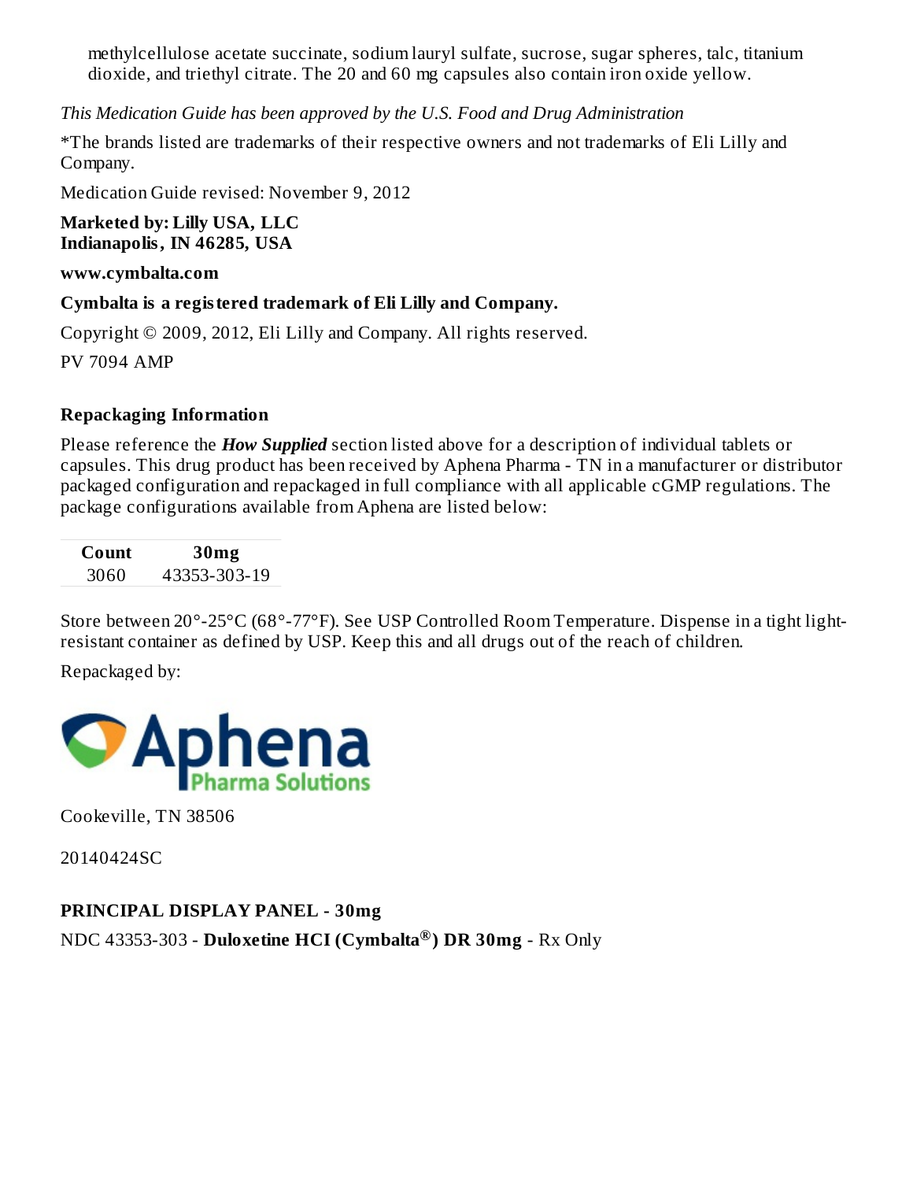methylcellulose acetate succinate, sodium lauryl sulfate, sucrose, sugar spheres, talc, titanium dioxide, and triethyl citrate. The 20 and 60 mg capsules also contain iron oxide yellow.

*This Medication Guide has been approved by the U.S. Food and Drug Administration*

*The brands listed are trademarks of their respective owners and not trademarks of Eli Lilly and Company.

Medication Guide revised: November 9, 2012

**Marketed by: Lilly USA, LLC**
**Indianapolis, IN 46285, USA**

**www.cymbalta.com**

**Cymbalta is a registered trademark of Eli Lilly and Company.**

Copyright © 2009, 2012, Eli Lilly and Company. All rights reserved.

PV 7094 AMP

### Repackaging Information

Please reference the ***How Supplied*** section listed above for a description of individual tablets or capsules. This drug product has been received by Aphena Pharma - TN in a manufacturer or distributor packaged configuration and repackaged in full compliance with all applicable cGMP regulations. The package configurations available from Aphena are listed below:

| Count | 30mg |
| --- | --- |
| 3060 | 43353-303-19 |

Store between 20°-25°C (68°-77°F). See USP Controlled Room Temperature. Dispense in a tight light-resistant container as defined by USP. Keep this and all drugs out of the reach of children.

Repackaged by:

Aphena Pharma Solutions

Cookeville, TN 38506

20140424SC

### PRINCIPAL DISPLAY PANEL - 30mg

NDC 43353-303 - **Duloxetine HCl (Cymbalta®) DR 30mg** - Rx Only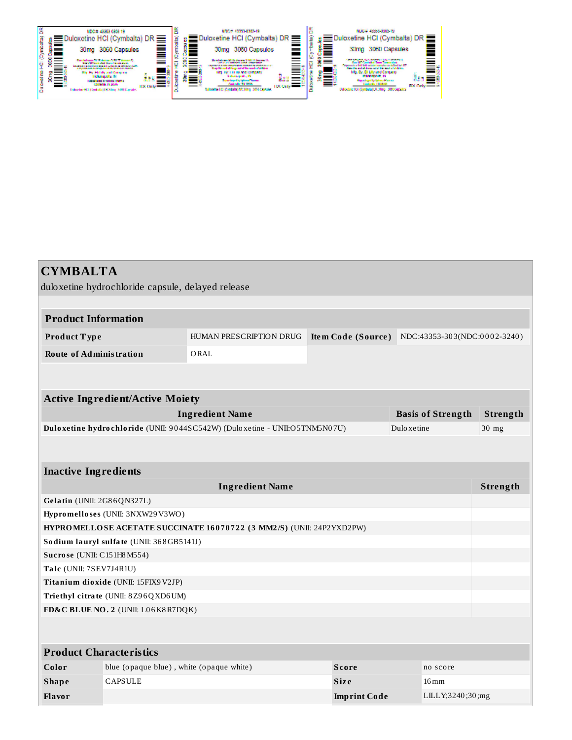NDC# 43353-0303-19

Duloxetine HCl (Cymbalta) DR

30mg 3060 Capsules

Mfg. By: Eli Lilly and Company

Indianapolis, IN

RX Only

# CYMBALTA

duloxetine hydrochloride capsule, delayed release

## Product Information

| | | | |
|---|---|---|---|
| **Product Type** | HUMAN PRESCRIPTION DRUG | **Item Code (Source)** | NDC:43353-303(NDC:0002-3240) |
| **Route of Administration** | ORAL | | |

## Active Ingredient/Active Moiety

| Ingredient Name | Basis of Strength | Strength |
|---|---|---|
| **Duloxetine hydrochloride** (UNII: 9044SC542W) (Duloxetine - UNII:O5TNM5N07U) | Duloxetine | 30 mg |

## Inactive Ingredients

| Ingredient Name | Strength |
|---|---|
| **Gelatin** (UNII: 2G86QN327L) | |
| **Hypromelloses** (UNII: 3NXW29V3WO) | |
| **HYPROMELLOSE ACETATE SUCCINATE 16070722 (3 MM2/S)** (UNII: 24P2YXD2PW) | |
| **Sodium lauryl sulfate** (UNII: 368GB5141J) | |
| **Sucrose** (UNII: C151H8M554) | |
| **Talc** (UNII: 7SEV7J4R1U) | |
| **Titanium dioxide** (UNII: 15FIX9V2JP) | |
| **Triethyl citrate** (UNII: 8Z96QXD6UM) | |
| **FD&C BLUE NO. 2** (UNII: L06K8R7DQK) | |

## Product Characteristics

| | | | |
|---|---|---|---|
| **Color** | blue (opaque blue) , white (opaque white) | **Score** | no score |
| **Shape** | CAPSULE | **Size** | 16mm |
| **Flavor** | | **Imprint Code** | LILLY;3240;30;mg |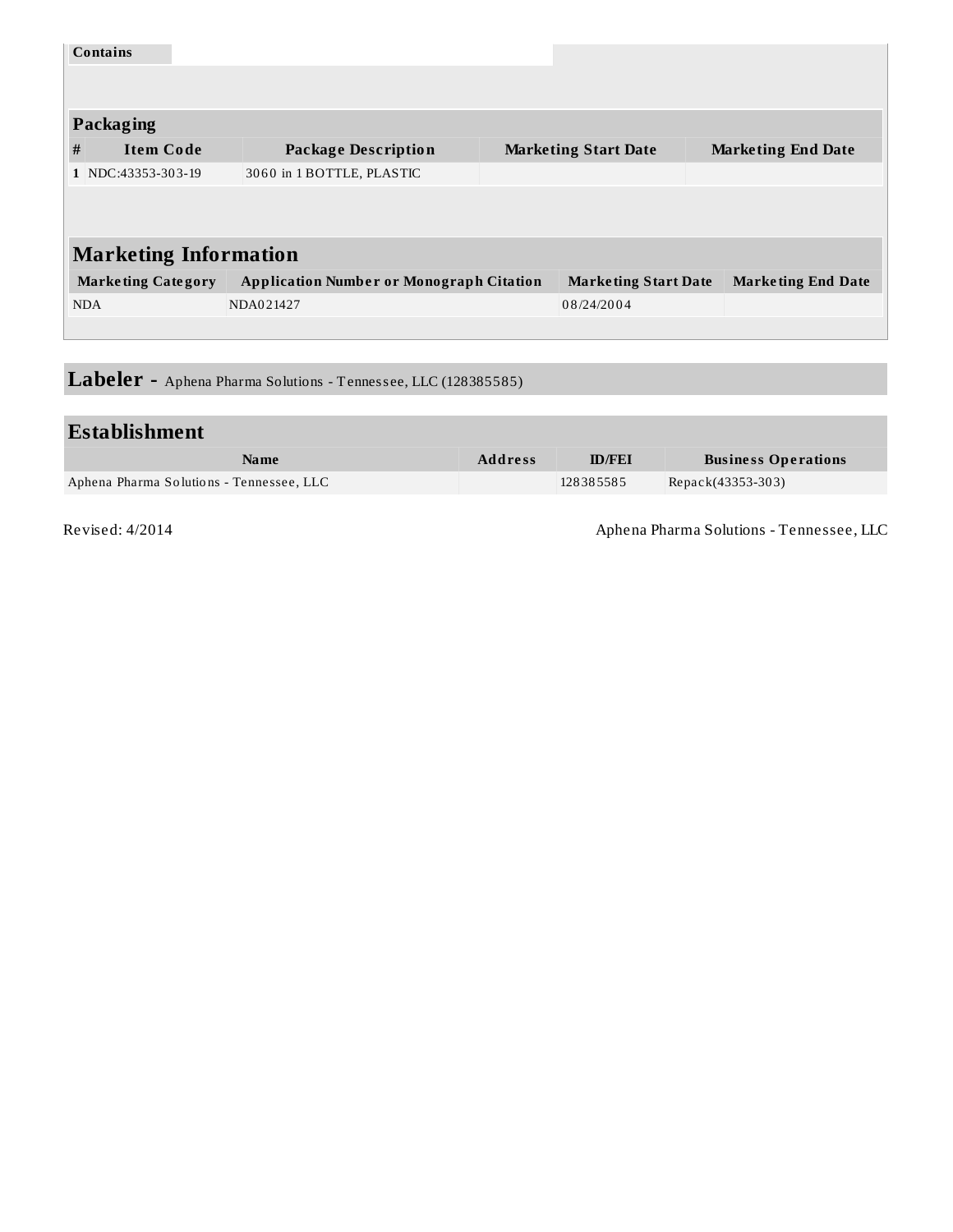| Contains | |
|---|---|

**Packaging**

| # | Item Code | Package Description | Marketing Start Date | Marketing End Date |
|---|---|---|---|---|
| 1 | NDC:43353-303-19 | 3060 in 1 BOTTLE, PLASTIC | | |

**Marketing Information**

| Marketing Category | Application Number or Monograph Citation | Marketing Start Date | Marketing End Date |
|---|---|---|---|
| NDA | NDA021427 | 08/24/2004 | |

**Labeler -** Aphena Pharma Solutions - Tennessee, LLC (128385585)

**Establishment**

| Name | Address | ID/FEI | Business Operations |
|---|---|---|---|
| Aphena Pharma Solutions - Tennessee, LLC | | 128385585 | Repack(43353-303) |

Revised: 4/2014

Aphena Pharma Solutions - Tennessee, LLC